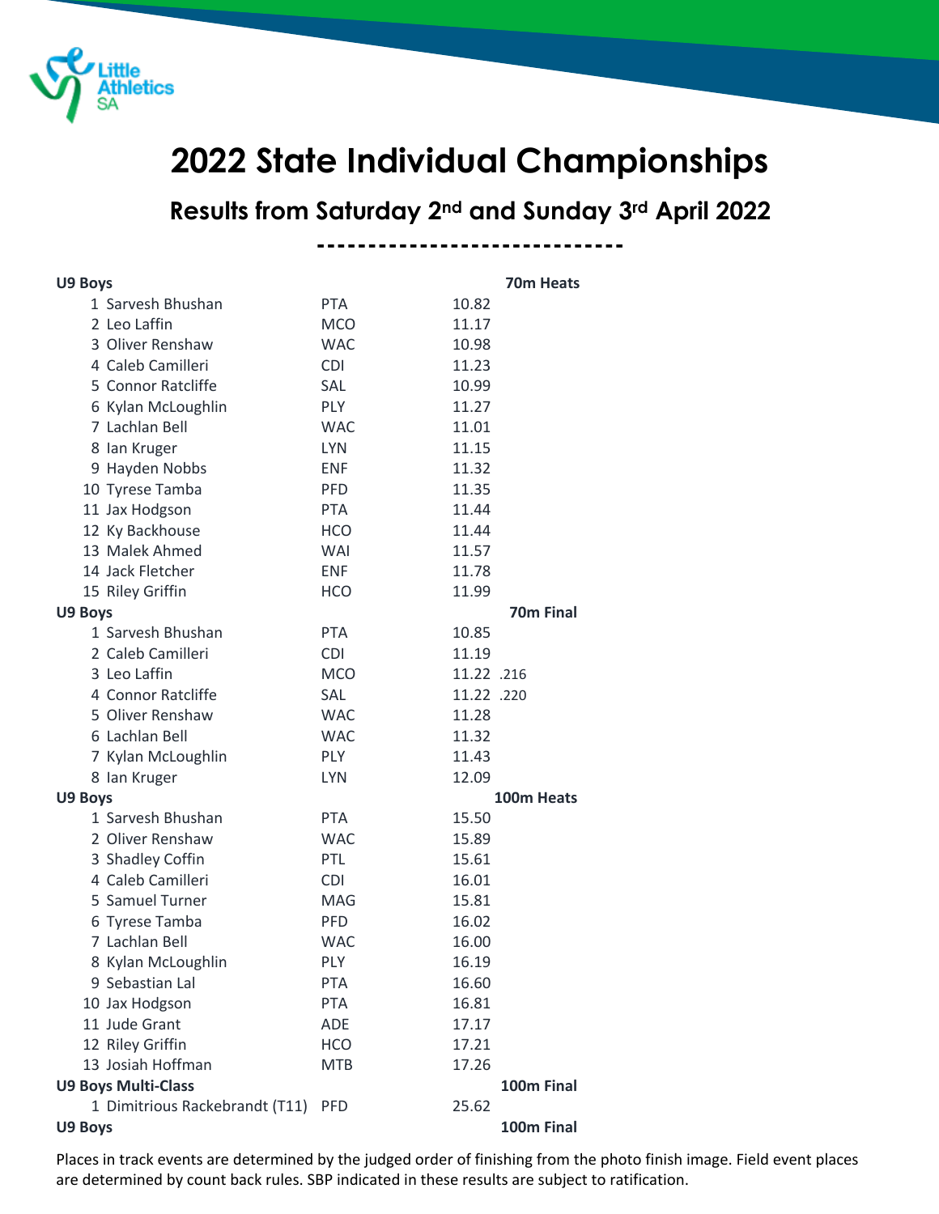# 2022 State Individual Championships

## Results from Saturday 2nd and Sunday 3rd April 2022

-----------------------------

**U9 Boys** **70m Heats**

| Place | Name | Club | Time |
|---|---|---|---|
| 1 | Sarvesh Bhushan | PTA | 10.82 |
| 2 | Leo Laffin | MCO | 11.17 |
| 3 | Oliver Renshaw | WAC | 10.98 |
| 4 | Caleb Camilleri | CDI | 11.23 |
| 5 | Connor Ratcliffe | SAL | 10.99 |
| 6 | Kylan McLoughlin | PLY | 11.27 |
| 7 | Lachlan Bell | WAC | 11.01 |
| 8 | Ian Kruger | LYN | 11.15 |
| 9 | Hayden Nobbs | ENF | 11.32 |
| 10 | Tyrese Tamba | PFD | 11.35 |
| 11 | Jax Hodgson | PTA | 11.44 |
| 12 | Ky Backhouse | HCO | 11.44 |
| 13 | Malek Ahmed | WAI | 11.57 |
| 14 | Jack Fletcher | ENF | 11.78 |
| 15 | Riley Griffin | HCO | 11.99 |

**U9 Boys** **70m Final**

| Place | Name | Club | Time |
|---|---|---|---|
| 1 | Sarvesh Bhushan | PTA | 10.85 |
| 2 | Caleb Camilleri | CDI | 11.19 |
| 3 | Leo Laffin | MCO | 11.22 .216 |
| 4 | Connor Ratcliffe | SAL | 11.22 .220 |
| 5 | Oliver Renshaw | WAC | 11.28 |
| 6 | Lachlan Bell | WAC | 11.32 |
| 7 | Kylan McLoughlin | PLY | 11.43 |
| 8 | Ian Kruger | LYN | 12.09 |

**U9 Boys** **100m Heats**

| Place | Name | Club | Time |
|---|---|---|---|
| 1 | Sarvesh Bhushan | PTA | 15.50 |
| 2 | Oliver Renshaw | WAC | 15.89 |
| 3 | Shadley Coffin | PTL | 15.61 |
| 4 | Caleb Camilleri | CDI | 16.01 |
| 5 | Samuel Turner | MAG | 15.81 |
| 6 | Tyrese Tamba | PFD | 16.02 |
| 7 | Lachlan Bell | WAC | 16.00 |
| 8 | Kylan McLoughlin | PLY | 16.19 |
| 9 | Sebastian Lal | PTA | 16.60 |
| 10 | Jax Hodgson | PTA | 16.81 |
| 11 | Jude Grant | ADE | 17.17 |
| 12 | Riley Griffin | HCO | 17.21 |
| 13 | Josiah Hoffman | MTB | 17.26 |

**U9 Boys Multi-Class** **100m Final**

| Place | Name | Club | Time |
|---|---|---|---|
| 1 | Dimitrious Rackebrandt (T11) | PFD | 25.62 |

**U9 Boys** **100m Final**

Places in track events are determined by the judged order of finishing from the photo finish image. Field event places are determined by count back rules. SBP indicated in these results are subject to ratification.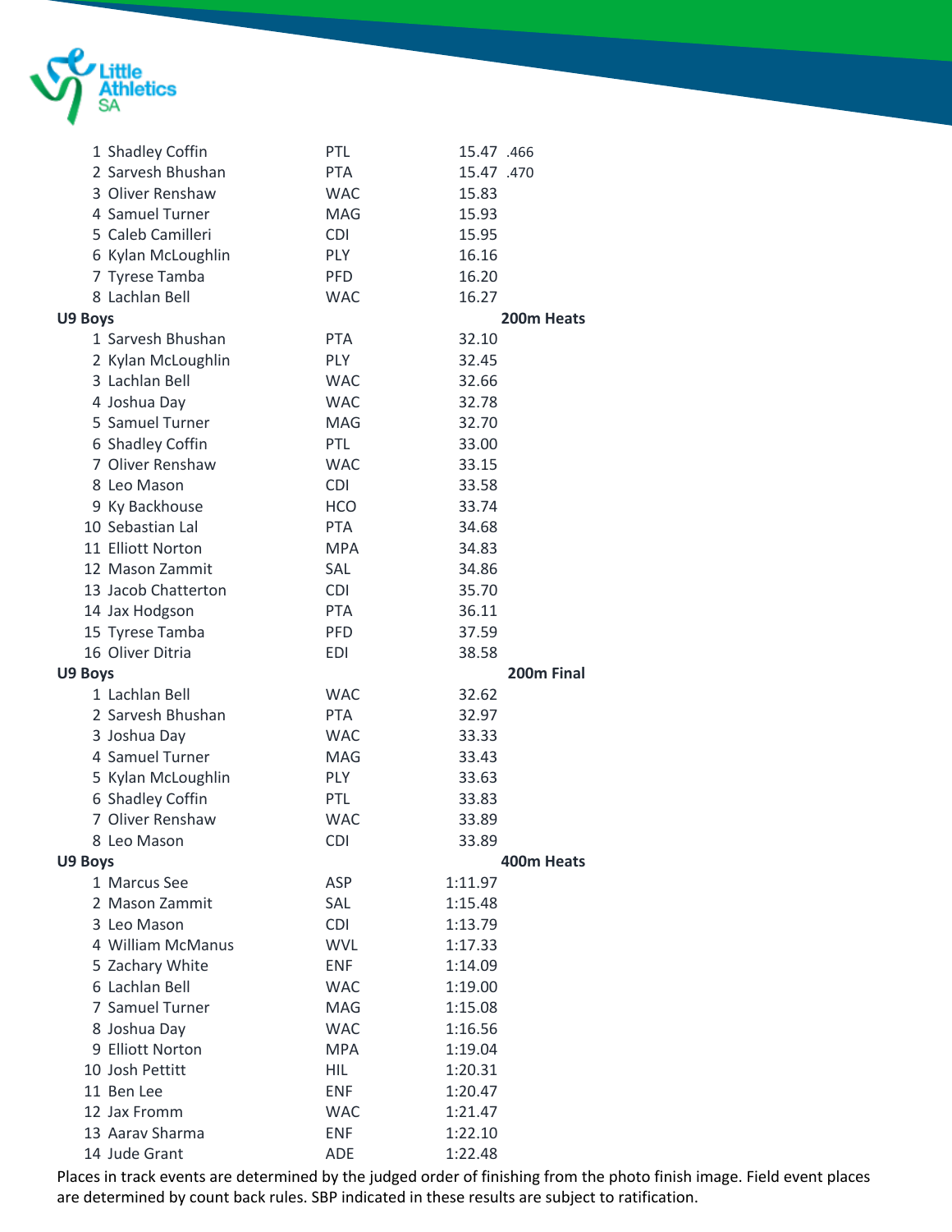| Place | Name | Club | Time | |
|---|---|---|---|---|
| 1 | Shadley Coffin | PTL | 15.47 | .466 |
| 2 | Sarvesh Bhushan | PTA | 15.47 | .470 |
| 3 | Oliver Renshaw | WAC | 15.83 | |
| 4 | Samuel Turner | MAG | 15.93 | |
| 5 | Caleb Camilleri | CDI | 15.95 | |
| 6 | Kylan McLoughlin | PLY | 16.16 | |
| 7 | Tyrese Tamba | PFD | 16.20 | |
| 8 | Lachlan Bell | WAC | 16.27 | |

**U9 Boys** — **200m Heats**

| Place | Name | Club | Time |
|---|---|---|---|
| 1 | Sarvesh Bhushan | PTA | 32.10 |
| 2 | Kylan McLoughlin | PLY | 32.45 |
| 3 | Lachlan Bell | WAC | 32.66 |
| 4 | Joshua Day | WAC | 32.78 |
| 5 | Samuel Turner | MAG | 32.70 |
| 6 | Shadley Coffin | PTL | 33.00 |
| 7 | Oliver Renshaw | WAC | 33.15 |
| 8 | Leo Mason | CDI | 33.58 |
| 9 | Ky Backhouse | HCO | 33.74 |
| 10 | Sebastian Lal | PTA | 34.68 |
| 11 | Elliott Norton | MPA | 34.83 |
| 12 | Mason Zammit | SAL | 34.86 |
| 13 | Jacob Chatterton | CDI | 35.70 |
| 14 | Jax Hodgson | PTA | 36.11 |
| 15 | Tyrese Tamba | PFD | 37.59 |
| 16 | Oliver Ditria | EDI | 38.58 |

**U9 Boys** — **200m Final**

| Place | Name | Club | Time |
|---|---|---|---|
| 1 | Lachlan Bell | WAC | 32.62 |
| 2 | Sarvesh Bhushan | PTA | 32.97 |
| 3 | Joshua Day | WAC | 33.33 |
| 4 | Samuel Turner | MAG | 33.43 |
| 5 | Kylan McLoughlin | PLY | 33.63 |
| 6 | Shadley Coffin | PTL | 33.83 |
| 7 | Oliver Renshaw | WAC | 33.89 |
| 8 | Leo Mason | CDI | 33.89 |

**U9 Boys** — **400m Heats**

| Place | Name | Club | Time |
|---|---|---|---|
| 1 | Marcus See | ASP | 1:11.97 |
| 2 | Mason Zammit | SAL | 1:15.48 |
| 3 | Leo Mason | CDI | 1:13.79 |
| 4 | William McManus | WVL | 1:17.33 |
| 5 | Zachary White | ENF | 1:14.09 |
| 6 | Lachlan Bell | WAC | 1:19.00 |
| 7 | Samuel Turner | MAG | 1:15.08 |
| 8 | Joshua Day | WAC | 1:16.56 |
| 9 | Elliott Norton | MPA | 1:19.04 |
| 10 | Josh Pettitt | HIL | 1:20.31 |
| 11 | Ben Lee | ENF | 1:20.47 |
| 12 | Jax Fromm | WAC | 1:21.47 |
| 13 | Aarav Sharma | ENF | 1:22.10 |
| 14 | Jude Grant | ADE | 1:22.48 |

Places in track events are determined by the judged order of finishing from the photo finish image. Field event places are determined by count back rules. SBP indicated in these results are subject to ratification.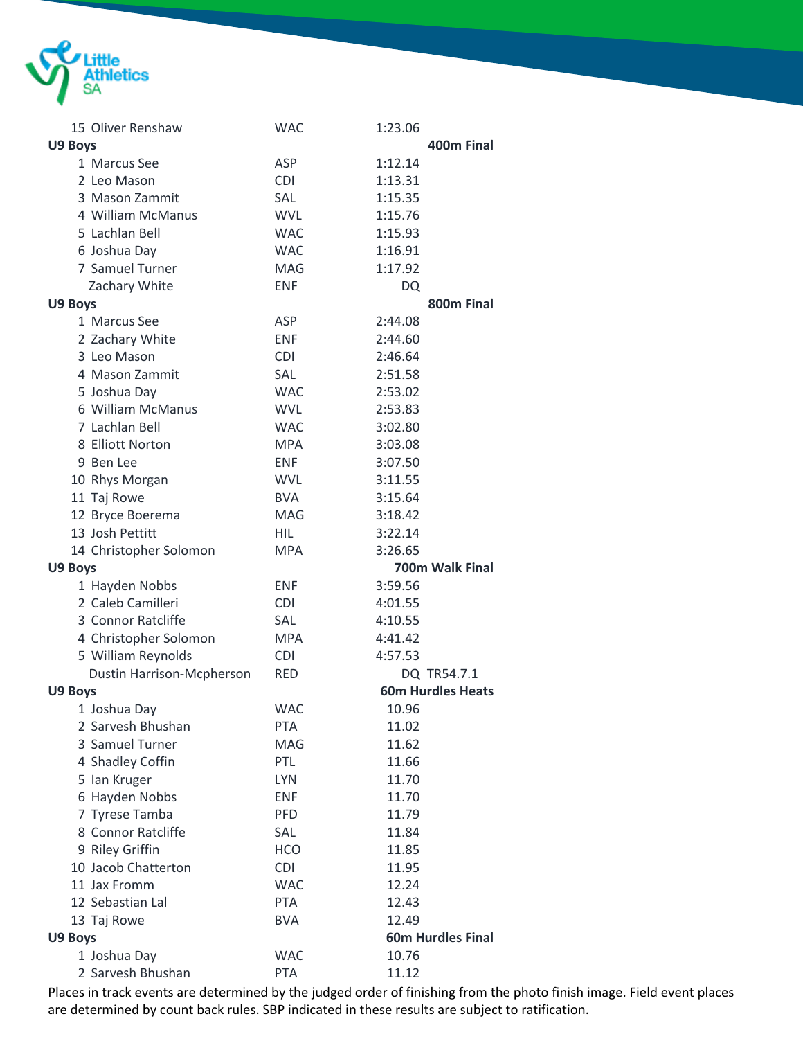| Place | Name | Club | Time | |
|---|---|---|---|---|
| 15 | Oliver Renshaw | WAC | 1:23.06 | |

**U9 Boys** — **400m Final**

| Place | Name | Club | Time | |
|---|---|---|---|---|
| 1 | Marcus See | ASP | 1:12.14 | |
| 2 | Leo Mason | CDI | 1:13.31 | |
| 3 | Mason Zammit | SAL | 1:15.35 | |
| 4 | William McManus | WVL | 1:15.76 | |
| 5 | Lachlan Bell | WAC | 1:15.93 | |
| 6 | Joshua Day | WAC | 1:16.91 | |
| 7 | Samuel Turner | MAG | 1:17.92 | |
| | Zachary White | ENF | DQ | |

**U9 Boys** — **800m Final**

| Place | Name | Club | Time | |
|---|---|---|---|---|
| 1 | Marcus See | ASP | 2:44.08 | |
| 2 | Zachary White | ENF | 2:44.60 | |
| 3 | Leo Mason | CDI | 2:46.64 | |
| 4 | Mason Zammit | SAL | 2:51.58 | |
| 5 | Joshua Day | WAC | 2:53.02 | |
| 6 | William McManus | WVL | 2:53.83 | |
| 7 | Lachlan Bell | WAC | 3:02.80 | |
| 8 | Elliott Norton | MPA | 3:03.08 | |
| 9 | Ben Lee | ENF | 3:07.50 | |
| 10 | Rhys Morgan | WVL | 3:11.55 | |
| 11 | Taj Rowe | BVA | 3:15.64 | |
| 12 | Bryce Boerema | MAG | 3:18.42 | |
| 13 | Josh Pettitt | HIL | 3:22.14 | |
| 14 | Christopher Solomon | MPA | 3:26.65 | |

**U9 Boys** — **700m Walk Final**

| Place | Name | Club | Time | |
|---|---|---|---|---|
| 1 | Hayden Nobbs | ENF | 3:59.56 | |
| 2 | Caleb Camilleri | CDI | 4:01.55 | |
| 3 | Connor Ratcliffe | SAL | 4:10.55 | |
| 4 | Christopher Solomon | MPA | 4:41.42 | |
| 5 | William Reynolds | CDI | 4:57.53 | |
| | Dustin Harrison-Mcpherson | RED | DQ | TR54.7.1 |

**U9 Boys** — **60m Hurdles Heats**

| Place | Name | Club | Time | |
|---|---|---|---|---|
| 1 | Joshua Day | WAC | 10.96 | |
| 2 | Sarvesh Bhushan | PTA | 11.02 | |
| 3 | Samuel Turner | MAG | 11.62 | |
| 4 | Shadley Coffin | PTL | 11.66 | |
| 5 | Ian Kruger | LYN | 11.70 | |
| 6 | Hayden Nobbs | ENF | 11.70 | |
| 7 | Tyrese Tamba | PFD | 11.79 | |
| 8 | Connor Ratcliffe | SAL | 11.84 | |
| 9 | Riley Griffin | HCO | 11.85 | |
| 10 | Jacob Chatterton | CDI | 11.95 | |
| 11 | Jax Fromm | WAC | 12.24 | |
| 12 | Sebastian Lal | PTA | 12.43 | |
| 13 | Taj Rowe | BVA | 12.49 | |

**U9 Boys** — **60m Hurdles Final**

| Place | Name | Club | Time | |
|---|---|---|---|---|
| 1 | Joshua Day | WAC | 10.76 | |
| 2 | Sarvesh Bhushan | PTA | 11.12 | |

Places in track events are determined by the judged order of finishing from the photo finish image. Field event places are determined by count back rules. SBP indicated in these results are subject to ratification.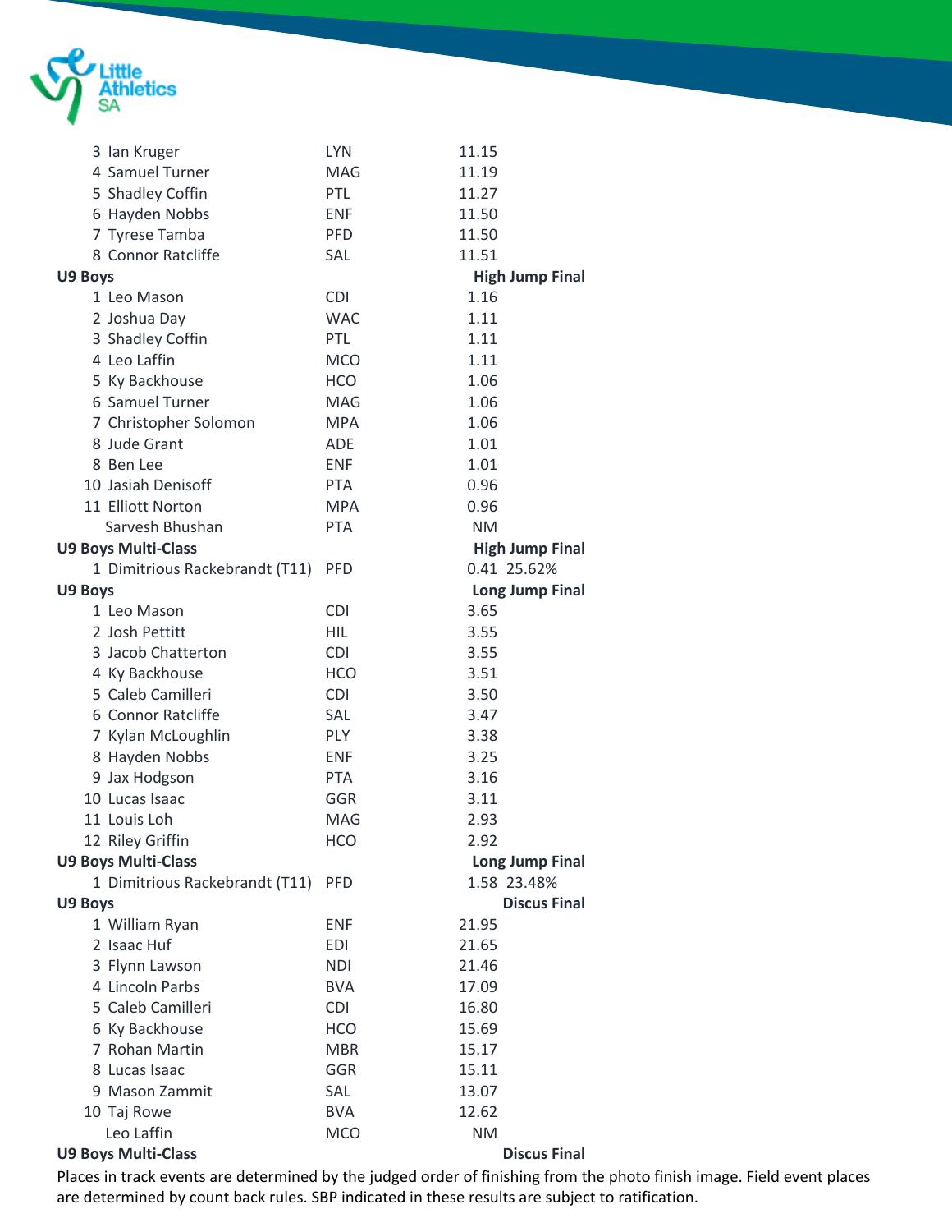| Place | Name | Club | Result |
|---|---|---|---|
| 3 | Ian Kruger | LYN | 11.15 |
| 4 | Samuel Turner | MAG | 11.19 |
| 5 | Shadley Coffin | PTL | 11.27 |
| 6 | Hayden Nobbs | ENF | 11.50 |
| 7 | Tyrese Tamba | PFD | 11.50 |
| 8 | Connor Ratcliffe | SAL | 11.51 |

**U9 Boys** — **High Jump Final**

| Place | Name | Club | Result |
|---|---|---|---|
| 1 | Leo Mason | CDI | 1.16 |
| 2 | Joshua Day | WAC | 1.11 |
| 3 | Shadley Coffin | PTL | 1.11 |
| 4 | Leo Laffin | MCO | 1.11 |
| 5 | Ky Backhouse | HCO | 1.06 |
| 6 | Samuel Turner | MAG | 1.06 |
| 7 | Christopher Solomon | MPA | 1.06 |
| 8 | Jude Grant | ADE | 1.01 |
| 8 | Ben Lee | ENF | 1.01 |
| 10 | Jasiah Denisoff | PTA | 0.96 |
| 11 | Elliott Norton | MPA | 0.96 |
| | Sarvesh Bhushan | PTA | NM |

**U9 Boys Multi-Class** — **High Jump Final**

| Place | Name | Club | Result |
|---|---|---|---|
| 1 | Dimitrious Rackebrandt (T11) | PFD | 0.41 25.62% |

**U9 Boys** — **Long Jump Final**

| Place | Name | Club | Result |
|---|---|---|---|
| 1 | Leo Mason | CDI | 3.65 |
| 2 | Josh Pettitt | HIL | 3.55 |
| 3 | Jacob Chatterton | CDI | 3.55 |
| 4 | Ky Backhouse | HCO | 3.51 |
| 5 | Caleb Camilleri | CDI | 3.50 |
| 6 | Connor Ratcliffe | SAL | 3.47 |
| 7 | Kylan McLoughlin | PLY | 3.38 |
| 8 | Hayden Nobbs | ENF | 3.25 |
| 9 | Jax Hodgson | PTA | 3.16 |
| 10 | Lucas Isaac | GGR | 3.11 |
| 11 | Louis Loh | MAG | 2.93 |
| 12 | Riley Griffin | HCO | 2.92 |

**U9 Boys Multi-Class** — **Long Jump Final**

| Place | Name | Club | Result |
|---|---|---|---|
| 1 | Dimitrious Rackebrandt (T11) | PFD | 1.58 23.48% |

**U9 Boys** — **Discus Final**

| Place | Name | Club | Result |
|---|---|---|---|
| 1 | William Ryan | ENF | 21.95 |
| 2 | Isaac Huf | EDI | 21.65 |
| 3 | Flynn Lawson | NDI | 21.46 |
| 4 | Lincoln Parbs | BVA | 17.09 |
| 5 | Caleb Camilleri | CDI | 16.80 |
| 6 | Ky Backhouse | HCO | 15.69 |
| 7 | Rohan Martin | MBR | 15.17 |
| 8 | Lucas Isaac | GGR | 15.11 |
| 9 | Mason Zammit | SAL | 13.07 |
| 10 | Taj Rowe | BVA | 12.62 |
| | Leo Laffin | MCO | NM |

**U9 Boys Multi-Class** — **Discus Final**

Places in track events are determined by the judged order of finishing from the photo finish image. Field event places are determined by count back rules. SBP indicated in these results are subject to ratification.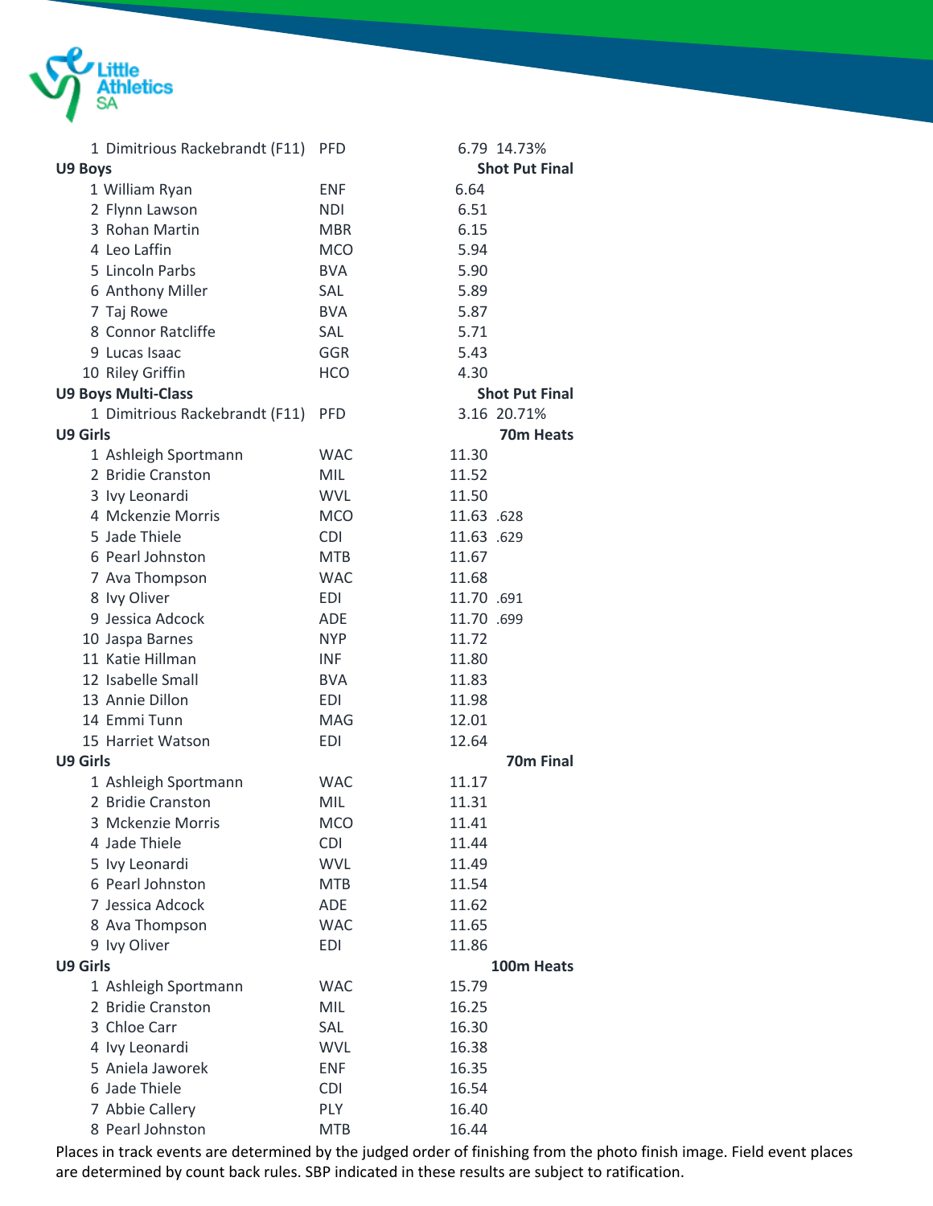| | | | |
|---|---|---|---|
| 1 Dimitrious Rackebrandt (F11) | PFD | 6.79 | 14.73% |
| **U9 Boys** | | **Shot Put Final** | |
| 1 William Ryan | ENF | 6.64 | |
| 2 Flynn Lawson | NDI | 6.51 | |
| 3 Rohan Martin | MBR | 6.15 | |
| 4 Leo Laffin | MCO | 5.94 | |
| 5 Lincoln Parbs | BVA | 5.90 | |
| 6 Anthony Miller | SAL | 5.89 | |
| 7 Taj Rowe | BVA | 5.87 | |
| 8 Connor Ratcliffe | SAL | 5.71 | |
| 9 Lucas Isaac | GGR | 5.43 | |
| 10 Riley Griffin | HCO | 4.30 | |
| **U9 Boys Multi-Class** | | **Shot Put Final** | |
| 1 Dimitrious Rackebrandt (F11) | PFD | 3.16 | 20.71% |
| **U9 Girls** | | **70m Heats** | |
| 1 Ashleigh Sportmann | WAC | 11.30 | |
| 2 Bridie Cranston | MIL | 11.52 | |
| 3 Ivy Leonardi | WVL | 11.50 | |
| 4 Mckenzie Morris | MCO | 11.63 | .628 |
| 5 Jade Thiele | CDI | 11.63 | .629 |
| 6 Pearl Johnston | MTB | 11.67 | |
| 7 Ava Thompson | WAC | 11.68 | |
| 8 Ivy Oliver | EDI | 11.70 | .691 |
| 9 Jessica Adcock | ADE | 11.70 | .699 |
| 10 Jaspa Barnes | NYP | 11.72 | |
| 11 Katie Hillman | INF | 11.80 | |
| 12 Isabelle Small | BVA | 11.83 | |
| 13 Annie Dillon | EDI | 11.98 | |
| 14 Emmi Tunn | MAG | 12.01 | |
| 15 Harriet Watson | EDI | 12.64 | |
| **U9 Girls** | | **70m Final** | |
| 1 Ashleigh Sportmann | WAC | 11.17 | |
| 2 Bridie Cranston | MIL | 11.31 | |
| 3 Mckenzie Morris | MCO | 11.41 | |
| 4 Jade Thiele | CDI | 11.44 | |
| 5 Ivy Leonardi | WVL | 11.49 | |
| 6 Pearl Johnston | MTB | 11.54 | |
| 7 Jessica Adcock | ADE | 11.62 | |
| 8 Ava Thompson | WAC | 11.65 | |
| 9 Ivy Oliver | EDI | 11.86 | |
| **U9 Girls** | | **100m Heats** | |
| 1 Ashleigh Sportmann | WAC | 15.79 | |
| 2 Bridie Cranston | MIL | 16.25 | |
| 3 Chloe Carr | SAL | 16.30 | |
| 4 Ivy Leonardi | WVL | 16.38 | |
| 5 Aniela Jaworek | ENF | 16.35 | |
| 6 Jade Thiele | CDI | 16.54 | |
| 7 Abbie Callery | PLY | 16.40 | |
| 8 Pearl Johnston | MTB | 16.44 | |

Places in track events are determined by the judged order of finishing from the photo finish image. Field event places are determined by count back rules. SBP indicated in these results are subject to ratification.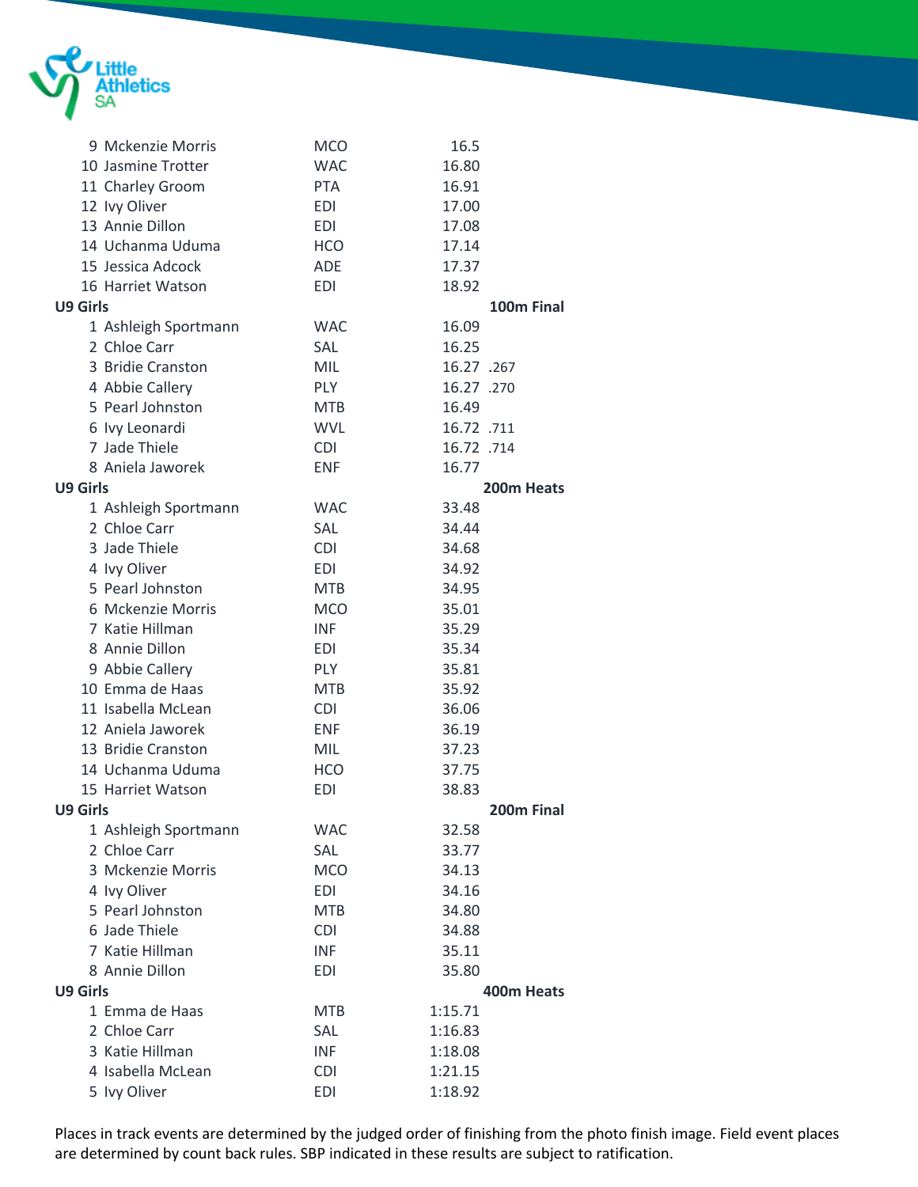| | | | |
|---|---|---|---|
| 9 | Mckenzie Morris | MCO | 16.5 |
| 10 | Jasmine Trotter | WAC | 16.80 |
| 11 | Charley Groom | PTA | 16.91 |
| 12 | Ivy Oliver | EDI | 17.00 |
| 13 | Annie Dillon | EDI | 17.08 |
| 14 | Uchanma Uduma | HCO | 17.14 |
| 15 | Jessica Adcock | ADE | 17.37 |
| 16 | Harriet Watson | EDI | 18.92 |

**U9 Girls — 100m Final**

| | | | |
|---|---|---|---|
| 1 | Ashleigh Sportmann | WAC | 16.09 |
| 2 | Chloe Carr | SAL | 16.25 |
| 3 | Bridie Cranston | MIL | 16.27 .267 |
| 4 | Abbie Callery | PLY | 16.27 .270 |
| 5 | Pearl Johnston | MTB | 16.49 |
| 6 | Ivy Leonardi | WVL | 16.72 .711 |
| 7 | Jade Thiele | CDI | 16.72 .714 |
| 8 | Aniela Jaworek | ENF | 16.77 |

**U9 Girls — 200m Heats**

| | | | |
|---|---|---|---|
| 1 | Ashleigh Sportmann | WAC | 33.48 |
| 2 | Chloe Carr | SAL | 34.44 |
| 3 | Jade Thiele | CDI | 34.68 |
| 4 | Ivy Oliver | EDI | 34.92 |
| 5 | Pearl Johnston | MTB | 34.95 |
| 6 | Mckenzie Morris | MCO | 35.01 |
| 7 | Katie Hillman | INF | 35.29 |
| 8 | Annie Dillon | EDI | 35.34 |
| 9 | Abbie Callery | PLY | 35.81 |
| 10 | Emma de Haas | MTB | 35.92 |
| 11 | Isabella McLean | CDI | 36.06 |
| 12 | Aniela Jaworek | ENF | 36.19 |
| 13 | Bridie Cranston | MIL | 37.23 |
| 14 | Uchanma Uduma | HCO | 37.75 |
| 15 | Harriet Watson | EDI | 38.83 |

**U9 Girls — 200m Final**

| | | | |
|---|---|---|---|
| 1 | Ashleigh Sportmann | WAC | 32.58 |
| 2 | Chloe Carr | SAL | 33.77 |
| 3 | Mckenzie Morris | MCO | 34.13 |
| 4 | Ivy Oliver | EDI | 34.16 |
| 5 | Pearl Johnston | MTB | 34.80 |
| 6 | Jade Thiele | CDI | 34.88 |
| 7 | Katie Hillman | INF | 35.11 |
| 8 | Annie Dillon | EDI | 35.80 |

**U9 Girls — 400m Heats**

| | | | |
|---|---|---|---|
| 1 | Emma de Haas | MTB | 1:15.71 |
| 2 | Chloe Carr | SAL | 1:16.83 |
| 3 | Katie Hillman | INF | 1:18.08 |
| 4 | Isabella McLean | CDI | 1:21.15 |
| 5 | Ivy Oliver | EDI | 1:18.92 |

Places in track events are determined by the judged order of finishing from the photo finish image. Field event places are determined by count back rules. SBP indicated in these results are subject to ratification.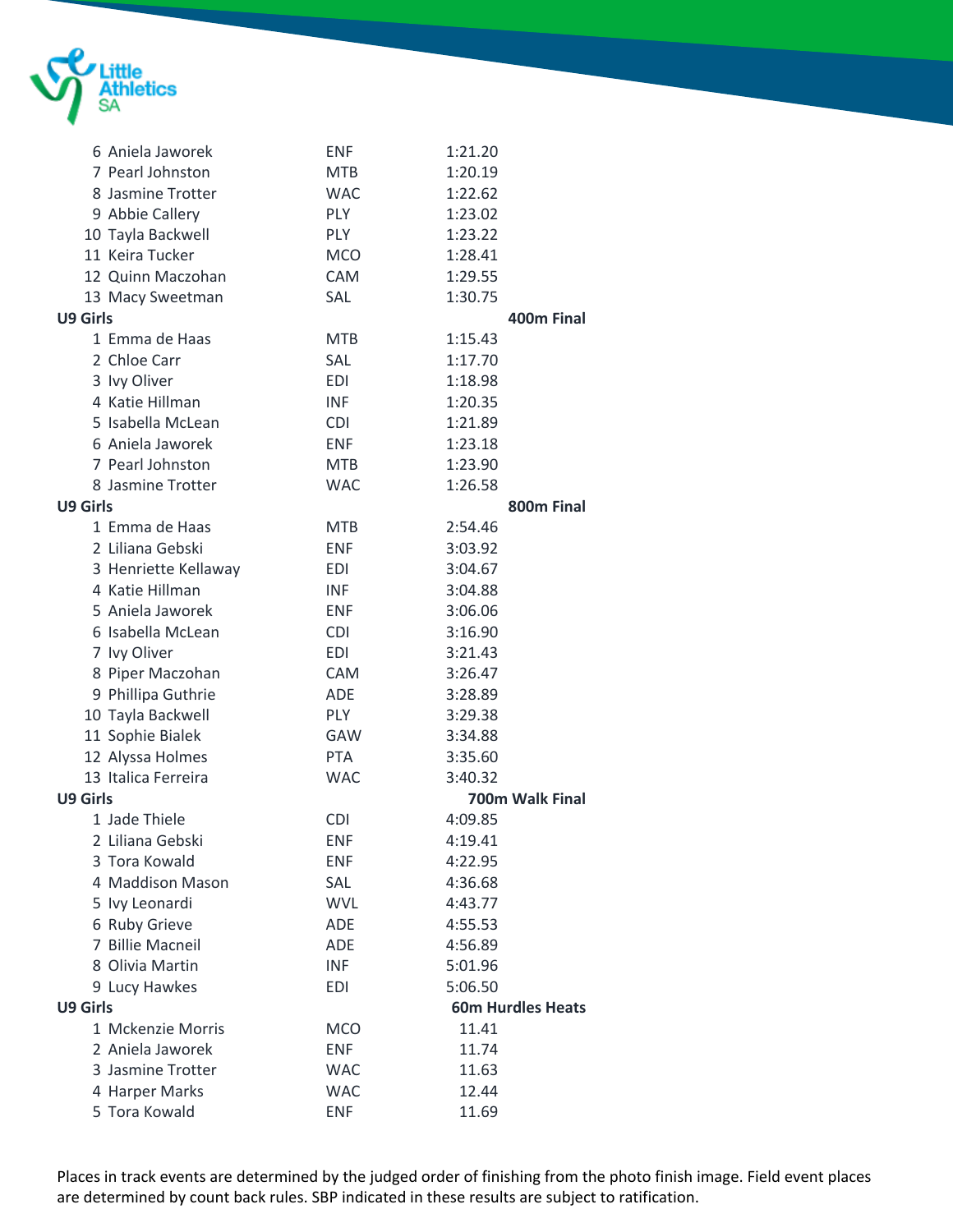| | | |
|---|---|---|
| 6 Aniela Jaworek | ENF | 1:21.20 |
| 7 Pearl Johnston | MTB | 1:20.19 |
| 8 Jasmine Trotter | WAC | 1:22.62 |
| 9 Abbie Callery | PLY | 1:23.02 |
| 10 Tayla Backwell | PLY | 1:23.22 |
| 11 Keira Tucker | MCO | 1:28.41 |
| 12 Quinn Maczohan | CAM | 1:29.55 |
| 13 Macy Sweetman | SAL | 1:30.75 |

**U9 Girls** **400m Final**

| | | |
|---|---|---|
| 1 Emma de Haas | MTB | 1:15.43 |
| 2 Chloe Carr | SAL | 1:17.70 |
| 3 Ivy Oliver | EDI | 1:18.98 |
| 4 Katie Hillman | INF | 1:20.35 |
| 5 Isabella McLean | CDI | 1:21.89 |
| 6 Aniela Jaworek | ENF | 1:23.18 |
| 7 Pearl Johnston | MTB | 1:23.90 |
| 8 Jasmine Trotter | WAC | 1:26.58 |

**U9 Girls** **800m Final**

| | | |
|---|---|---|
| 1 Emma de Haas | MTB | 2:54.46 |
| 2 Liliana Gebski | ENF | 3:03.92 |
| 3 Henriette Kellaway | EDI | 3:04.67 |
| 4 Katie Hillman | INF | 3:04.88 |
| 5 Aniela Jaworek | ENF | 3:06.06 |
| 6 Isabella McLean | CDI | 3:16.90 |
| 7 Ivy Oliver | EDI | 3:21.43 |
| 8 Piper Maczohan | CAM | 3:26.47 |
| 9 Phillipa Guthrie | ADE | 3:28.89 |
| 10 Tayla Backwell | PLY | 3:29.38 |
| 11 Sophie Bialek | GAW | 3:34.88 |
| 12 Alyssa Holmes | PTA | 3:35.60 |
| 13 Italica Ferreira | WAC | 3:40.32 |

**U9 Girls** **700m Walk Final**

| | | |
|---|---|---|
| 1 Jade Thiele | CDI | 4:09.85 |
| 2 Liliana Gebski | ENF | 4:19.41 |
| 3 Tora Kowald | ENF | 4:22.95 |
| 4 Maddison Mason | SAL | 4:36.68 |
| 5 Ivy Leonardi | WVL | 4:43.77 |
| 6 Ruby Grieve | ADE | 4:55.53 |
| 7 Billie Macneil | ADE | 4:56.89 |
| 8 Olivia Martin | INF | 5:01.96 |
| 9 Lucy Hawkes | EDI | 5:06.50 |

**U9 Girls** **60m Hurdles Heats**

| | | |
|---|---|---|
| 1 Mckenzie Morris | MCO | 11.41 |
| 2 Aniela Jaworek | ENF | 11.74 |
| 3 Jasmine Trotter | WAC | 11.63 |
| 4 Harper Marks | WAC | 12.44 |
| 5 Tora Kowald | ENF | 11.69 |

Places in track events are determined by the judged order of finishing from the photo finish image. Field event places are determined by count back rules. SBP indicated in these results are subject to ratification.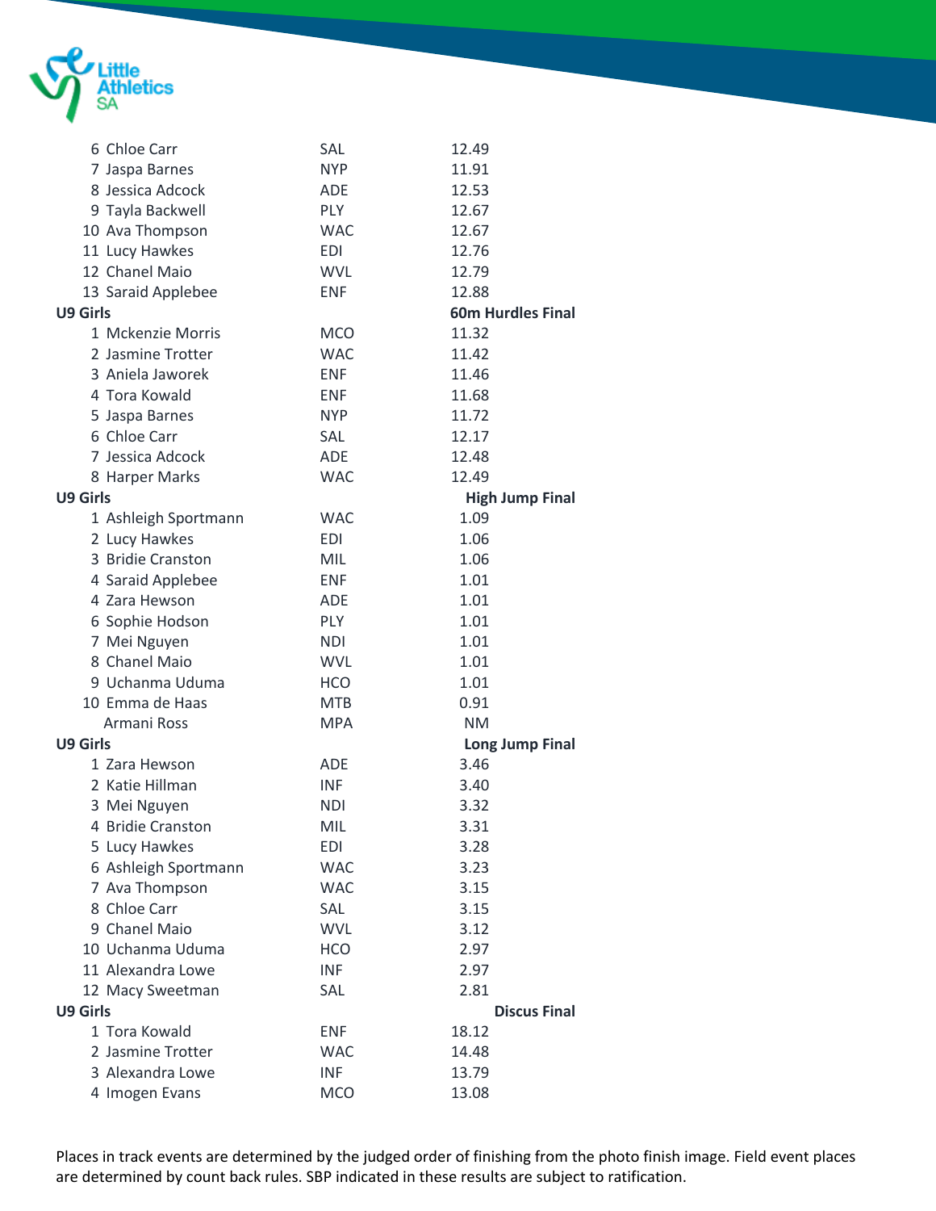| Place | Name | Club | Result |
|---|---|---|---|
| 6 | Chloe Carr | SAL | 12.49 |
| 7 | Jaspa Barnes | NYP | 11.91 |
| 8 | Jessica Adcock | ADE | 12.53 |
| 9 | Tayla Backwell | PLY | 12.67 |
| 10 | Ava Thompson | WAC | 12.67 |
| 11 | Lucy Hawkes | EDI | 12.76 |
| 12 | Chanel Maio | WVL | 12.79 |
| 13 | Saraid Applebee | ENF | 12.88 |

**U9 Girls** — **60m Hurdles Final**

| Place | Name | Club | Result |
|---|---|---|---|
| 1 | Mckenzie Morris | MCO | 11.32 |
| 2 | Jasmine Trotter | WAC | 11.42 |
| 3 | Aniela Jaworek | ENF | 11.46 |
| 4 | Tora Kowald | ENF | 11.68 |
| 5 | Jaspa Barnes | NYP | 11.72 |
| 6 | Chloe Carr | SAL | 12.17 |
| 7 | Jessica Adcock | ADE | 12.48 |
| 8 | Harper Marks | WAC | 12.49 |

**U9 Girls** — **High Jump Final**

| Place | Name | Club | Result |
|---|---|---|---|
| 1 | Ashleigh Sportmann | WAC | 1.09 |
| 2 | Lucy Hawkes | EDI | 1.06 |
| 3 | Bridie Cranston | MIL | 1.06 |
| 4 | Saraid Applebee | ENF | 1.01 |
| 4 | Zara Hewson | ADE | 1.01 |
| 6 | Sophie Hodson | PLY | 1.01 |
| 7 | Mei Nguyen | NDI | 1.01 |
| 8 | Chanel Maio | WVL | 1.01 |
| 9 | Uchanma Uduma | HCO | 1.01 |
| 10 | Emma de Haas | MTB | 0.91 |
| | Armani Ross | MPA | NM |

**U9 Girls** — **Long Jump Final**

| Place | Name | Club | Result |
|---|---|---|---|
| 1 | Zara Hewson | ADE | 3.46 |
| 2 | Katie Hillman | INF | 3.40 |
| 3 | Mei Nguyen | NDI | 3.32 |
| 4 | Bridie Cranston | MIL | 3.31 |
| 5 | Lucy Hawkes | EDI | 3.28 |
| 6 | Ashleigh Sportmann | WAC | 3.23 |
| 7 | Ava Thompson | WAC | 3.15 |
| 8 | Chloe Carr | SAL | 3.15 |
| 9 | Chanel Maio | WVL | 3.12 |
| 10 | Uchanma Uduma | HCO | 2.97 |
| 11 | Alexandra Lowe | INF | 2.97 |
| 12 | Macy Sweetman | SAL | 2.81 |

**U9 Girls** — **Discus Final**

| Place | Name | Club | Result |
|---|---|---|---|
| 1 | Tora Kowald | ENF | 18.12 |
| 2 | Jasmine Trotter | WAC | 14.48 |
| 3 | Alexandra Lowe | INF | 13.79 |
| 4 | Imogen Evans | MCO | 13.08 |

Places in track events are determined by the judged order of finishing from the photo finish image. Field event places are determined by count back rules. SBP indicated in these results are subject to ratification.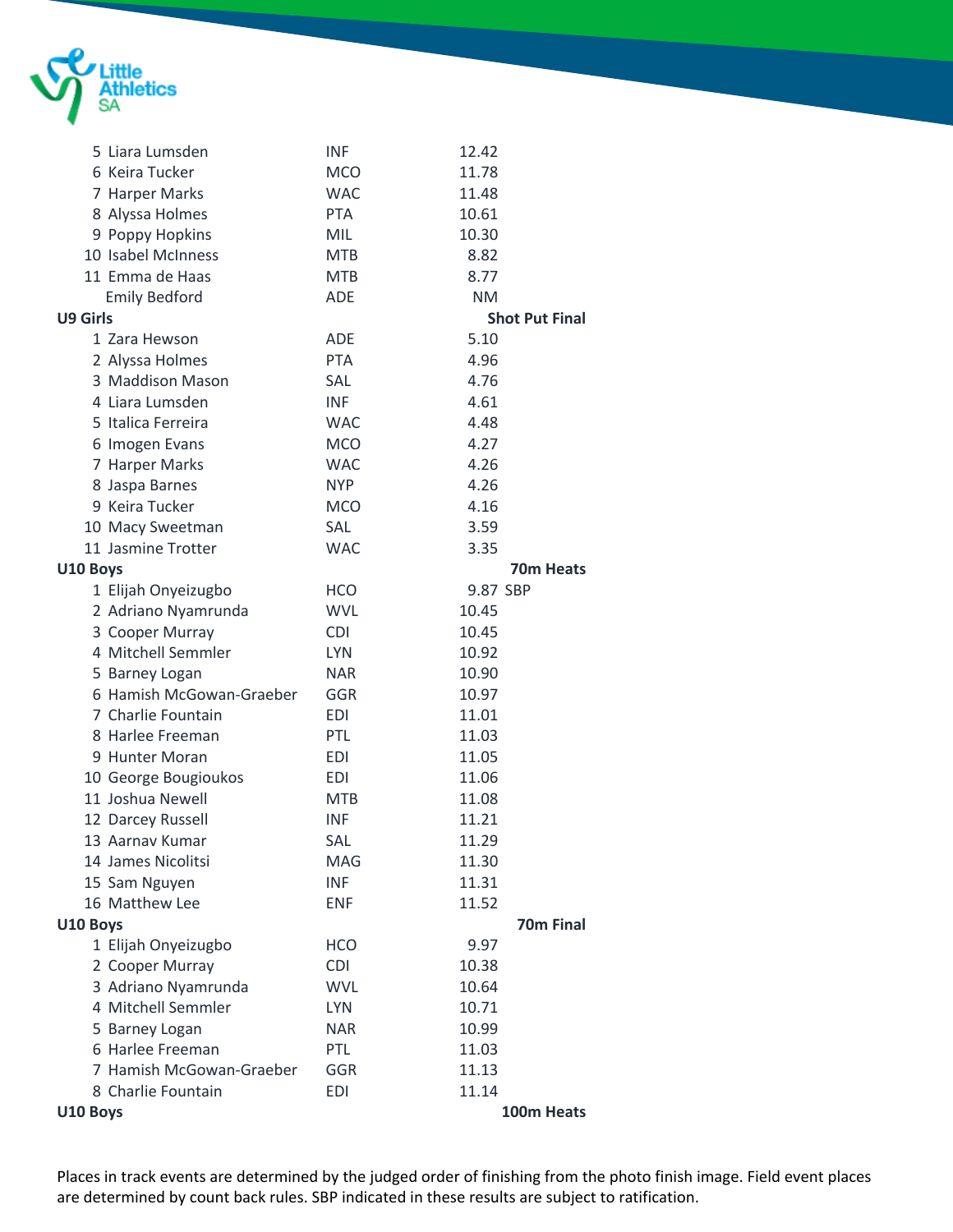| Place | Name | Club | Result | |
|---|---|---|---|---|
| 5 | Liara Lumsden | INF | 12.42 | |
| 6 | Keira Tucker | MCO | 11.78 | |
| 7 | Harper Marks | WAC | 11.48 | |
| 8 | Alyssa Holmes | PTA | 10.61 | |
| 9 | Poppy Hopkins | MIL | 10.30 | |
| 10 | Isabel McInness | MTB | 8.82 | |
| 11 | Emma de Haas | MTB | 8.77 | |
| | Emily Bedford | ADE | NM | |

**U9 Girls** — **Shot Put Final**

| Place | Name | Club | Result | |
|---|---|---|---|---|
| 1 | Zara Hewson | ADE | 5.10 | |
| 2 | Alyssa Holmes | PTA | 4.96 | |
| 3 | Maddison Mason | SAL | 4.76 | |
| 4 | Liara Lumsden | INF | 4.61 | |
| 5 | Italica Ferreira | WAC | 4.48 | |
| 6 | Imogen Evans | MCO | 4.27 | |
| 7 | Harper Marks | WAC | 4.26 | |
| 8 | Jaspa Barnes | NYP | 4.26 | |
| 9 | Keira Tucker | MCO | 4.16 | |
| 10 | Macy Sweetman | SAL | 3.59 | |
| 11 | Jasmine Trotter | WAC | 3.35 | |

**U10 Boys** — **70m Heats**

| Place | Name | Club | Result | |
|---|---|---|---|---|
| 1 | Elijah Onyeizugbo | HCO | 9.87 | SBP |
| 2 | Adriano Nyamrunda | WVL | 10.45 | |
| 3 | Cooper Murray | CDI | 10.45 | |
| 4 | Mitchell Semmler | LYN | 10.92 | |
| 5 | Barney Logan | NAR | 10.90 | |
| 6 | Hamish McGowan-Graeber | GGR | 10.97 | |
| 7 | Charlie Fountain | EDI | 11.01 | |
| 8 | Harlee Freeman | PTL | 11.03 | |
| 9 | Hunter Moran | EDI | 11.05 | |
| 10 | George Bougioukos | EDI | 11.06 | |
| 11 | Joshua Newell | MTB | 11.08 | |
| 12 | Darcey Russell | INF | 11.21 | |
| 13 | Aarnav Kumar | SAL | 11.29 | |
| 14 | James Nicolitsi | MAG | 11.30 | |
| 15 | Sam Nguyen | INF | 11.31 | |
| 16 | Matthew Lee | ENF | 11.52 | |

**U10 Boys** — **70m Final**

| Place | Name | Club | Result | |
|---|---|---|---|---|
| 1 | Elijah Onyeizugbo | HCO | 9.97 | |
| 2 | Cooper Murray | CDI | 10.38 | |
| 3 | Adriano Nyamrunda | WVL | 10.64 | |
| 4 | Mitchell Semmler | LYN | 10.71 | |
| 5 | Barney Logan | NAR | 10.99 | |
| 6 | Harlee Freeman | PTL | 11.03 | |
| 7 | Hamish McGowan-Graeber | GGR | 11.13 | |
| 8 | Charlie Fountain | EDI | 11.14 | |

**U10 Boys** — **100m Heats**

Places in track events are determined by the judged order of finishing from the photo finish image. Field event places are determined by count back rules. SBP indicated in these results are subject to ratification.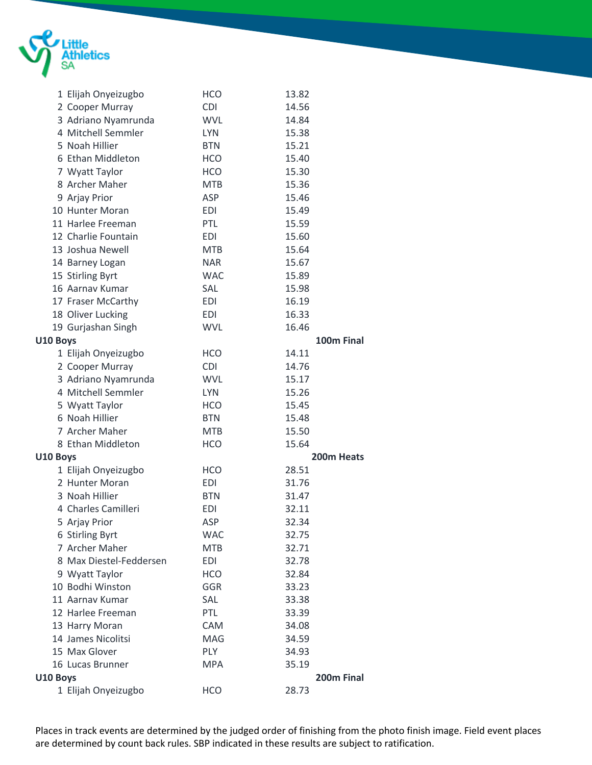| Place | Name | Club | Time |
|---|---|---|---|
| 1 | Elijah Onyeizugbo | HCO | 13.82 |
| 2 | Cooper Murray | CDI | 14.56 |
| 3 | Adriano Nyamrunda | WVL | 14.84 |
| 4 | Mitchell Semmler | LYN | 15.38 |
| 5 | Noah Hillier | BTN | 15.21 |
| 6 | Ethan Middleton | HCO | 15.40 |
| 7 | Wyatt Taylor | HCO | 15.30 |
| 8 | Archer Maher | MTB | 15.36 |
| 9 | Arjay Prior | ASP | 15.46 |
| 10 | Hunter Moran | EDI | 15.49 |
| 11 | Harlee Freeman | PTL | 15.59 |
| 12 | Charlie Fountain | EDI | 15.60 |
| 13 | Joshua Newell | MTB | 15.64 |
| 14 | Barney Logan | NAR | 15.67 |
| 15 | Stirling Byrt | WAC | 15.89 |
| 16 | Aarnav Kumar | SAL | 15.98 |
| 17 | Fraser McCarthy | EDI | 16.19 |
| 18 | Oliver Lucking | EDI | 16.33 |
| 19 | Gurjashan Singh | WVL | 16.46 |

**U10 Boys** **100m Final**

| Place | Name | Club | Time |
|---|---|---|---|
| 1 | Elijah Onyeizugbo | HCO | 14.11 |
| 2 | Cooper Murray | CDI | 14.76 |
| 3 | Adriano Nyamrunda | WVL | 15.17 |
| 4 | Mitchell Semmler | LYN | 15.26 |
| 5 | Wyatt Taylor | HCO | 15.45 |
| 6 | Noah Hillier | BTN | 15.48 |
| 7 | Archer Maher | MTB | 15.50 |
| 8 | Ethan Middleton | HCO | 15.64 |

**U10 Boys** **200m Heats**

| Place | Name | Club | Time |
|---|---|---|---|
| 1 | Elijah Onyeizugbo | HCO | 28.51 |
| 2 | Hunter Moran | EDI | 31.76 |
| 3 | Noah Hillier | BTN | 31.47 |
| 4 | Charles Camilleri | EDI | 32.11 |
| 5 | Arjay Prior | ASP | 32.34 |
| 6 | Stirling Byrt | WAC | 32.75 |
| 7 | Archer Maher | MTB | 32.71 |
| 8 | Max Diestel-Feddersen | EDI | 32.78 |
| 9 | Wyatt Taylor | HCO | 32.84 |
| 10 | Bodhi Winston | GGR | 33.23 |
| 11 | Aarnav Kumar | SAL | 33.38 |
| 12 | Harlee Freeman | PTL | 33.39 |
| 13 | Harry Moran | CAM | 34.08 |
| 14 | James Nicolitsi | MAG | 34.59 |
| 15 | Max Glover | PLY | 34.93 |
| 16 | Lucas Brunner | MPA | 35.19 |

**U10 Boys** **200m Final**

| Place | Name | Club | Time |
|---|---|---|---|
| 1 | Elijah Onyeizugbo | HCO | 28.73 |

Places in track events are determined by the judged order of finishing from the photo finish image. Field event places are determined by count back rules. SBP indicated in these results are subject to ratification.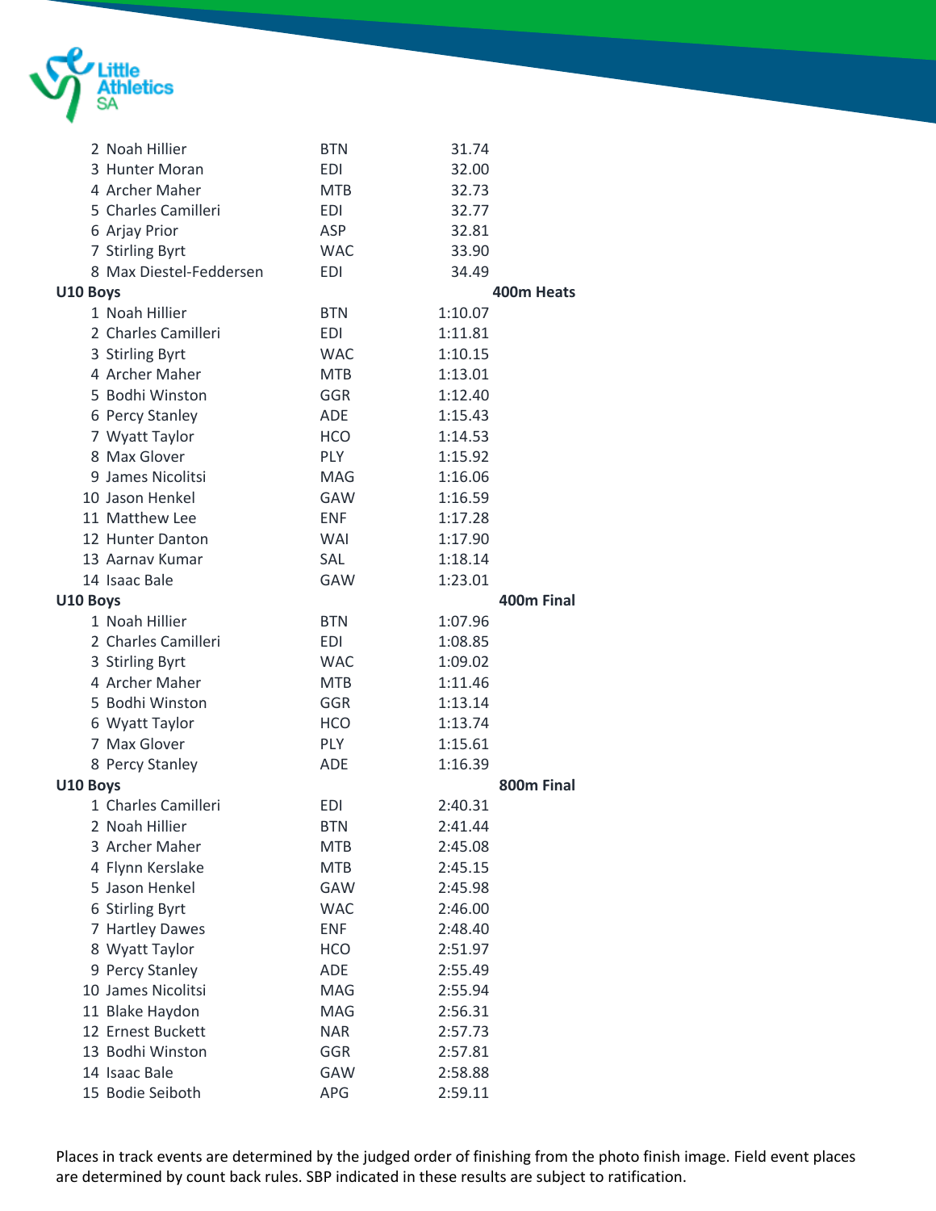| | | | |
|---|---|---|---|
| 2 | Noah Hillier | BTN | 31.74 |
| 3 | Hunter Moran | EDI | 32.00 |
| 4 | Archer Maher | MTB | 32.73 |
| 5 | Charles Camilleri | EDI | 32.77 |
| 6 | Arjay Prior | ASP | 32.81 |
| 7 | Stirling Byrt | WAC | 33.90 |
| 8 | Max Diestel-Feddersen | EDI | 34.49 |

**U10 Boys** **400m Heats**

| | | | |
|---|---|---|---|
| 1 | Noah Hillier | BTN | 1:10.07 |
| 2 | Charles Camilleri | EDI | 1:11.81 |
| 3 | Stirling Byrt | WAC | 1:10.15 |
| 4 | Archer Maher | MTB | 1:13.01 |
| 5 | Bodhi Winston | GGR | 1:12.40 |
| 6 | Percy Stanley | ADE | 1:15.43 |
| 7 | Wyatt Taylor | HCO | 1:14.53 |
| 8 | Max Glover | PLY | 1:15.92 |
| 9 | James Nicolitsi | MAG | 1:16.06 |
| 10 | Jason Henkel | GAW | 1:16.59 |
| 11 | Matthew Lee | ENF | 1:17.28 |
| 12 | Hunter Danton | WAI | 1:17.90 |
| 13 | Aarnav Kumar | SAL | 1:18.14 |
| 14 | Isaac Bale | GAW | 1:23.01 |

**U10 Boys** **400m Final**

| | | | |
|---|---|---|---|
| 1 | Noah Hillier | BTN | 1:07.96 |
| 2 | Charles Camilleri | EDI | 1:08.85 |
| 3 | Stirling Byrt | WAC | 1:09.02 |
| 4 | Archer Maher | MTB | 1:11.46 |
| 5 | Bodhi Winston | GGR | 1:13.14 |
| 6 | Wyatt Taylor | HCO | 1:13.74 |
| 7 | Max Glover | PLY | 1:15.61 |
| 8 | Percy Stanley | ADE | 1:16.39 |

**U10 Boys** **800m Final**

| | | | |
|---|---|---|---|
| 1 | Charles Camilleri | EDI | 2:40.31 |
| 2 | Noah Hillier | BTN | 2:41.44 |
| 3 | Archer Maher | MTB | 2:45.08 |
| 4 | Flynn Kerslake | MTB | 2:45.15 |
| 5 | Jason Henkel | GAW | 2:45.98 |
| 6 | Stirling Byrt | WAC | 2:46.00 |
| 7 | Hartley Dawes | ENF | 2:48.40 |
| 8 | Wyatt Taylor | HCO | 2:51.97 |
| 9 | Percy Stanley | ADE | 2:55.49 |
| 10 | James Nicolitsi | MAG | 2:55.94 |
| 11 | Blake Haydon | MAG | 2:56.31 |
| 12 | Ernest Buckett | NAR | 2:57.73 |
| 13 | Bodhi Winston | GGR | 2:57.81 |
| 14 | Isaac Bale | GAW | 2:58.88 |
| 15 | Bodie Seiboth | APG | 2:59.11 |

Places in track events are determined by the judged order of finishing from the photo finish image. Field event places are determined by count back rules. SBP indicated in these results are subject to ratification.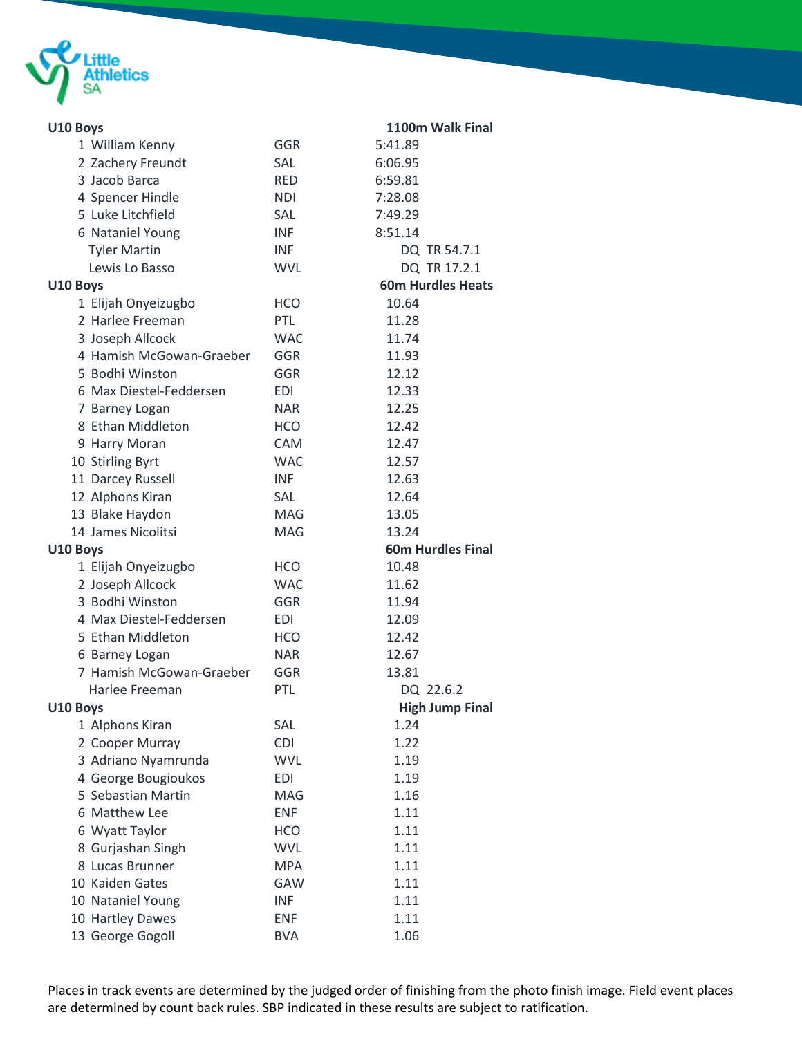## U10 Boys — 1100m Walk Final

| Place | Name | Club | Result |
|---|---|---|---|
| 1 | William Kenny | GGR | 5:41.89 |
| 2 | Zachery Freundt | SAL | 6:06.95 |
| 3 | Jacob Barca | RED | 6:59.81 |
| 4 | Spencer Hindle | NDI | 7:28.08 |
| 5 | Luke Litchfield | SAL | 7:49.29 |
| 6 | Nataniel Young | INF | 8:51.14 |
| | Tyler Martin | INF | DQ TR 54.7.1 |
| | Lewis Lo Basso | WVL | DQ TR 17.2.1 |

## U10 Boys — 60m Hurdles Heats

| Place | Name | Club | Result |
|---|---|---|---|
| 1 | Elijah Onyeizugbo | HCO | 10.64 |
| 2 | Harlee Freeman | PTL | 11.28 |
| 3 | Joseph Allcock | WAC | 11.74 |
| 4 | Hamish McGowan-Graeber | GGR | 11.93 |
| 5 | Bodhi Winston | GGR | 12.12 |
| 6 | Max Diestel-Feddersen | EDI | 12.33 |
| 7 | Barney Logan | NAR | 12.25 |
| 8 | Ethan Middleton | HCO | 12.42 |
| 9 | Harry Moran | CAM | 12.47 |
| 10 | Stirling Byrt | WAC | 12.57 |
| 11 | Darcey Russell | INF | 12.63 |
| 12 | Alphons Kiran | SAL | 12.64 |
| 13 | Blake Haydon | MAG | 13.05 |
| 14 | James Nicolitsi | MAG | 13.24 |

## U10 Boys — 60m Hurdles Final

| Place | Name | Club | Result |
|---|---|---|---|
| 1 | Elijah Onyeizugbo | HCO | 10.48 |
| 2 | Joseph Allcock | WAC | 11.62 |
| 3 | Bodhi Winston | GGR | 11.94 |
| 4 | Max Diestel-Feddersen | EDI | 12.09 |
| 5 | Ethan Middleton | HCO | 12.42 |
| 6 | Barney Logan | NAR | 12.67 |
| 7 | Hamish McGowan-Graeber | GGR | 13.81 |
| | Harlee Freeman | PTL | DQ 22.6.2 |

## U10 Boys — High Jump Final

| Place | Name | Club | Result |
|---|---|---|---|
| 1 | Alphons Kiran | SAL | 1.24 |
| 2 | Cooper Murray | CDI | 1.22 |
| 3 | Adriano Nyamrunda | WVL | 1.19 |
| 4 | George Bougioukos | EDI | 1.19 |
| 5 | Sebastian Martin | MAG | 1.16 |
| 6 | Matthew Lee | ENF | 1.11 |
| 6 | Wyatt Taylor | HCO | 1.11 |
| 8 | Gurjashan Singh | WVL | 1.11 |
| 8 | Lucas Brunner | MPA | 1.11 |
| 10 | Kaiden Gates | GAW | 1.11 |
| 10 | Nataniel Young | INF | 1.11 |
| 10 | Hartley Dawes | ENF | 1.11 |
| 13 | George Gogoll | BVA | 1.06 |

Places in track events are determined by the judged order of finishing from the photo finish image. Field event places are determined by count back rules. SBP indicated in these results are subject to ratification.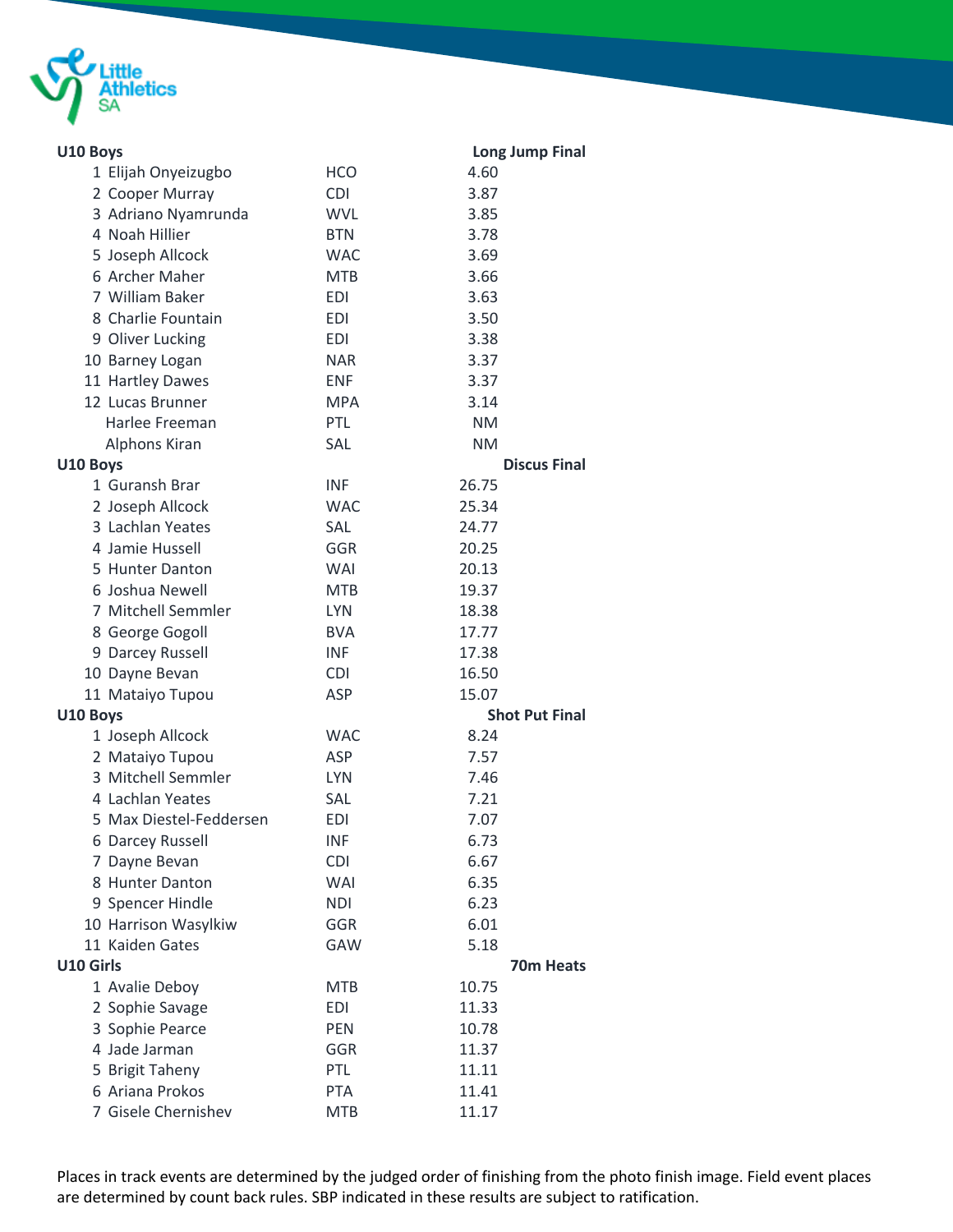## U10 Boys — Long Jump Final

| Place | Name | Club | Result |
|---|---|---|---|
| 1 | Elijah Onyeizugbo | HCO | 4.60 |
| 2 | Cooper Murray | CDI | 3.87 |
| 3 | Adriano Nyamrunda | WVL | 3.85 |
| 4 | Noah Hillier | BTN | 3.78 |
| 5 | Joseph Allcock | WAC | 3.69 |
| 6 | Archer Maher | MTB | 3.66 |
| 7 | William Baker | EDI | 3.63 |
| 8 | Charlie Fountain | EDI | 3.50 |
| 9 | Oliver Lucking | EDI | 3.38 |
| 10 | Barney Logan | NAR | 3.37 |
| 11 | Hartley Dawes | ENF | 3.37 |
| 12 | Lucas Brunner | MPA | 3.14 |
| | Harlee Freeman | PTL | NM |
| | Alphons Kiran | SAL | NM |

## U10 Boys — Discus Final

| Place | Name | Club | Result |
|---|---|---|---|
| 1 | Guransh Brar | INF | 26.75 |
| 2 | Joseph Allcock | WAC | 25.34 |
| 3 | Lachlan Yeates | SAL | 24.77 |
| 4 | Jamie Hussell | GGR | 20.25 |
| 5 | Hunter Danton | WAI | 20.13 |
| 6 | Joshua Newell | MTB | 19.37 |
| 7 | Mitchell Semmler | LYN | 18.38 |
| 8 | George Gogoll | BVA | 17.77 |
| 9 | Darcey Russell | INF | 17.38 |
| 10 | Dayne Bevan | CDI | 16.50 |
| 11 | Mataiyo Tupou | ASP | 15.07 |

## U10 Boys — Shot Put Final

| Place | Name | Club | Result |
|---|---|---|---|
| 1 | Joseph Allcock | WAC | 8.24 |
| 2 | Mataiyo Tupou | ASP | 7.57 |
| 3 | Mitchell Semmler | LYN | 7.46 |
| 4 | Lachlan Yeates | SAL | 7.21 |
| 5 | Max Diestel-Feddersen | EDI | 7.07 |
| 6 | Darcey Russell | INF | 6.73 |
| 7 | Dayne Bevan | CDI | 6.67 |
| 8 | Hunter Danton | WAI | 6.35 |
| 9 | Spencer Hindle | NDI | 6.23 |
| 10 | Harrison Wasylkiw | GGR | 6.01 |
| 11 | Kaiden Gates | GAW | 5.18 |

## U10 Girls — 70m Heats

| Place | Name | Club | Result |
|---|---|---|---|
| 1 | Avalie Deboy | MTB | 10.75 |
| 2 | Sophie Savage | EDI | 11.33 |
| 3 | Sophie Pearce | PEN | 10.78 |
| 4 | Jade Jarman | GGR | 11.37 |
| 5 | Brigit Taheny | PTL | 11.11 |
| 6 | Ariana Prokos | PTA | 11.41 |
| 7 | Gisele Chernishev | MTB | 11.17 |

Places in track events are determined by the judged order of finishing from the photo finish image. Field event places are determined by count back rules. SBP indicated in these results are subject to ratification.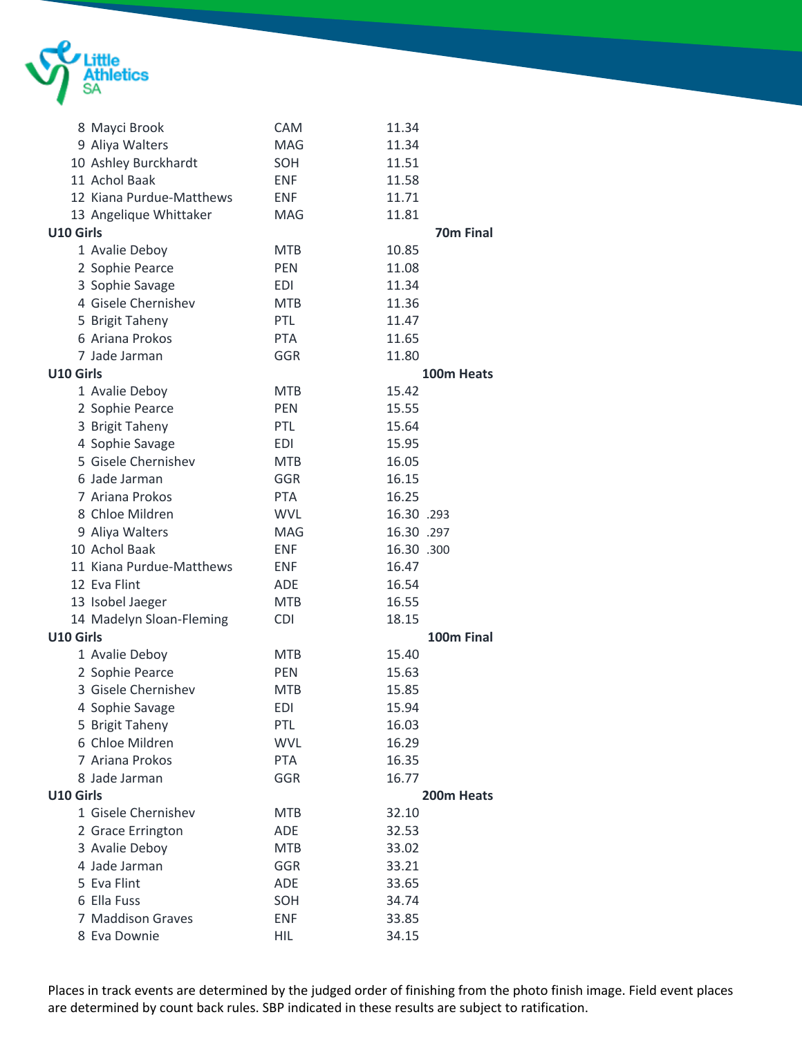| Place | Name | Club | Time | |
|---|---|---|---|---|
| 8 | Mayci Brook | CAM | 11.34 | |
| 9 | Aliya Walters | MAG | 11.34 | |
| 10 | Ashley Burckhardt | SOH | 11.51 | |
| 11 | Achol Baak | ENF | 11.58 | |
| 12 | Kiana Purdue-Matthews | ENF | 11.71 | |
| 13 | Angelique Whittaker | MAG | 11.81 | |

**U10 Girls — 70m Final**

| Place | Name | Club | Time |
|---|---|---|---|
| 1 | Avalie Deboy | MTB | 10.85 |
| 2 | Sophie Pearce | PEN | 11.08 |
| 3 | Sophie Savage | EDI | 11.34 |
| 4 | Gisele Chernishev | MTB | 11.36 |
| 5 | Brigit Taheny | PTL | 11.47 |
| 6 | Ariana Prokos | PTA | 11.65 |
| 7 | Jade Jarman | GGR | 11.80 |

**U10 Girls — 100m Heats**

| Place | Name | Club | Time | |
|---|---|---|---|---|
| 1 | Avalie Deboy | MTB | 15.42 | |
| 2 | Sophie Pearce | PEN | 15.55 | |
| 3 | Brigit Taheny | PTL | 15.64 | |
| 4 | Sophie Savage | EDI | 15.95 | |
| 5 | Gisele Chernishev | MTB | 16.05 | |
| 6 | Jade Jarman | GGR | 16.15 | |
| 7 | Ariana Prokos | PTA | 16.25 | |
| 8 | Chloe Mildren | WVL | 16.30 | .293 |
| 9 | Aliya Walters | MAG | 16.30 | .297 |
| 10 | Achol Baak | ENF | 16.30 | .300 |
| 11 | Kiana Purdue-Matthews | ENF | 16.47 | |
| 12 | Eva Flint | ADE | 16.54 | |
| 13 | Isobel Jaeger | MTB | 16.55 | |
| 14 | Madelyn Sloan-Fleming | CDI | 18.15 | |

**U10 Girls — 100m Final**

| Place | Name | Club | Time |
|---|---|---|---|
| 1 | Avalie Deboy | MTB | 15.40 |
| 2 | Sophie Pearce | PEN | 15.63 |
| 3 | Gisele Chernishev | MTB | 15.85 |
| 4 | Sophie Savage | EDI | 15.94 |
| 5 | Brigit Taheny | PTL | 16.03 |
| 6 | Chloe Mildren | WVL | 16.29 |
| 7 | Ariana Prokos | PTA | 16.35 |
| 8 | Jade Jarman | GGR | 16.77 |

**U10 Girls — 200m Heats**

| Place | Name | Club | Time |
|---|---|---|---|
| 1 | Gisele Chernishev | MTB | 32.10 |
| 2 | Grace Errington | ADE | 32.53 |
| 3 | Avalie Deboy | MTB | 33.02 |
| 4 | Jade Jarman | GGR | 33.21 |
| 5 | Eva Flint | ADE | 33.65 |
| 6 | Ella Fuss | SOH | 34.74 |
| 7 | Maddison Graves | ENF | 33.85 |
| 8 | Eva Downie | HIL | 34.15 |

Places in track events are determined by the judged order of finishing from the photo finish image. Field event places are determined by count back rules. SBP indicated in these results are subject to ratification.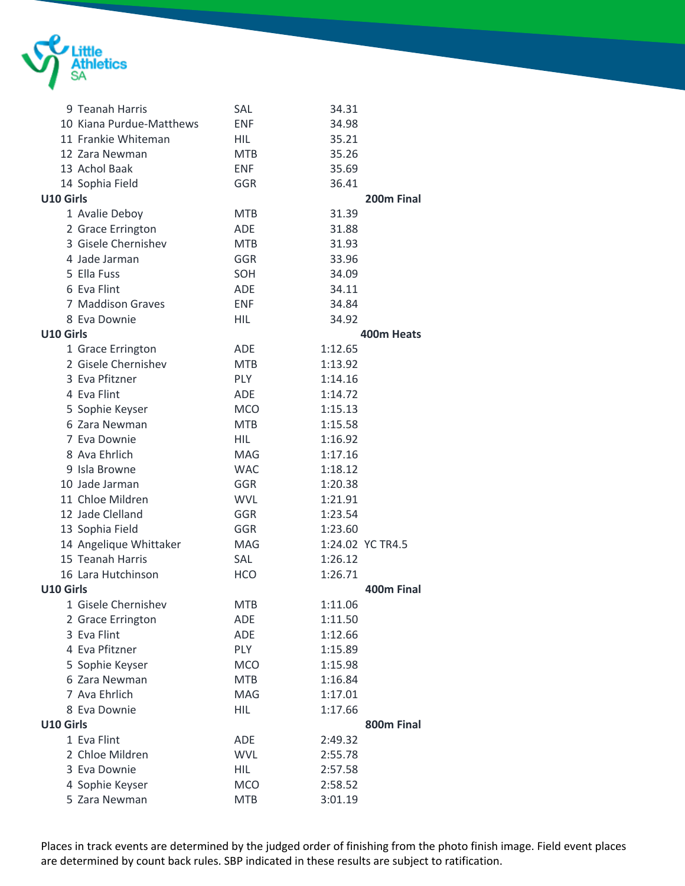| | | | |
|---|---|---|---|
| 9 Teanah Harris | SAL | 34.31 | |
| 10 Kiana Purdue-Matthews | ENF | 34.98 | |
| 11 Frankie Whiteman | HIL | 35.21 | |
| 12 Zara Newman | MTB | 35.26 | |
| 13 Achol Baak | ENF | 35.69 | |
| 14 Sophia Field | GGR | 36.41 | |

**U10 Girls** — **200m Final**

| | | | |
|---|---|---|---|
| 1 Avalie Deboy | MTB | 31.39 | |
| 2 Grace Errington | ADE | 31.88 | |
| 3 Gisele Chernishev | MTB | 31.93 | |
| 4 Jade Jarman | GGR | 33.96 | |
| 5 Ella Fuss | SOH | 34.09 | |
| 6 Eva Flint | ADE | 34.11 | |
| 7 Maddison Graves | ENF | 34.84 | |
| 8 Eva Downie | HIL | 34.92 | |

**U10 Girls** — **400m Heats**

| | | | |
|---|---|---|---|
| 1 Grace Errington | ADE | 1:12.65 | |
| 2 Gisele Chernishev | MTB | 1:13.92 | |
| 3 Eva Pfitzner | PLY | 1:14.16 | |
| 4 Eva Flint | ADE | 1:14.72 | |
| 5 Sophie Keyser | MCO | 1:15.13 | |
| 6 Zara Newman | MTB | 1:15.58 | |
| 7 Eva Downie | HIL | 1:16.92 | |
| 8 Ava Ehrlich | MAG | 1:17.16 | |
| 9 Isla Browne | WAC | 1:18.12 | |
| 10 Jade Jarman | GGR | 1:20.38 | |
| 11 Chloe Mildren | WVL | 1:21.91 | |
| 12 Jade Clelland | GGR | 1:23.54 | |
| 13 Sophia Field | GGR | 1:23.60 | |
| 14 Angelique Whittaker | MAG | 1:24.02 | YC TR4.5 |
| 15 Teanah Harris | SAL | 1:26.12 | |
| 16 Lara Hutchinson | HCO | 1:26.71 | |

**U10 Girls** — **400m Final**

| | | | |
|---|---|---|---|
| 1 Gisele Chernishev | MTB | 1:11.06 | |
| 2 Grace Errington | ADE | 1:11.50 | |
| 3 Eva Flint | ADE | 1:12.66 | |
| 4 Eva Pfitzner | PLY | 1:15.89 | |
| 5 Sophie Keyser | MCO | 1:15.98 | |
| 6 Zara Newman | MTB | 1:16.84 | |
| 7 Ava Ehrlich | MAG | 1:17.01 | |
| 8 Eva Downie | HIL | 1:17.66 | |

**U10 Girls** — **800m Final**

| | | | |
|---|---|---|---|
| 1 Eva Flint | ADE | 2:49.32 | |
| 2 Chloe Mildren | WVL | 2:55.78 | |
| 3 Eva Downie | HIL | 2:57.58 | |
| 4 Sophie Keyser | MCO | 2:58.52 | |
| 5 Zara Newman | MTB | 3:01.19 | |

Places in track events are determined by the judged order of finishing from the photo finish image. Field event places are determined by count back rules. SBP indicated in these results are subject to ratification.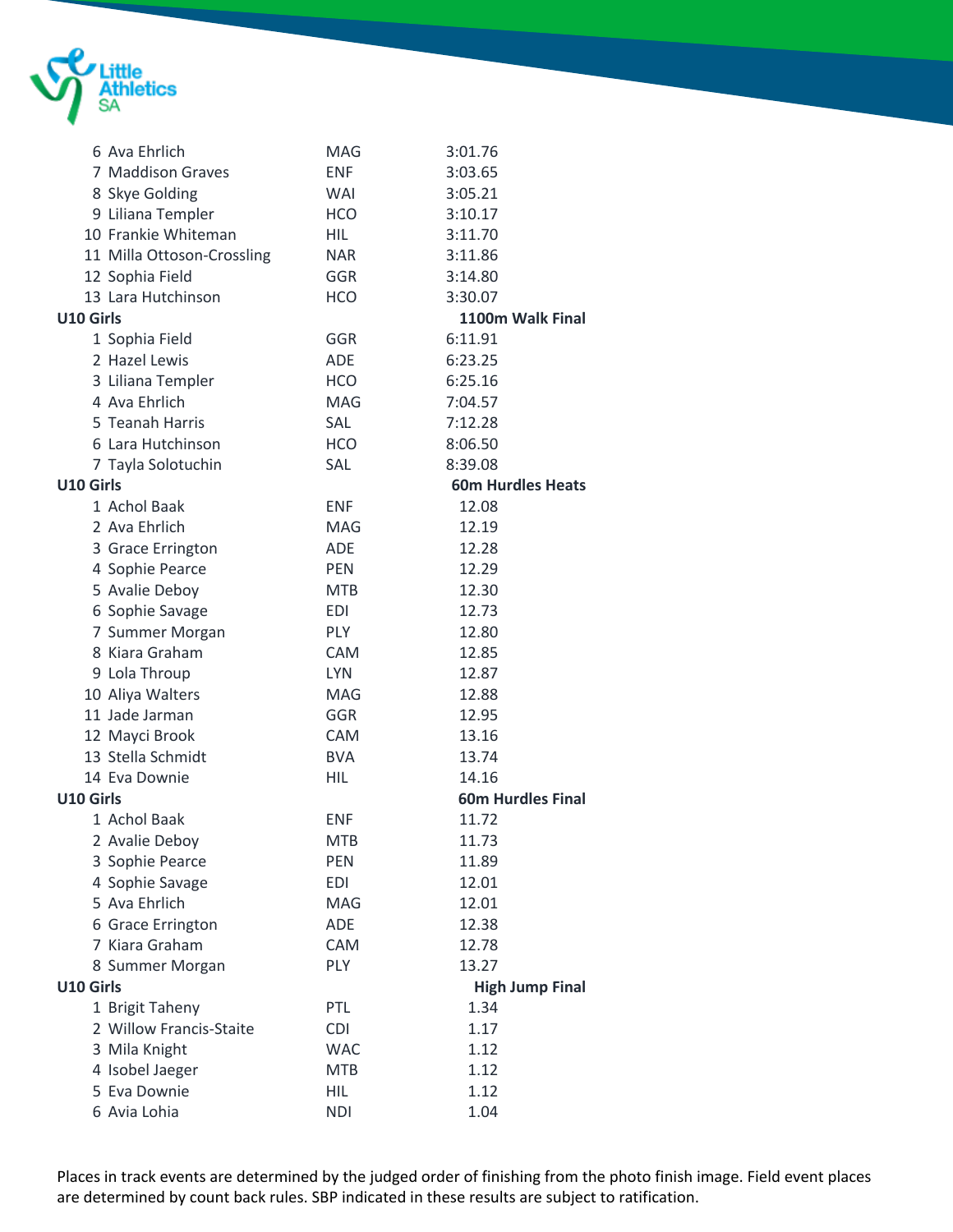| Place | Name | Club | Result |
|---|---|---|---|
| 6 | Ava Ehrlich | MAG | 3:01.76 |
| 7 | Maddison Graves | ENF | 3:03.65 |
| 8 | Skye Golding | WAI | 3:05.21 |
| 9 | Liliana Templer | HCO | 3:10.17 |
| 10 | Frankie Whiteman | HIL | 3:11.70 |
| 11 | Milla Ottoson-Crossling | NAR | 3:11.86 |
| 12 | Sophia Field | GGR | 3:14.80 |
| 13 | Lara Hutchinson | HCO | 3:30.07 |

**U10 Girls — 1100m Walk Final**

| Place | Name | Club | Result |
|---|---|---|---|
| 1 | Sophia Field | GGR | 6:11.91 |
| 2 | Hazel Lewis | ADE | 6:23.25 |
| 3 | Liliana Templer | HCO | 6:25.16 |
| 4 | Ava Ehrlich | MAG | 7:04.57 |
| 5 | Teanah Harris | SAL | 7:12.28 |
| 6 | Lara Hutchinson | HCO | 8:06.50 |
| 7 | Tayla Solotuchin | SAL | 8:39.08 |

**U10 Girls — 60m Hurdles Heats**

| Place | Name | Club | Result |
|---|---|---|---|
| 1 | Achol Baak | ENF | 12.08 |
| 2 | Ava Ehrlich | MAG | 12.19 |
| 3 | Grace Errington | ADE | 12.28 |
| 4 | Sophie Pearce | PEN | 12.29 |
| 5 | Avalie Deboy | MTB | 12.30 |
| 6 | Sophie Savage | EDI | 12.73 |
| 7 | Summer Morgan | PLY | 12.80 |
| 8 | Kiara Graham | CAM | 12.85 |
| 9 | Lola Throup | LYN | 12.87 |
| 10 | Aliya Walters | MAG | 12.88 |
| 11 | Jade Jarman | GGR | 12.95 |
| 12 | Mayci Brook | CAM | 13.16 |
| 13 | Stella Schmidt | BVA | 13.74 |
| 14 | Eva Downie | HIL | 14.16 |

**U10 Girls — 60m Hurdles Final**

| Place | Name | Club | Result |
|---|---|---|---|
| 1 | Achol Baak | ENF | 11.72 |
| 2 | Avalie Deboy | MTB | 11.73 |
| 3 | Sophie Pearce | PEN | 11.89 |
| 4 | Sophie Savage | EDI | 12.01 |
| 5 | Ava Ehrlich | MAG | 12.01 |
| 6 | Grace Errington | ADE | 12.38 |
| 7 | Kiara Graham | CAM | 12.78 |
| 8 | Summer Morgan | PLY | 13.27 |

**U10 Girls — High Jump Final**

| Place | Name | Club | Result |
|---|---|---|---|
| 1 | Brigit Taheny | PTL | 1.34 |
| 2 | Willow Francis-Staite | CDI | 1.17 |
| 3 | Mila Knight | WAC | 1.12 |
| 4 | Isobel Jaeger | MTB | 1.12 |
| 5 | Eva Downie | HIL | 1.12 |
| 6 | Avia Lohia | NDI | 1.04 |

Places in track events are determined by the judged order of finishing from the photo finish image. Field event places are determined by count back rules. SBP indicated in these results are subject to ratification.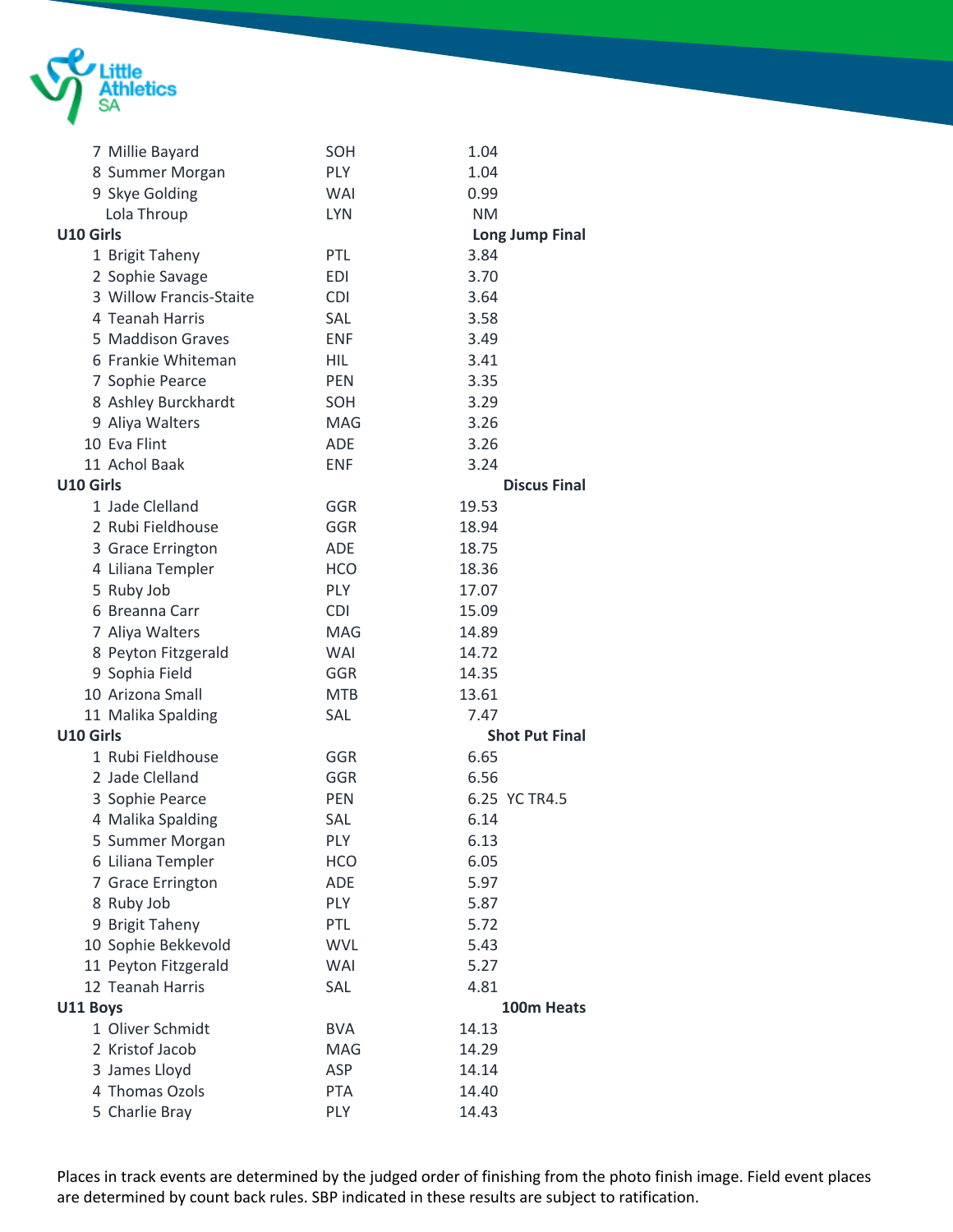| Place | Name | Club | Result | |
|---|---|---|---|---|
| 7 | Millie Bayard | SOH | 1.04 | |
| 8 | Summer Morgan | PLY | 1.04 | |
| 9 | Skye Golding | WAI | 0.99 | |
| | Lola Throup | LYN | NM | |

**U10 Girls** — **Long Jump Final**

| Place | Name | Club | Result |
|---|---|---|---|
| 1 | Brigit Taheny | PTL | 3.84 |
| 2 | Sophie Savage | EDI | 3.70 |
| 3 | Willow Francis-Staite | CDI | 3.64 |
| 4 | Teanah Harris | SAL | 3.58 |
| 5 | Maddison Graves | ENF | 3.49 |
| 6 | Frankie Whiteman | HIL | 3.41 |
| 7 | Sophie Pearce | PEN | 3.35 |
| 8 | Ashley Burckhardt | SOH | 3.29 |
| 9 | Aliya Walters | MAG | 3.26 |
| 10 | Eva Flint | ADE | 3.26 |
| 11 | Achol Baak | ENF | 3.24 |

**U10 Girls** — **Discus Final**

| Place | Name | Club | Result |
|---|---|---|---|
| 1 | Jade Clelland | GGR | 19.53 |
| 2 | Rubi Fieldhouse | GGR | 18.94 |
| 3 | Grace Errington | ADE | 18.75 |
| 4 | Liliana Templer | HCO | 18.36 |
| 5 | Ruby Job | PLY | 17.07 |
| 6 | Breanna Carr | CDI | 15.09 |
| 7 | Aliya Walters | MAG | 14.89 |
| 8 | Peyton Fitzgerald | WAI | 14.72 |
| 9 | Sophia Field | GGR | 14.35 |
| 10 | Arizona Small | MTB | 13.61 |
| 11 | Malika Spalding | SAL | 7.47 |

**U10 Girls** — **Shot Put Final**

| Place | Name | Club | Result | |
|---|---|---|---|---|
| 1 | Rubi Fieldhouse | GGR | 6.65 | |
| 2 | Jade Clelland | GGR | 6.56 | |
| 3 | Sophie Pearce | PEN | 6.25 | YC TR4.5 |
| 4 | Malika Spalding | SAL | 6.14 | |
| 5 | Summer Morgan | PLY | 6.13 | |
| 6 | Liliana Templer | HCO | 6.05 | |
| 7 | Grace Errington | ADE | 5.97 | |
| 8 | Ruby Job | PLY | 5.87 | |
| 9 | Brigit Taheny | PTL | 5.72 | |
| 10 | Sophie Bekkevold | WVL | 5.43 | |
| 11 | Peyton Fitzgerald | WAI | 5.27 | |
| 12 | Teanah Harris | SAL | 4.81 | |

**U11 Boys** — **100m Heats**

| Place | Name | Club | Result |
|---|---|---|---|
| 1 | Oliver Schmidt | BVA | 14.13 |
| 2 | Kristof Jacob | MAG | 14.29 |
| 3 | James Lloyd | ASP | 14.14 |
| 4 | Thomas Ozols | PTA | 14.40 |
| 5 | Charlie Bray | PLY | 14.43 |

Places in track events are determined by the judged order of finishing from the photo finish image. Field event places are determined by count back rules. SBP indicated in these results are subject to ratification.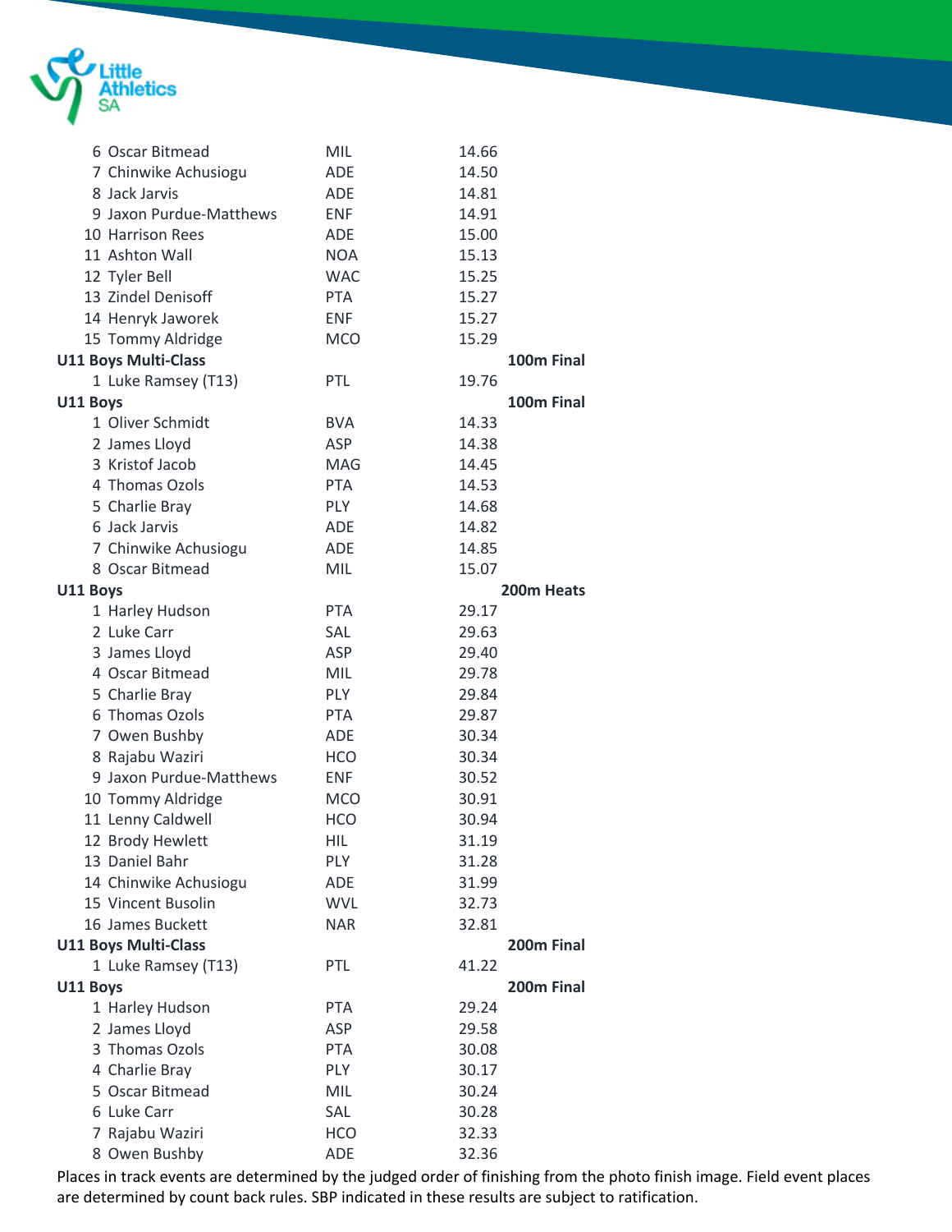| | | |
|---|---|---|
| 6 Oscar Bitmead | MIL | 14.66 |
| 7 Chinwike Achusiogu | ADE | 14.50 |
| 8 Jack Jarvis | ADE | 14.81 |
| 9 Jaxon Purdue-Matthews | ENF | 14.91 |
| 10 Harrison Rees | ADE | 15.00 |
| 11 Ashton Wall | NOA | 15.13 |
| 12 Tyler Bell | WAC | 15.25 |
| 13 Zindel Denisoff | PTA | 15.27 |
| 14 Henryk Jaworek | ENF | 15.27 |
| 15 Tommy Aldridge | MCO | 15.29 |

**U11 Boys Multi-Class** — **100m Final**

| | | |
|---|---|---|
| 1 Luke Ramsey (T13) | PTL | 19.76 |

**U11 Boys** — **100m Final**

| | | |
|---|---|---|
| 1 Oliver Schmidt | BVA | 14.33 |
| 2 James Lloyd | ASP | 14.38 |
| 3 Kristof Jacob | MAG | 14.45 |
| 4 Thomas Ozols | PTA | 14.53 |
| 5 Charlie Bray | PLY | 14.68 |
| 6 Jack Jarvis | ADE | 14.82 |
| 7 Chinwike Achusiogu | ADE | 14.85 |
| 8 Oscar Bitmead | MIL | 15.07 |

**U11 Boys** — **200m Heats**

| | | |
|---|---|---|
| 1 Harley Hudson | PTA | 29.17 |
| 2 Luke Carr | SAL | 29.63 |
| 3 James Lloyd | ASP | 29.40 |
| 4 Oscar Bitmead | MIL | 29.78 |
| 5 Charlie Bray | PLY | 29.84 |
| 6 Thomas Ozols | PTA | 29.87 |
| 7 Owen Bushby | ADE | 30.34 |
| 8 Rajabu Waziri | HCO | 30.34 |
| 9 Jaxon Purdue-Matthews | ENF | 30.52 |
| 10 Tommy Aldridge | MCO | 30.91 |
| 11 Lenny Caldwell | HCO | 30.94 |
| 12 Brody Hewlett | HIL | 31.19 |
| 13 Daniel Bahr | PLY | 31.28 |
| 14 Chinwike Achusiogu | ADE | 31.99 |
| 15 Vincent Busolin | WVL | 32.73 |
| 16 James Buckett | NAR | 32.81 |

**U11 Boys Multi-Class** — **200m Final**

| | | |
|---|---|---|
| 1 Luke Ramsey (T13) | PTL | 41.22 |

**U11 Boys** — **200m Final**

| | | |
|---|---|---|
| 1 Harley Hudson | PTA | 29.24 |
| 2 James Lloyd | ASP | 29.58 |
| 3 Thomas Ozols | PTA | 30.08 |
| 4 Charlie Bray | PLY | 30.17 |
| 5 Oscar Bitmead | MIL | 30.24 |
| 6 Luke Carr | SAL | 30.28 |
| 7 Rajabu Waziri | HCO | 32.33 |
| 8 Owen Bushby | ADE | 32.36 |

Places in track events are determined by the judged order of finishing from the photo finish image. Field event places are determined by count back rules. SBP indicated in these results are subject to ratification.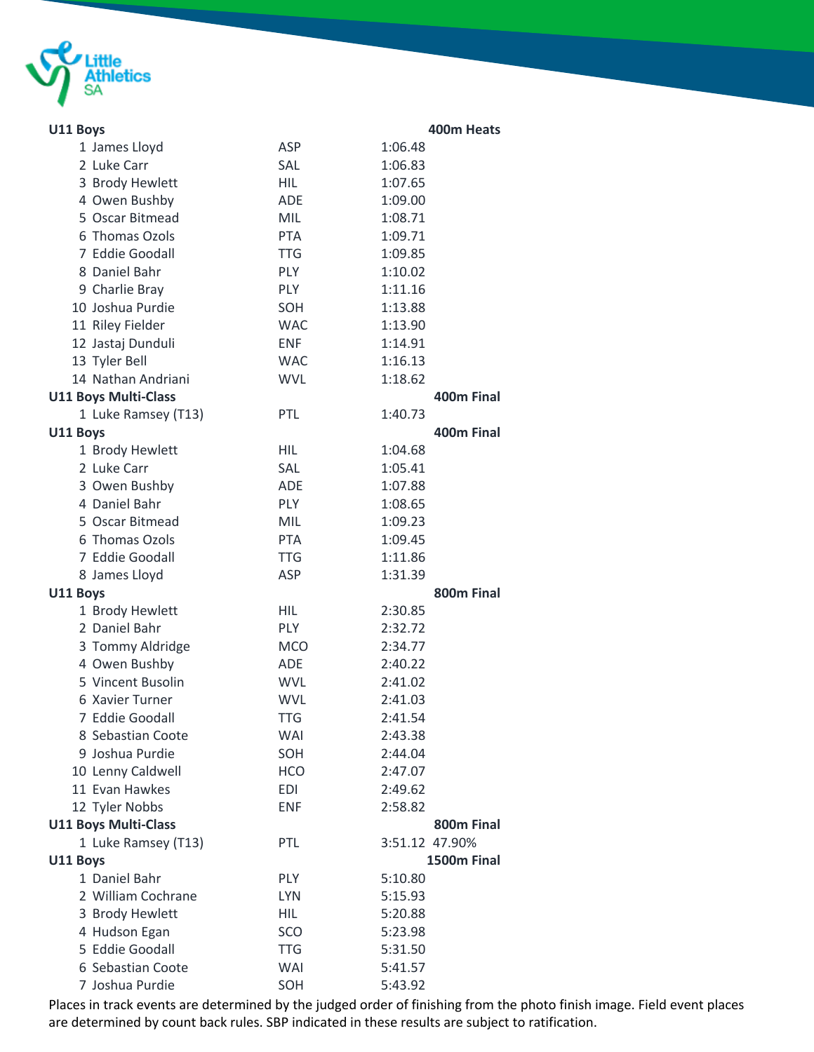**U11 Boys** — **400m Heats**

| Place | Name | Club | Time |
|---|---|---|---|
| 1 | James Lloyd | ASP | 1:06.48 |
| 2 | Luke Carr | SAL | 1:06.83 |
| 3 | Brody Hewlett | HIL | 1:07.65 |
| 4 | Owen Bushby | ADE | 1:09.00 |
| 5 | Oscar Bitmead | MIL | 1:08.71 |
| 6 | Thomas Ozols | PTA | 1:09.71 |
| 7 | Eddie Goodall | TTG | 1:09.85 |
| 8 | Daniel Bahr | PLY | 1:10.02 |
| 9 | Charlie Bray | PLY | 1:11.16 |
| 10 | Joshua Purdie | SOH | 1:13.88 |
| 11 | Riley Fielder | WAC | 1:13.90 |
| 12 | Jastaj Dunduli | ENF | 1:14.91 |
| 13 | Tyler Bell | WAC | 1:16.13 |
| 14 | Nathan Andriani | WVL | 1:18.62 |

**U11 Boys Multi-Class** — **400m Final**

| Place | Name | Club | Time |
|---|---|---|---|
| 1 | Luke Ramsey (T13) | PTL | 1:40.73 |

**U11 Boys** — **400m Final**

| Place | Name | Club | Time |
|---|---|---|---|
| 1 | Brody Hewlett | HIL | 1:04.68 |
| 2 | Luke Carr | SAL | 1:05.41 |
| 3 | Owen Bushby | ADE | 1:07.88 |
| 4 | Daniel Bahr | PLY | 1:08.65 |
| 5 | Oscar Bitmead | MIL | 1:09.23 |
| 6 | Thomas Ozols | PTA | 1:09.45 |
| 7 | Eddie Goodall | TTG | 1:11.86 |
| 8 | James Lloyd | ASP | 1:31.39 |

**U11 Boys** — **800m Final**

| Place | Name | Club | Time |
|---|---|---|---|
| 1 | Brody Hewlett | HIL | 2:30.85 |
| 2 | Daniel Bahr | PLY | 2:32.72 |
| 3 | Tommy Aldridge | MCO | 2:34.77 |
| 4 | Owen Bushby | ADE | 2:40.22 |
| 5 | Vincent Busolin | WVL | 2:41.02 |
| 6 | Xavier Turner | WVL | 2:41.03 |
| 7 | Eddie Goodall | TTG | 2:41.54 |
| 8 | Sebastian Coote | WAI | 2:43.38 |
| 9 | Joshua Purdie | SOH | 2:44.04 |
| 10 | Lenny Caldwell | HCO | 2:47.07 |
| 11 | Evan Hawkes | EDI | 2:49.62 |
| 12 | Tyler Nobbs | ENF | 2:58.82 |

**U11 Boys Multi-Class** — **800m Final**

| Place | Name | Club | Time | |
|---|---|---|---|---|
| 1 | Luke Ramsey (T13) | PTL | 3:51.12 | 47.90% |

**U11 Boys** — **1500m Final**

| Place | Name | Club | Time |
|---|---|---|---|
| 1 | Daniel Bahr | PLY | 5:10.80 |
| 2 | William Cochrane | LYN | 5:15.93 |
| 3 | Brody Hewlett | HIL | 5:20.88 |
| 4 | Hudson Egan | SCO | 5:23.98 |
| 5 | Eddie Goodall | TTG | 5:31.50 |
| 6 | Sebastian Coote | WAI | 5:41.57 |
| 7 | Joshua Purdie | SOH | 5:43.92 |

Places in track events are determined by the judged order of finishing from the photo finish image. Field event places are determined by count back rules. SBP indicated in these results are subject to ratification.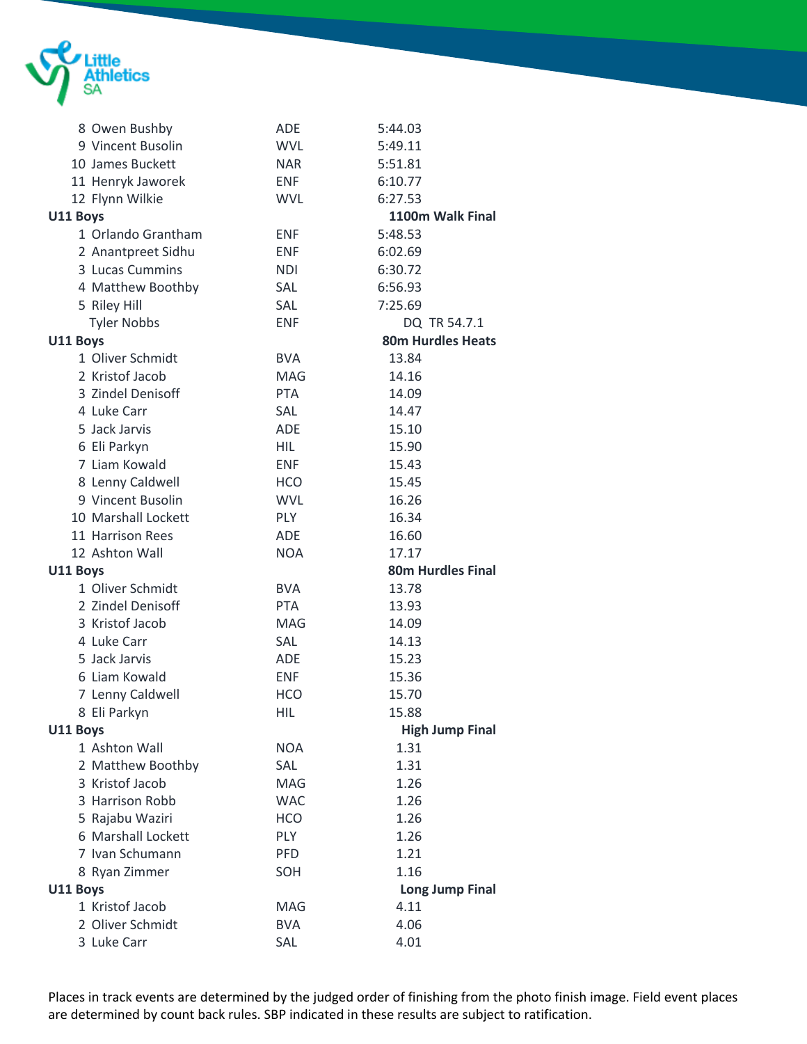| Place | Name | Club | Result |
|---|---|---|---|
| 8 | Owen Bushby | ADE | 5:44.03 |
| 9 | Vincent Busolin | WVL | 5:49.11 |
| 10 | James Buckett | NAR | 5:51.81 |
| 11 | Henryk Jaworek | ENF | 6:10.77 |
| 12 | Flynn Wilkie | WVL | 6:27.53 |

**U11 Boys — 1100m Walk Final**

| Place | Name | Club | Result |
|---|---|---|---|
| 1 | Orlando Grantham | ENF | 5:48.53 |
| 2 | Anantpreet Sidhu | ENF | 6:02.69 |
| 3 | Lucas Cummins | NDI | 6:30.72 |
| 4 | Matthew Boothby | SAL | 6:56.93 |
| 5 | Riley Hill | SAL | 7:25.69 |
| | Tyler Nobbs | ENF | DQ TR 54.7.1 |

**U11 Boys — 80m Hurdles Heats**

| Place | Name | Club | Result |
|---|---|---|---|
| 1 | Oliver Schmidt | BVA | 13.84 |
| 2 | Kristof Jacob | MAG | 14.16 |
| 3 | Zindel Denisoff | PTA | 14.09 |
| 4 | Luke Carr | SAL | 14.47 |
| 5 | Jack Jarvis | ADE | 15.10 |
| 6 | Eli Parkyn | HIL | 15.90 |
| 7 | Liam Kowald | ENF | 15.43 |
| 8 | Lenny Caldwell | HCO | 15.45 |
| 9 | Vincent Busolin | WVL | 16.26 |
| 10 | Marshall Lockett | PLY | 16.34 |
| 11 | Harrison Rees | ADE | 16.60 |
| 12 | Ashton Wall | NOA | 17.17 |

**U11 Boys — 80m Hurdles Final**

| Place | Name | Club | Result |
|---|---|---|---|
| 1 | Oliver Schmidt | BVA | 13.78 |
| 2 | Zindel Denisoff | PTA | 13.93 |
| 3 | Kristof Jacob | MAG | 14.09 |
| 4 | Luke Carr | SAL | 14.13 |
| 5 | Jack Jarvis | ADE | 15.23 |
| 6 | Liam Kowald | ENF | 15.36 |
| 7 | Lenny Caldwell | HCO | 15.70 |
| 8 | Eli Parkyn | HIL | 15.88 |

**U11 Boys — High Jump Final**

| Place | Name | Club | Result |
|---|---|---|---|
| 1 | Ashton Wall | NOA | 1.31 |
| 2 | Matthew Boothby | SAL | 1.31 |
| 3 | Kristof Jacob | MAG | 1.26 |
| 3 | Harrison Robb | WAC | 1.26 |
| 5 | Rajabu Waziri | HCO | 1.26 |
| 6 | Marshall Lockett | PLY | 1.26 |
| 7 | Ivan Schumann | PFD | 1.21 |
| 8 | Ryan Zimmer | SOH | 1.16 |

**U11 Boys — Long Jump Final**

| Place | Name | Club | Result |
|---|---|---|---|
| 1 | Kristof Jacob | MAG | 4.11 |
| 2 | Oliver Schmidt | BVA | 4.06 |
| 3 | Luke Carr | SAL | 4.01 |

Places in track events are determined by the judged order of finishing from the photo finish image. Field event places are determined by count back rules. SBP indicated in these results are subject to ratification.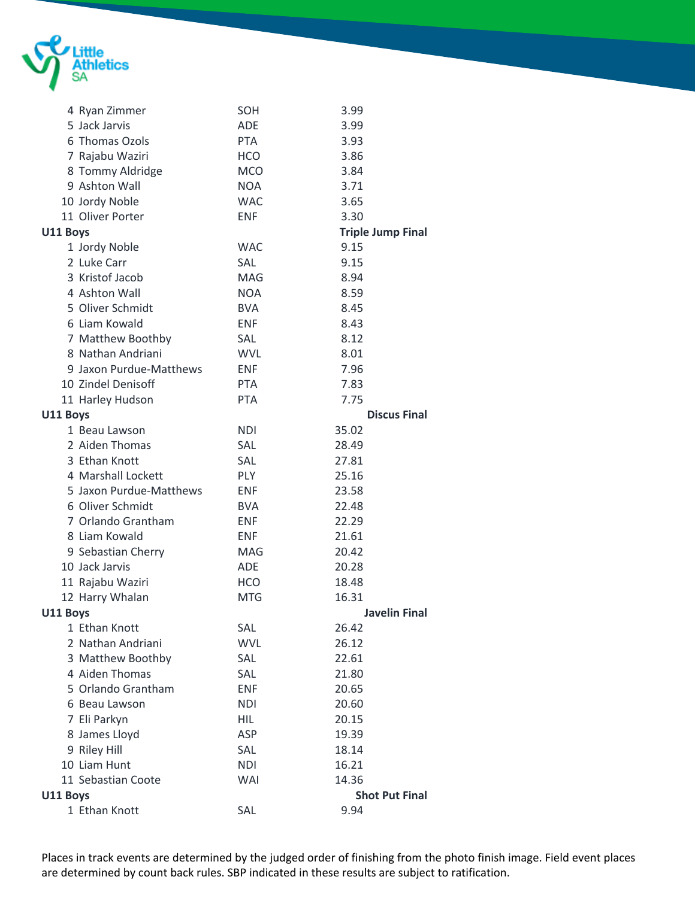| | | |
|---|---|---|
| 4 Ryan Zimmer | SOH | 3.99 |
| 5 Jack Jarvis | ADE | 3.99 |
| 6 Thomas Ozols | PTA | 3.93 |
| 7 Rajabu Waziri | HCO | 3.86 |
| 8 Tommy Aldridge | MCO | 3.84 |
| 9 Ashton Wall | NOA | 3.71 |
| 10 Jordy Noble | WAC | 3.65 |
| 11 Oliver Porter | ENF | 3.30 |

| **U11 Boys** | | **Triple Jump Final** |
|---|---|---|
| 1 Jordy Noble | WAC | 9.15 |
| 2 Luke Carr | SAL | 9.15 |
| 3 Kristof Jacob | MAG | 8.94 |
| 4 Ashton Wall | NOA | 8.59 |
| 5 Oliver Schmidt | BVA | 8.45 |
| 6 Liam Kowald | ENF | 8.43 |
| 7 Matthew Boothby | SAL | 8.12 |
| 8 Nathan Andriani | WVL | 8.01 |
| 9 Jaxon Purdue-Matthews | ENF | 7.96 |
| 10 Zindel Denisoff | PTA | 7.83 |
| 11 Harley Hudson | PTA | 7.75 |

| **U11 Boys** | | **Discus Final** |
|---|---|---|
| 1 Beau Lawson | NDI | 35.02 |
| 2 Aiden Thomas | SAL | 28.49 |
| 3 Ethan Knott | SAL | 27.81 |
| 4 Marshall Lockett | PLY | 25.16 |
| 5 Jaxon Purdue-Matthews | ENF | 23.58 |
| 6 Oliver Schmidt | BVA | 22.48 |
| 7 Orlando Grantham | ENF | 22.29 |
| 8 Liam Kowald | ENF | 21.61 |
| 9 Sebastian Cherry | MAG | 20.42 |
| 10 Jack Jarvis | ADE | 20.28 |
| 11 Rajabu Waziri | HCO | 18.48 |
| 12 Harry Whalan | MTG | 16.31 |

| **U11 Boys** | | **Javelin Final** |
|---|---|---|
| 1 Ethan Knott | SAL | 26.42 |
| 2 Nathan Andriani | WVL | 26.12 |
| 3 Matthew Boothby | SAL | 22.61 |
| 4 Aiden Thomas | SAL | 21.80 |
| 5 Orlando Grantham | ENF | 20.65 |
| 6 Beau Lawson | NDI | 20.60 |
| 7 Eli Parkyn | HIL | 20.15 |
| 8 James Lloyd | ASP | 19.39 |
| 9 Riley Hill | SAL | 18.14 |
| 10 Liam Hunt | NDI | 16.21 |
| 11 Sebastian Coote | WAI | 14.36 |

| **U11 Boys** | | **Shot Put Final** |
|---|---|---|
| 1 Ethan Knott | SAL | 9.94 |

Places in track events are determined by the judged order of finishing from the photo finish image. Field event places are determined by count back rules. SBP indicated in these results are subject to ratification.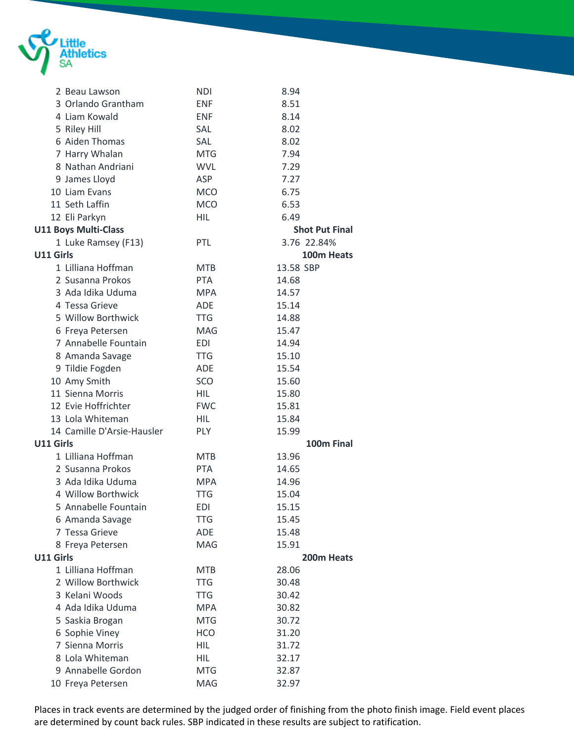| Place | Name | Club | Result |
|---|---|---|---|
| 2 | Beau Lawson | NDI | 8.94 |
| 3 | Orlando Grantham | ENF | 8.51 |
| 4 | Liam Kowald | ENF | 8.14 |
| 5 | Riley Hill | SAL | 8.02 |
| 6 | Aiden Thomas | SAL | 8.02 |
| 7 | Harry Whalan | MTG | 7.94 |
| 8 | Nathan Andriani | WVL | 7.29 |
| 9 | James Lloyd | ASP | 7.27 |
| 10 | Liam Evans | MCO | 6.75 |
| 11 | Seth Laffin | MCO | 6.53 |
| 12 | Eli Parkyn | HIL | 6.49 |

**U11 Boys Multi-Class** — **Shot Put Final**

| Place | Name | Club | Result |
|---|---|---|---|
| 1 | Luke Ramsey (F13) | PTL | 3.76 22.84% |

**U11 Girls** — **100m Heats**

| Place | Name | Club | Result |
|---|---|---|---|
| 1 | Lilliana Hoffman | MTB | 13.58 SBP |
| 2 | Susanna Prokos | PTA | 14.68 |
| 3 | Ada Idika Uduma | MPA | 14.57 |
| 4 | Tessa Grieve | ADE | 15.14 |
| 5 | Willow Borthwick | TTG | 14.88 |
| 6 | Freya Petersen | MAG | 15.47 |
| 7 | Annabelle Fountain | EDI | 14.94 |
| 8 | Amanda Savage | TTG | 15.10 |
| 9 | Tildie Fogden | ADE | 15.54 |
| 10 | Amy Smith | SCO | 15.60 |
| 11 | Sienna Morris | HIL | 15.80 |
| 12 | Evie Hoffrichter | FWC | 15.81 |
| 13 | Lola Whiteman | HIL | 15.84 |
| 14 | Camille D'Arsie-Hausler | PLY | 15.99 |

**U11 Girls** — **100m Final**

| Place | Name | Club | Result |
|---|---|---|---|
| 1 | Lilliana Hoffman | MTB | 13.96 |
| 2 | Susanna Prokos | PTA | 14.65 |
| 3 | Ada Idika Uduma | MPA | 14.96 |
| 4 | Willow Borthwick | TTG | 15.04 |
| 5 | Annabelle Fountain | EDI | 15.15 |
| 6 | Amanda Savage | TTG | 15.45 |
| 7 | Tessa Grieve | ADE | 15.48 |
| 8 | Freya Petersen | MAG | 15.91 |

**U11 Girls** — **200m Heats**

| Place | Name | Club | Result |
|---|---|---|---|
| 1 | Lilliana Hoffman | MTB | 28.06 |
| 2 | Willow Borthwick | TTG | 30.48 |
| 3 | Kelani Woods | TTG | 30.42 |
| 4 | Ada Idika Uduma | MPA | 30.82 |
| 5 | Saskia Brogan | MTG | 30.72 |
| 6 | Sophie Viney | HCO | 31.20 |
| 7 | Sienna Morris | HIL | 31.72 |
| 8 | Lola Whiteman | HIL | 32.17 |
| 9 | Annabelle Gordon | MTG | 32.87 |
| 10 | Freya Petersen | MAG | 32.97 |

Places in track events are determined by the judged order of finishing from the photo finish image. Field event places are determined by count back rules. SBP indicated in these results are subject to ratification.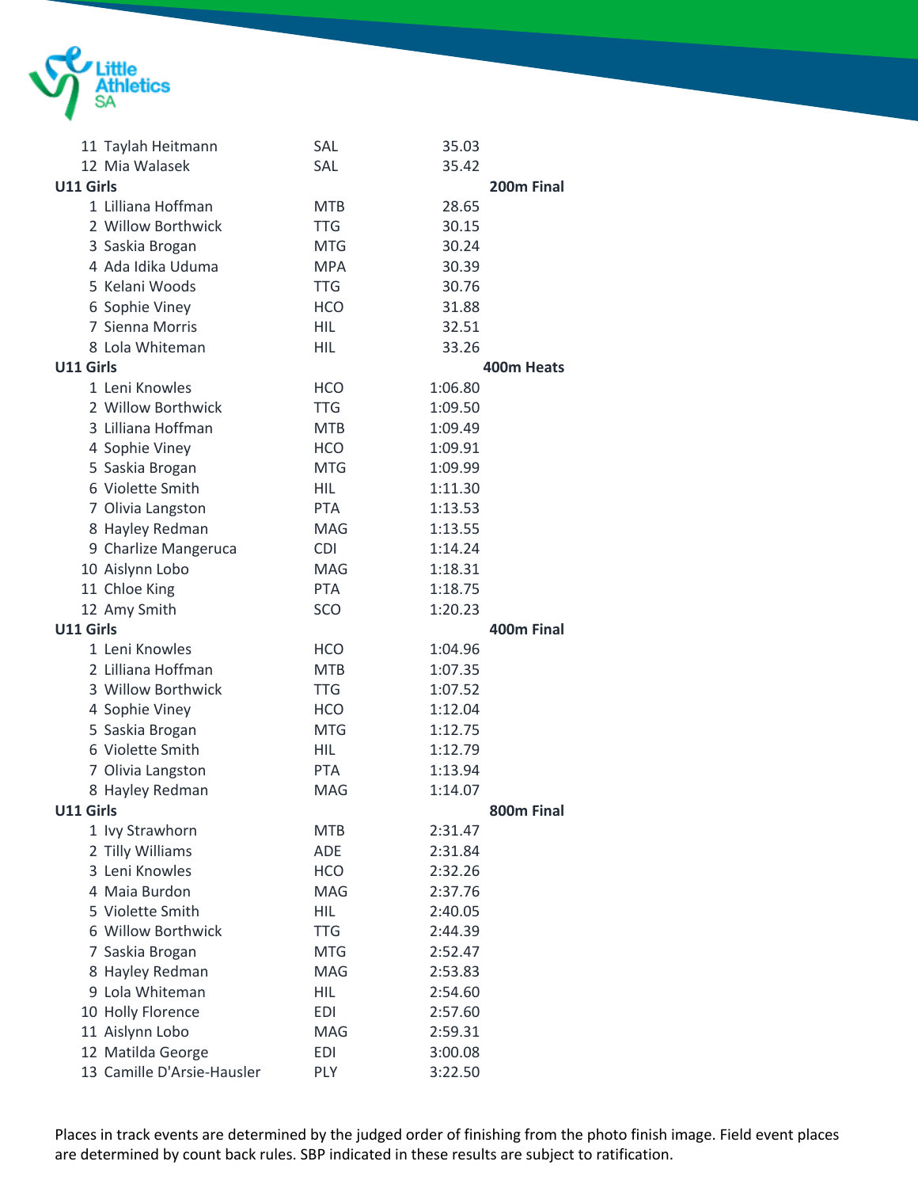| | | |
|---|---|---|
| 11 Taylah Heitmann | SAL | 35.03 |
| 12 Mia Walasek | SAL | 35.42 |

**U11 Girls** **200m Final**

| | | |
|---|---|---|
| 1 Lilliana Hoffman | MTB | 28.65 |
| 2 Willow Borthwick | TTG | 30.15 |
| 3 Saskia Brogan | MTG | 30.24 |
| 4 Ada Idika Uduma | MPA | 30.39 |
| 5 Kelani Woods | TTG | 30.76 |
| 6 Sophie Viney | HCO | 31.88 |
| 7 Sienna Morris | HIL | 32.51 |
| 8 Lola Whiteman | HIL | 33.26 |

**U11 Girls** **400m Heats**

| | | |
|---|---|---|
| 1 Leni Knowles | HCO | 1:06.80 |
| 2 Willow Borthwick | TTG | 1:09.50 |
| 3 Lilliana Hoffman | MTB | 1:09.49 |
| 4 Sophie Viney | HCO | 1:09.91 |
| 5 Saskia Brogan | MTG | 1:09.99 |
| 6 Violette Smith | HIL | 1:11.30 |
| 7 Olivia Langston | PTA | 1:13.53 |
| 8 Hayley Redman | MAG | 1:13.55 |
| 9 Charlize Mangeruca | CDI | 1:14.24 |
| 10 Aislynn Lobo | MAG | 1:18.31 |
| 11 Chloe King | PTA | 1:18.75 |
| 12 Amy Smith | SCO | 1:20.23 |

**U11 Girls** **400m Final**

| | | |
|---|---|---|
| 1 Leni Knowles | HCO | 1:04.96 |
| 2 Lilliana Hoffman | MTB | 1:07.35 |
| 3 Willow Borthwick | TTG | 1:07.52 |
| 4 Sophie Viney | HCO | 1:12.04 |
| 5 Saskia Brogan | MTG | 1:12.75 |
| 6 Violette Smith | HIL | 1:12.79 |
| 7 Olivia Langston | PTA | 1:13.94 |
| 8 Hayley Redman | MAG | 1:14.07 |

**U11 Girls** **800m Final**

| | | |
|---|---|---|
| 1 Ivy Strawhorn | MTB | 2:31.47 |
| 2 Tilly Williams | ADE | 2:31.84 |
| 3 Leni Knowles | HCO | 2:32.26 |
| 4 Maia Burdon | MAG | 2:37.76 |
| 5 Violette Smith | HIL | 2:40.05 |
| 6 Willow Borthwick | TTG | 2:44.39 |
| 7 Saskia Brogan | MTG | 2:52.47 |
| 8 Hayley Redman | MAG | 2:53.83 |
| 9 Lola Whiteman | HIL | 2:54.60 |
| 10 Holly Florence | EDI | 2:57.60 |
| 11 Aislynn Lobo | MAG | 2:59.31 |
| 12 Matilda George | EDI | 3:00.08 |
| 13 Camille D'Arsie-Hausler | PLY | 3:22.50 |

Places in track events are determined by the judged order of finishing from the photo finish image. Field event places are determined by count back rules. SBP indicated in these results are subject to ratification.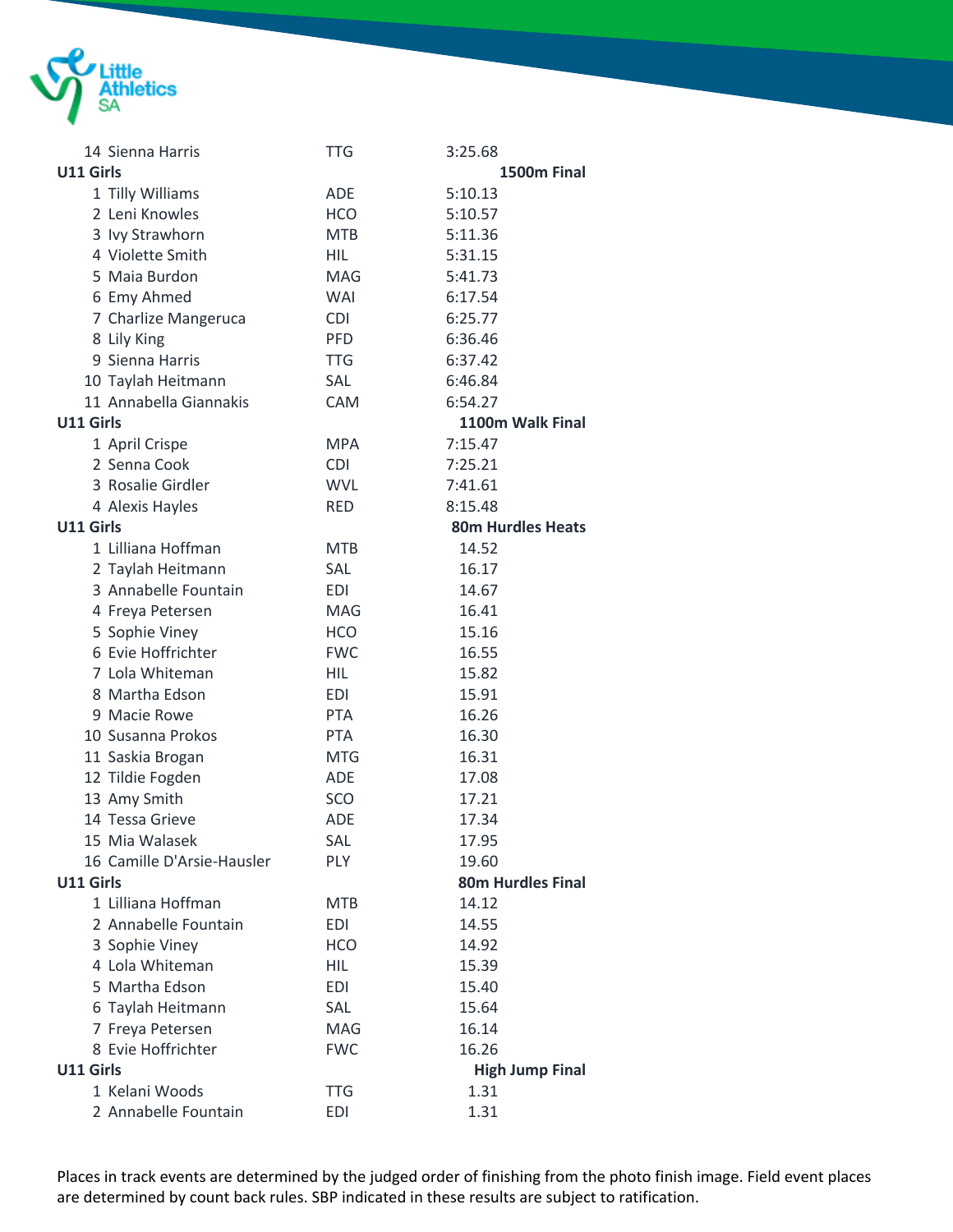| | | |
|---|---|---|
| 14 Sienna Harris | TTG | 3:25.68 |

**U11 Girls** — **1500m Final**

| Place | Name | Club | Time |
|---|---|---|---|
| 1 | Tilly Williams | ADE | 5:10.13 |
| 2 | Leni Knowles | HCO | 5:10.57 |
| 3 | Ivy Strawhorn | MTB | 5:11.36 |
| 4 | Violette Smith | HIL | 5:31.15 |
| 5 | Maia Burdon | MAG | 5:41.73 |
| 6 | Emy Ahmed | WAI | 6:17.54 |
| 7 | Charlize Mangeruca | CDI | 6:25.77 |
| 8 | Lily King | PFD | 6:36.46 |
| 9 | Sienna Harris | TTG | 6:37.42 |
| 10 | Taylah Heitmann | SAL | 6:46.84 |
| 11 | Annabella Giannakis | CAM | 6:54.27 |

**U11 Girls** — **1100m Walk Final**

| Place | Name | Club | Time |
|---|---|---|---|
| 1 | April Crispe | MPA | 7:15.47 |
| 2 | Senna Cook | CDI | 7:25.21 |
| 3 | Rosalie Girdler | WVL | 7:41.61 |
| 4 | Alexis Hayles | RED | 8:15.48 |

**U11 Girls** — **80m Hurdles Heats**

| Place | Name | Club | Time |
|---|---|---|---|
| 1 | Lilliana Hoffman | MTB | 14.52 |
| 2 | Taylah Heitmann | SAL | 16.17 |
| 3 | Annabelle Fountain | EDI | 14.67 |
| 4 | Freya Petersen | MAG | 16.41 |
| 5 | Sophie Viney | HCO | 15.16 |
| 6 | Evie Hoffrichter | FWC | 16.55 |
| 7 | Lola Whiteman | HIL | 15.82 |
| 8 | Martha Edson | EDI | 15.91 |
| 9 | Macie Rowe | PTA | 16.26 |
| 10 | Susanna Prokos | PTA | 16.30 |
| 11 | Saskia Brogan | MTG | 16.31 |
| 12 | Tildie Fogden | ADE | 17.08 |
| 13 | Amy Smith | SCO | 17.21 |
| 14 | Tessa Grieve | ADE | 17.34 |
| 15 | Mia Walasek | SAL | 17.95 |
| 16 | Camille D'Arsie-Hausler | PLY | 19.60 |

**U11 Girls** — **80m Hurdles Final**

| Place | Name | Club | Time |
|---|---|---|---|
| 1 | Lilliana Hoffman | MTB | 14.12 |
| 2 | Annabelle Fountain | EDI | 14.55 |
| 3 | Sophie Viney | HCO | 14.92 |
| 4 | Lola Whiteman | HIL | 15.39 |
| 5 | Martha Edson | EDI | 15.40 |
| 6 | Taylah Heitmann | SAL | 15.64 |
| 7 | Freya Petersen | MAG | 16.14 |
| 8 | Evie Hoffrichter | FWC | 16.26 |

**U11 Girls** — **High Jump Final**

| Place | Name | Club | Height |
|---|---|---|---|
| 1 | Kelani Woods | TTG | 1.31 |
| 2 | Annabelle Fountain | EDI | 1.31 |

Places in track events are determined by the judged order of finishing from the photo finish image. Field event places are determined by count back rules. SBP indicated in these results are subject to ratification.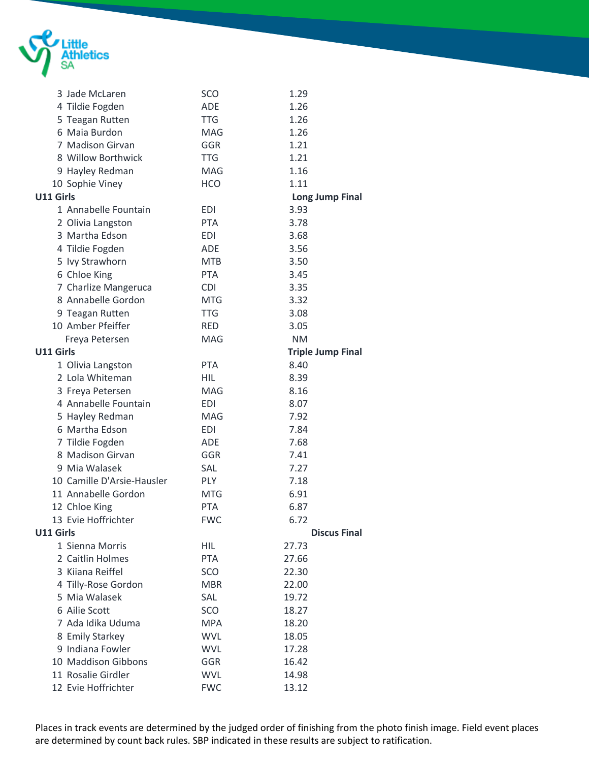| | | |
|---|---|---|
| 3 Jade McLaren | SCO | 1.29 |
| 4 Tildie Fogden | ADE | 1.26 |
| 5 Teagan Rutten | TTG | 1.26 |
| 6 Maia Burdon | MAG | 1.26 |
| 7 Madison Girvan | GGR | 1.21 |
| 8 Willow Borthwick | TTG | 1.21 |
| 9 Hayley Redman | MAG | 1.16 |
| 10 Sophie Viney | HCO | 1.11 |

**U11 Girls** — **Long Jump Final**

| | | |
|---|---|---|
| 1 Annabelle Fountain | EDI | 3.93 |
| 2 Olivia Langston | PTA | 3.78 |
| 3 Martha Edson | EDI | 3.68 |
| 4 Tildie Fogden | ADE | 3.56 |
| 5 Ivy Strawhorn | MTB | 3.50 |
| 6 Chloe King | PTA | 3.45 |
| 7 Charlize Mangeruca | CDI | 3.35 |
| 8 Annabelle Gordon | MTG | 3.32 |
| 9 Teagan Rutten | TTG | 3.08 |
| 10 Amber Pfeiffer | RED | 3.05 |
| Freya Petersen | MAG | NM |

**U11 Girls** — **Triple Jump Final**

| | | |
|---|---|---|
| 1 Olivia Langston | PTA | 8.40 |
| 2 Lola Whiteman | HIL | 8.39 |
| 3 Freya Petersen | MAG | 8.16 |
| 4 Annabelle Fountain | EDI | 8.07 |
| 5 Hayley Redman | MAG | 7.92 |
| 6 Martha Edson | EDI | 7.84 |
| 7 Tildie Fogden | ADE | 7.68 |
| 8 Madison Girvan | GGR | 7.41 |
| 9 Mia Walasek | SAL | 7.27 |
| 10 Camille D'Arsie-Hausler | PLY | 7.18 |
| 11 Annabelle Gordon | MTG | 6.91 |
| 12 Chloe King | PTA | 6.87 |
| 13 Evie Hoffrichter | FWC | 6.72 |

**U11 Girls** — **Discus Final**

| | | |
|---|---|---|
| 1 Sienna Morris | HIL | 27.73 |
| 2 Caitlin Holmes | PTA | 27.66 |
| 3 Kiiana Reiffel | SCO | 22.30 |
| 4 Tilly-Rose Gordon | MBR | 22.00 |
| 5 Mia Walasek | SAL | 19.72 |
| 6 Ailie Scott | SCO | 18.27 |
| 7 Ada Idika Uduma | MPA | 18.20 |
| 8 Emily Starkey | WVL | 18.05 |
| 9 Indiana Fowler | WVL | 17.28 |
| 10 Maddison Gibbons | GGR | 16.42 |
| 11 Rosalie Girdler | WVL | 14.98 |
| 12 Evie Hoffrichter | FWC | 13.12 |

Places in track events are determined by the judged order of finishing from the photo finish image. Field event places are determined by count back rules. SBP indicated in these results are subject to ratification.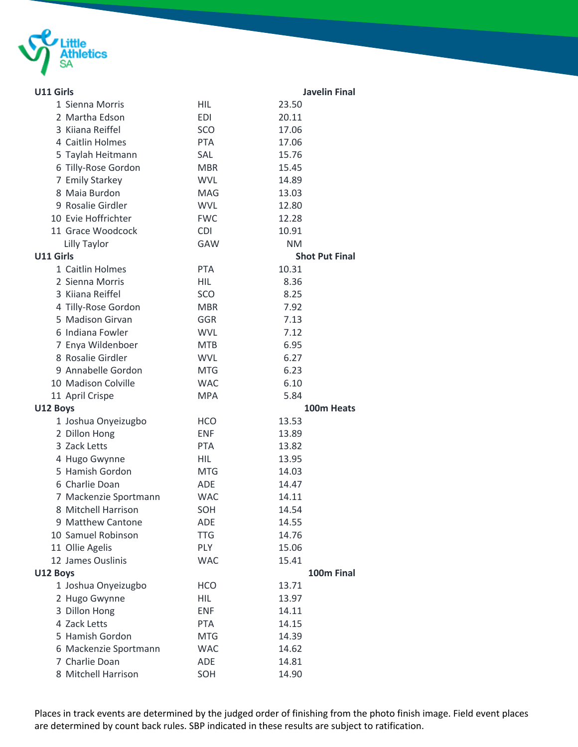## U11 Girls — Javelin Final

| Place | Name | Club | Result |
|---|---|---|---|
| 1 | Sienna Morris | HIL | 23.50 |
| 2 | Martha Edson | EDI | 20.11 |
| 3 | Kiiana Reiffel | SCO | 17.06 |
| 4 | Caitlin Holmes | PTA | 17.06 |
| 5 | Taylah Heitmann | SAL | 15.76 |
| 6 | Tilly-Rose Gordon | MBR | 15.45 |
| 7 | Emily Starkey | WVL | 14.89 |
| 8 | Maia Burdon | MAG | 13.03 |
| 9 | Rosalie Girdler | WVL | 12.80 |
| 10 | Evie Hoffrichter | FWC | 12.28 |
| 11 | Grace Woodcock | CDI | 10.91 |
| | Lilly Taylor | GAW | NM |

## U11 Girls — Shot Put Final

| Place | Name | Club | Result |
|---|---|---|---|
| 1 | Caitlin Holmes | PTA | 10.31 |
| 2 | Sienna Morris | HIL | 8.36 |
| 3 | Kiiana Reiffel | SCO | 8.25 |
| 4 | Tilly-Rose Gordon | MBR | 7.92 |
| 5 | Madison Girvan | GGR | 7.13 |
| 6 | Indiana Fowler | WVL | 7.12 |
| 7 | Enya Wildenboer | MTB | 6.95 |
| 8 | Rosalie Girdler | WVL | 6.27 |
| 9 | Annabelle Gordon | MTG | 6.23 |
| 10 | Madison Colville | WAC | 6.10 |
| 11 | April Crispe | MPA | 5.84 |

## U12 Boys — 100m Heats

| Place | Name | Club | Result |
|---|---|---|---|
| 1 | Joshua Onyeizugbo | HCO | 13.53 |
| 2 | Dillon Hong | ENF | 13.89 |
| 3 | Zack Letts | PTA | 13.82 |
| 4 | Hugo Gwynne | HIL | 13.95 |
| 5 | Hamish Gordon | MTG | 14.03 |
| 6 | Charlie Doan | ADE | 14.47 |
| 7 | Mackenzie Sportmann | WAC | 14.11 |
| 8 | Mitchell Harrison | SOH | 14.54 |
| 9 | Matthew Cantone | ADE | 14.55 |
| 10 | Samuel Robinson | TTG | 14.76 |
| 11 | Ollie Agelis | PLY | 15.06 |
| 12 | James Ouslinis | WAC | 15.41 |

## U12 Boys — 100m Final

| Place | Name | Club | Result |
|---|---|---|---|
| 1 | Joshua Onyeizugbo | HCO | 13.71 |
| 2 | Hugo Gwynne | HIL | 13.97 |
| 3 | Dillon Hong | ENF | 14.11 |
| 4 | Zack Letts | PTA | 14.15 |
| 5 | Hamish Gordon | MTG | 14.39 |
| 6 | Mackenzie Sportmann | WAC | 14.62 |
| 7 | Charlie Doan | ADE | 14.81 |
| 8 | Mitchell Harrison | SOH | 14.90 |

Places in track events are determined by the judged order of finishing from the photo finish image. Field event places are determined by count back rules. SBP indicated in these results are subject to ratification.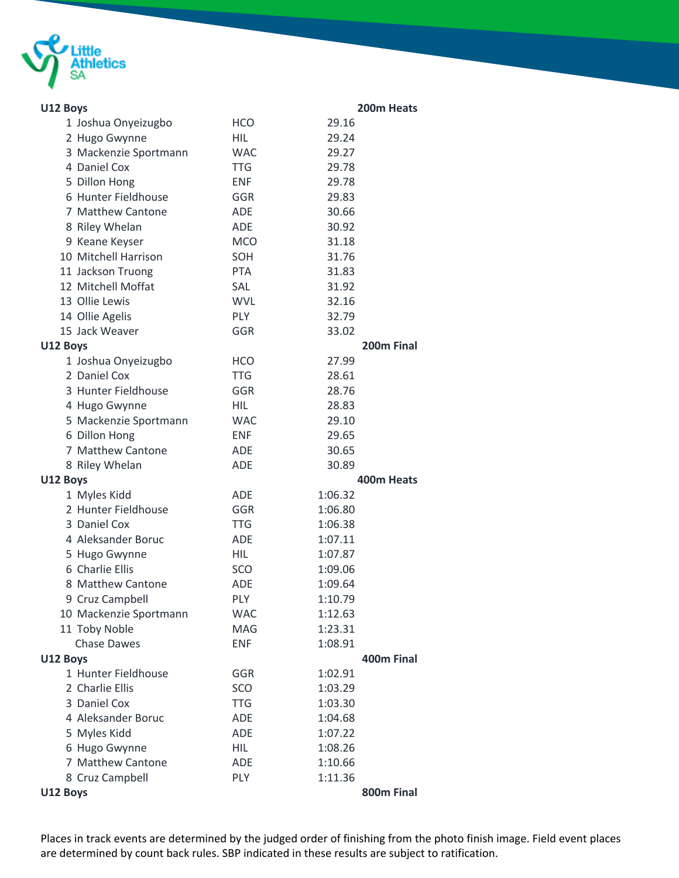**U12 Boys** **200m Heats**

| Place | Name | Club | Time |
|---|---|---|---|
| 1 | Joshua Onyeizugbo | HCO | 29.16 |
| 2 | Hugo Gwynne | HIL | 29.24 |
| 3 | Mackenzie Sportmann | WAC | 29.27 |
| 4 | Daniel Cox | TTG | 29.78 |
| 5 | Dillon Hong | ENF | 29.78 |
| 6 | Hunter Fieldhouse | GGR | 29.83 |
| 7 | Matthew Cantone | ADE | 30.66 |
| 8 | Riley Whelan | ADE | 30.92 |
| 9 | Keane Keyser | MCO | 31.18 |
| 10 | Mitchell Harrison | SOH | 31.76 |
| 11 | Jackson Truong | PTA | 31.83 |
| 12 | Mitchell Moffat | SAL | 31.92 |
| 13 | Ollie Lewis | WVL | 32.16 |
| 14 | Ollie Agelis | PLY | 32.79 |
| 15 | Jack Weaver | GGR | 33.02 |

**U12 Boys** **200m Final**

| Place | Name | Club | Time |
|---|---|---|---|
| 1 | Joshua Onyeizugbo | HCO | 27.99 |
| 2 | Daniel Cox | TTG | 28.61 |
| 3 | Hunter Fieldhouse | GGR | 28.76 |
| 4 | Hugo Gwynne | HIL | 28.83 |
| 5 | Mackenzie Sportmann | WAC | 29.10 |
| 6 | Dillon Hong | ENF | 29.65 |
| 7 | Matthew Cantone | ADE | 30.65 |
| 8 | Riley Whelan | ADE | 30.89 |

**U12 Boys** **400m Heats**

| Place | Name | Club | Time |
|---|---|---|---|
| 1 | Myles Kidd | ADE | 1:06.32 |
| 2 | Hunter Fieldhouse | GGR | 1:06.80 |
| 3 | Daniel Cox | TTG | 1:06.38 |
| 4 | Aleksander Boruc | ADE | 1:07.11 |
| 5 | Hugo Gwynne | HIL | 1:07.87 |
| 6 | Charlie Ellis | SCO | 1:09.06 |
| 8 | Matthew Cantone | ADE | 1:09.64 |
| 9 | Cruz Campbell | PLY | 1:10.79 |
| 10 | Mackenzie Sportmann | WAC | 1:12.63 |
| 11 | Toby Noble | MAG | 1:23.31 |
| | Chase Dawes | ENF | 1:08.91 |

**U12 Boys** **400m Final**

| Place | Name | Club | Time |
|---|---|---|---|
| 1 | Hunter Fieldhouse | GGR | 1:02.91 |
| 2 | Charlie Ellis | SCO | 1:03.29 |
| 3 | Daniel Cox | TTG | 1:03.30 |
| 4 | Aleksander Boruc | ADE | 1:04.68 |
| 5 | Myles Kidd | ADE | 1:07.22 |
| 6 | Hugo Gwynne | HIL | 1:08.26 |
| 7 | Matthew Cantone | ADE | 1:10.66 |
| 8 | Cruz Campbell | PLY | 1:11.36 |

**U12 Boys** **800m Final**

Places in track events are determined by the judged order of finishing from the photo finish image. Field event places are determined by count back rules. SBP indicated in these results are subject to ratification.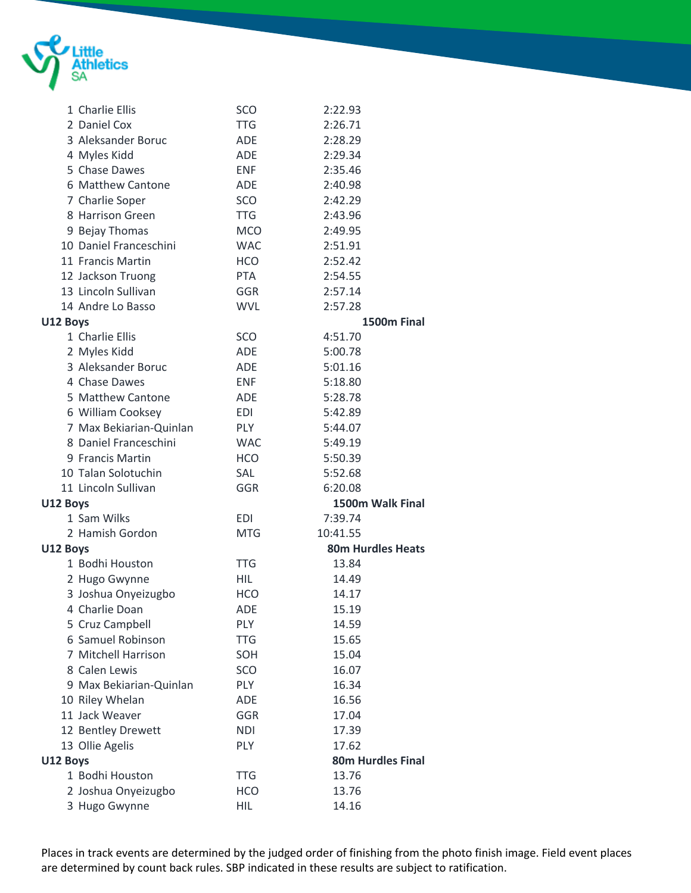| | | | |
|---|---|---|---|
| 1 | Charlie Ellis | SCO | 2:22.93 |
| 2 | Daniel Cox | TTG | 2:26.71 |
| 3 | Aleksander Boruc | ADE | 2:28.29 |
| 4 | Myles Kidd | ADE | 2:29.34 |
| 5 | Chase Dawes | ENF | 2:35.46 |
| 6 | Matthew Cantone | ADE | 2:40.98 |
| 7 | Charlie Soper | SCO | 2:42.29 |
| 8 | Harrison Green | TTG | 2:43.96 |
| 9 | Bejay Thomas | MCO | 2:49.95 |
| 10 | Daniel Franceschini | WAC | 2:51.91 |
| 11 | Francis Martin | HCO | 2:52.42 |
| 12 | Jackson Truong | PTA | 2:54.55 |
| 13 | Lincoln Sullivan | GGR | 2:57.14 |
| 14 | Andre Lo Basso | WVL | 2:57.28 |

**U12 Boys** — **1500m Final**

| | | | |
|---|---|---|---|
| 1 | Charlie Ellis | SCO | 4:51.70 |
| 2 | Myles Kidd | ADE | 5:00.78 |
| 3 | Aleksander Boruc | ADE | 5:01.16 |
| 4 | Chase Dawes | ENF | 5:18.80 |
| 5 | Matthew Cantone | ADE | 5:28.78 |
| 6 | William Cooksey | EDI | 5:42.89 |
| 7 | Max Bekiarian-Quinlan | PLY | 5:44.07 |
| 8 | Daniel Franceschini | WAC | 5:49.19 |
| 9 | Francis Martin | HCO | 5:50.39 |
| 10 | Talan Solotuchin | SAL | 5:52.68 |
| 11 | Lincoln Sullivan | GGR | 6:20.08 |

**U12 Boys** — **1500m Walk Final**

| | | | |
|---|---|---|---|
| 1 | Sam Wilks | EDI | 7:39.74 |
| 2 | Hamish Gordon | MTG | 10:41.55 |

**U12 Boys** — **80m Hurdles Heats**

| | | | |
|---|---|---|---|
| 1 | Bodhi Houston | TTG | 13.84 |
| 2 | Hugo Gwynne | HIL | 14.49 |
| 3 | Joshua Onyeizugbo | HCO | 14.17 |
| 4 | Charlie Doan | ADE | 15.19 |
| 5 | Cruz Campbell | PLY | 14.59 |
| 6 | Samuel Robinson | TTG | 15.65 |
| 7 | Mitchell Harrison | SOH | 15.04 |
| 8 | Calen Lewis | SCO | 16.07 |
| 9 | Max Bekiarian-Quinlan | PLY | 16.34 |
| 10 | Riley Whelan | ADE | 16.56 |
| 11 | Jack Weaver | GGR | 17.04 |
| 12 | Bentley Drewett | NDI | 17.39 |
| 13 | Ollie Agelis | PLY | 17.62 |

**U12 Boys** — **80m Hurdles Final**

| | | | |
|---|---|---|---|
| 1 | Bodhi Houston | TTG | 13.76 |
| 2 | Joshua Onyeizugbo | HCO | 13.76 |
| 3 | Hugo Gwynne | HIL | 14.16 |

Places in track events are determined by the judged order of finishing from the photo finish image. Field event places are determined by count back rules. SBP indicated in these results are subject to ratification.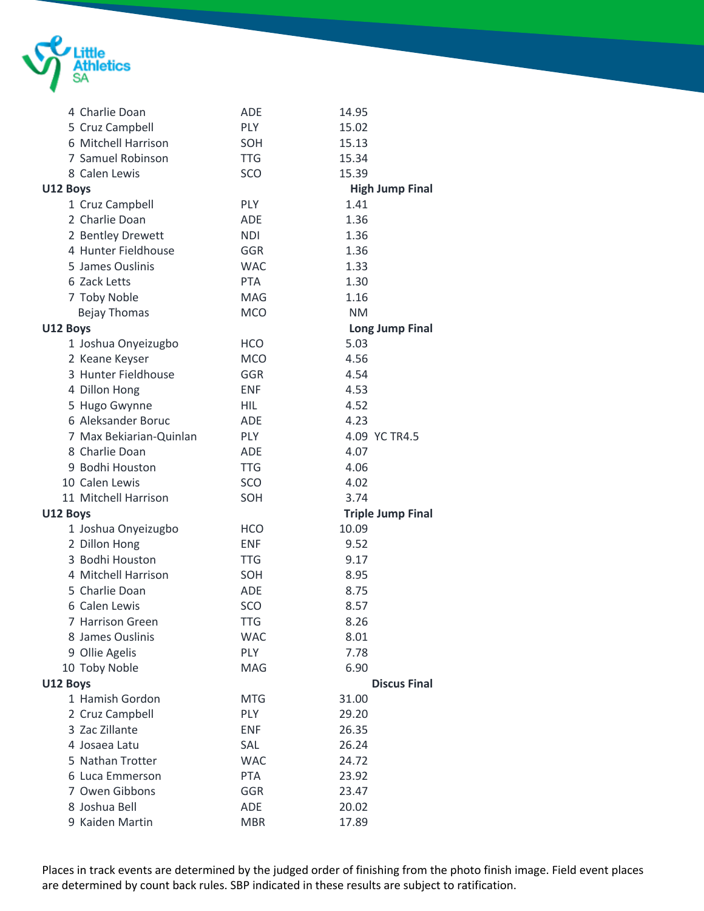| Place | Name | Club | Result |
|---|---|---|---|
| 4 | Charlie Doan | ADE | 14.95 |
| 5 | Cruz Campbell | PLY | 15.02 |
| 6 | Mitchell Harrison | SOH | 15.13 |
| 7 | Samuel Robinson | TTG | 15.34 |
| 8 | Calen Lewis | SCO | 15.39 |

**U12 Boys** — **High Jump Final**

| Place | Name | Club | Result |
|---|---|---|---|
| 1 | Cruz Campbell | PLY | 1.41 |
| 2 | Charlie Doan | ADE | 1.36 |
| 2 | Bentley Drewett | NDI | 1.36 |
| 4 | Hunter Fieldhouse | GGR | 1.36 |
| 5 | James Ouslinis | WAC | 1.33 |
| 6 | Zack Letts | PTA | 1.30 |
| 7 | Toby Noble | MAG | 1.16 |
| | Bejay Thomas | MCO | NM |

**U12 Boys** — **Long Jump Final**

| Place | Name | Club | Result |
|---|---|---|---|
| 1 | Joshua Onyeizugbo | HCO | 5.03 |
| 2 | Keane Keyser | MCO | 4.56 |
| 3 | Hunter Fieldhouse | GGR | 4.54 |
| 4 | Dillon Hong | ENF | 4.53 |
| 5 | Hugo Gwynne | HIL | 4.52 |
| 6 | Aleksander Boruc | ADE | 4.23 |
| 7 | Max Bekiarian-Quinlan | PLY | 4.09 YC TR4.5 |
| 8 | Charlie Doan | ADE | 4.07 |
| 9 | Bodhi Houston | TTG | 4.06 |
| 10 | Calen Lewis | SCO | 4.02 |
| 11 | Mitchell Harrison | SOH | 3.74 |

**U12 Boys** — **Triple Jump Final**

| Place | Name | Club | Result |
|---|---|---|---|
| 1 | Joshua Onyeizugbo | HCO | 10.09 |
| 2 | Dillon Hong | ENF | 9.52 |
| 3 | Bodhi Houston | TTG | 9.17 |
| 4 | Mitchell Harrison | SOH | 8.95 |
| 5 | Charlie Doan | ADE | 8.75 |
| 6 | Calen Lewis | SCO | 8.57 |
| 7 | Harrison Green | TTG | 8.26 |
| 8 | James Ouslinis | WAC | 8.01 |
| 9 | Ollie Agelis | PLY | 7.78 |
| 10 | Toby Noble | MAG | 6.90 |

**U12 Boys** — **Discus Final**

| Place | Name | Club | Result |
|---|---|---|---|
| 1 | Hamish Gordon | MTG | 31.00 |
| 2 | Cruz Campbell | PLY | 29.20 |
| 3 | Zac Zillante | ENF | 26.35 |
| 4 | Josaea Latu | SAL | 26.24 |
| 5 | Nathan Trotter | WAC | 24.72 |
| 6 | Luca Emmerson | PTA | 23.92 |
| 7 | Owen Gibbons | GGR | 23.47 |
| 8 | Joshua Bell | ADE | 20.02 |
| 9 | Kaiden Martin | MBR | 17.89 |

Places in track events are determined by the judged order of finishing from the photo finish image. Field event places are determined by count back rules. SBP indicated in these results are subject to ratification.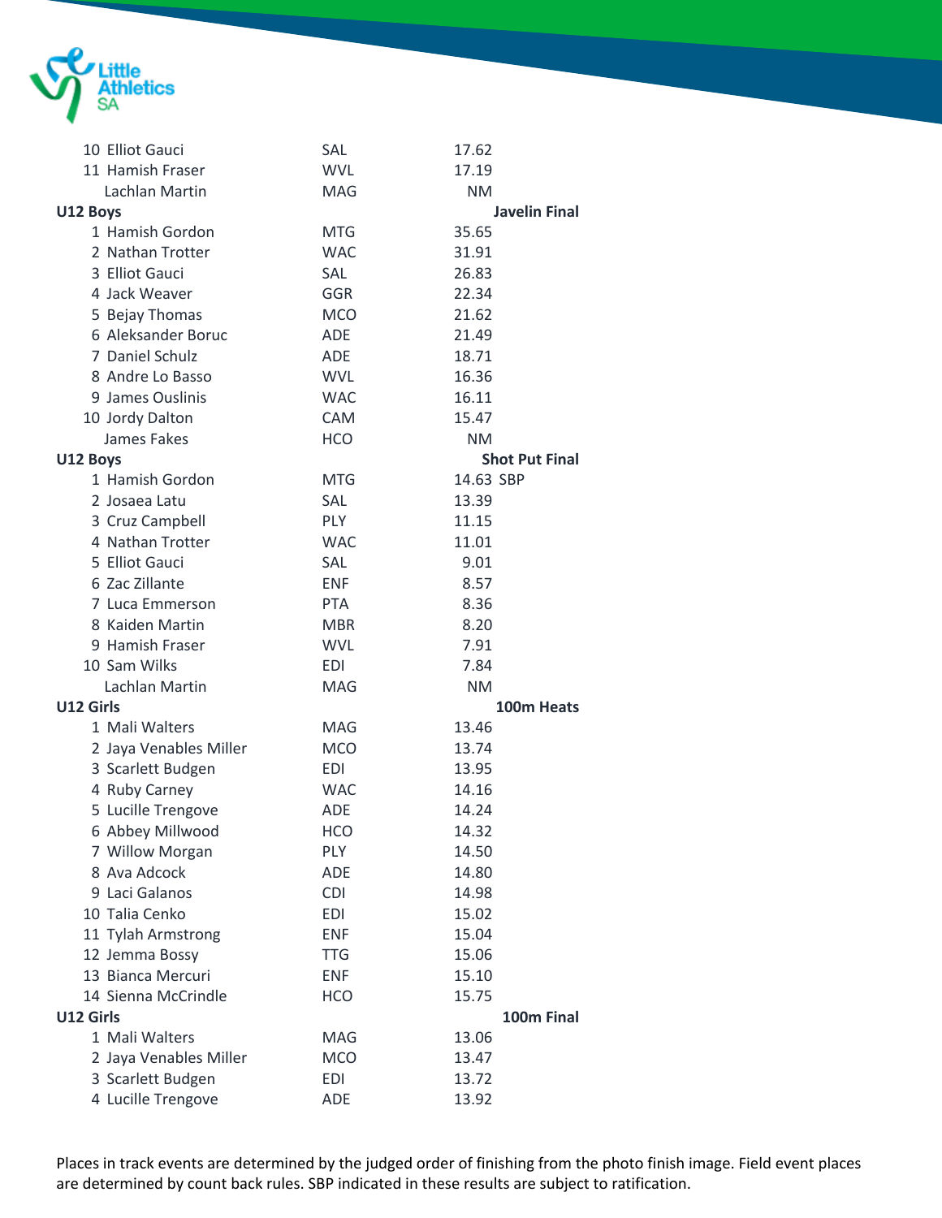| | | |
|---|---|---|
| 10 Elliot Gauci | SAL | 17.62 |
| 11 Hamish Fraser | WVL | 17.19 |
| Lachlan Martin | MAG | NM |

**U12 Boys** **Javelin Final**

| | | |
|---|---|---|
| 1 Hamish Gordon | MTG | 35.65 |
| 2 Nathan Trotter | WAC | 31.91 |
| 3 Elliot Gauci | SAL | 26.83 |
| 4 Jack Weaver | GGR | 22.34 |
| 5 Bejay Thomas | MCO | 21.62 |
| 6 Aleksander Boruc | ADE | 21.49 |
| 7 Daniel Schulz | ADE | 18.71 |
| 8 Andre Lo Basso | WVL | 16.36 |
| 9 James Ouslinis | WAC | 16.11 |
| 10 Jordy Dalton | CAM | 15.47 |
| James Fakes | HCO | NM |

**U12 Boys** **Shot Put Final**

| | | |
|---|---|---|
| 1 Hamish Gordon | MTG | 14.63 SBP |
| 2 Josaea Latu | SAL | 13.39 |
| 3 Cruz Campbell | PLY | 11.15 |
| 4 Nathan Trotter | WAC | 11.01 |
| 5 Elliot Gauci | SAL | 9.01 |
| 6 Zac Zillante | ENF | 8.57 |
| 7 Luca Emmerson | PTA | 8.36 |
| 8 Kaiden Martin | MBR | 8.20 |
| 9 Hamish Fraser | WVL | 7.91 |
| 10 Sam Wilks | EDI | 7.84 |
| Lachlan Martin | MAG | NM |

**U12 Girls** **100m Heats**

| | | |
|---|---|---|
| 1 Mali Walters | MAG | 13.46 |
| 2 Jaya Venables Miller | MCO | 13.74 |
| 3 Scarlett Budgen | EDI | 13.95 |
| 4 Ruby Carney | WAC | 14.16 |
| 5 Lucille Trengove | ADE | 14.24 |
| 6 Abbey Millwood | HCO | 14.32 |
| 7 Willow Morgan | PLY | 14.50 |
| 8 Ava Adcock | ADE | 14.80 |
| 9 Laci Galanos | CDI | 14.98 |
| 10 Talia Cenko | EDI | 15.02 |
| 11 Tylah Armstrong | ENF | 15.04 |
| 12 Jemma Bossy | TTG | 15.06 |
| 13 Bianca Mercuri | ENF | 15.10 |
| 14 Sienna McCrindle | HCO | 15.75 |

**U12 Girls** **100m Final**

| | | |
|---|---|---|
| 1 Mali Walters | MAG | 13.06 |
| 2 Jaya Venables Miller | MCO | 13.47 |
| 3 Scarlett Budgen | EDI | 13.72 |
| 4 Lucille Trengove | ADE | 13.92 |

Places in track events are determined by the judged order of finishing from the photo finish image. Field event places are determined by count back rules. SBP indicated in these results are subject to ratification.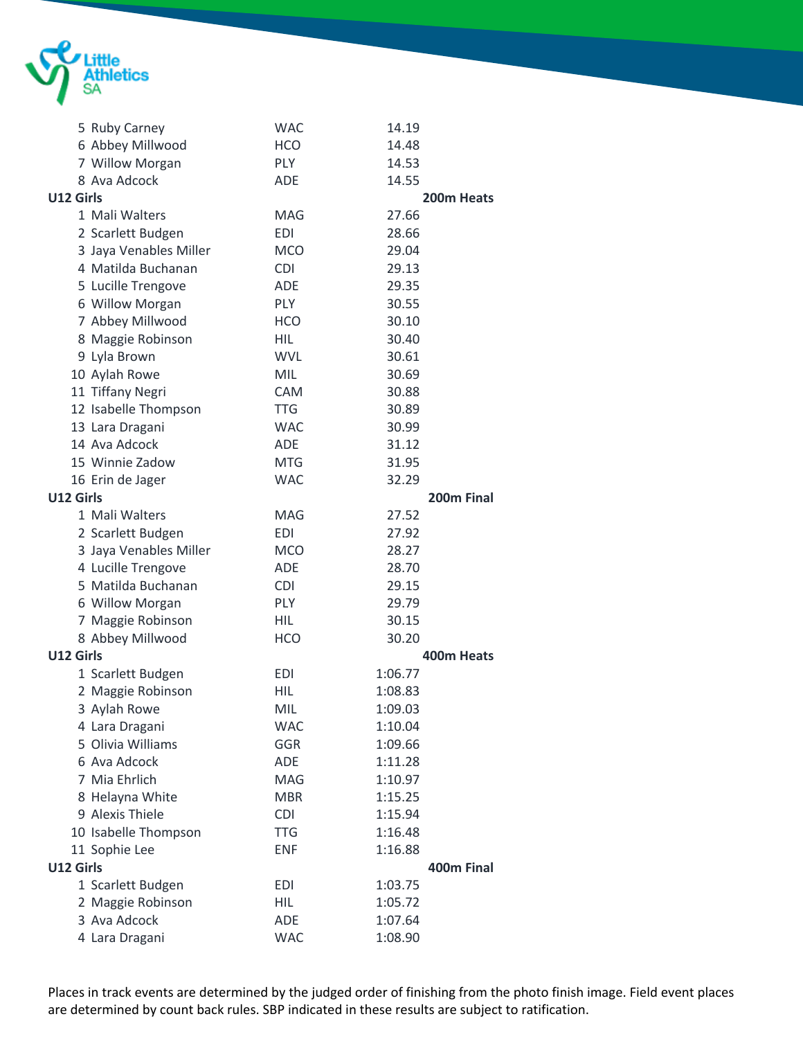| | | |
|---|---|---|
| 5 Ruby Carney | WAC | 14.19 |
| 6 Abbey Millwood | HCO | 14.48 |
| 7 Willow Morgan | PLY | 14.53 |
| 8 Ava Adcock | ADE | 14.55 |

**U12 Girls** **200m Heats**

| | | |
|---|---|---|
| 1 Mali Walters | MAG | 27.66 |
| 2 Scarlett Budgen | EDI | 28.66 |
| 3 Jaya Venables Miller | MCO | 29.04 |
| 4 Matilda Buchanan | CDI | 29.13 |
| 5 Lucille Trengove | ADE | 29.35 |
| 6 Willow Morgan | PLY | 30.55 |
| 7 Abbey Millwood | HCO | 30.10 |
| 8 Maggie Robinson | HIL | 30.40 |
| 9 Lyla Brown | WVL | 30.61 |
| 10 Aylah Rowe | MIL | 30.69 |
| 11 Tiffany Negri | CAM | 30.88 |
| 12 Isabelle Thompson | TTG | 30.89 |
| 13 Lara Dragani | WAC | 30.99 |
| 14 Ava Adcock | ADE | 31.12 |
| 15 Winnie Zadow | MTG | 31.95 |
| 16 Erin de Jager | WAC | 32.29 |

**U12 Girls** **200m Final**

| | | |
|---|---|---|
| 1 Mali Walters | MAG | 27.52 |
| 2 Scarlett Budgen | EDI | 27.92 |
| 3 Jaya Venables Miller | MCO | 28.27 |
| 4 Lucille Trengove | ADE | 28.70 |
| 5 Matilda Buchanan | CDI | 29.15 |
| 6 Willow Morgan | PLY | 29.79 |
| 7 Maggie Robinson | HIL | 30.15 |
| 8 Abbey Millwood | HCO | 30.20 |

**U12 Girls** **400m Heats**

| | | |
|---|---|---|
| 1 Scarlett Budgen | EDI | 1:06.77 |
| 2 Maggie Robinson | HIL | 1:08.83 |
| 3 Aylah Rowe | MIL | 1:09.03 |
| 4 Lara Dragani | WAC | 1:10.04 |
| 5 Olivia Williams | GGR | 1:09.66 |
| 6 Ava Adcock | ADE | 1:11.28 |
| 7 Mia Ehrlich | MAG | 1:10.97 |
| 8 Helayna White | MBR | 1:15.25 |
| 9 Alexis Thiele | CDI | 1:15.94 |
| 10 Isabelle Thompson | TTG | 1:16.48 |
| 11 Sophie Lee | ENF | 1:16.88 |

**U12 Girls** **400m Final**

| | | |
|---|---|---|
| 1 Scarlett Budgen | EDI | 1:03.75 |
| 2 Maggie Robinson | HIL | 1:05.72 |
| 3 Ava Adcock | ADE | 1:07.64 |
| 4 Lara Dragani | WAC | 1:08.90 |

Places in track events are determined by the judged order of finishing from the photo finish image. Field event places are determined by count back rules. SBP indicated in these results are subject to ratification.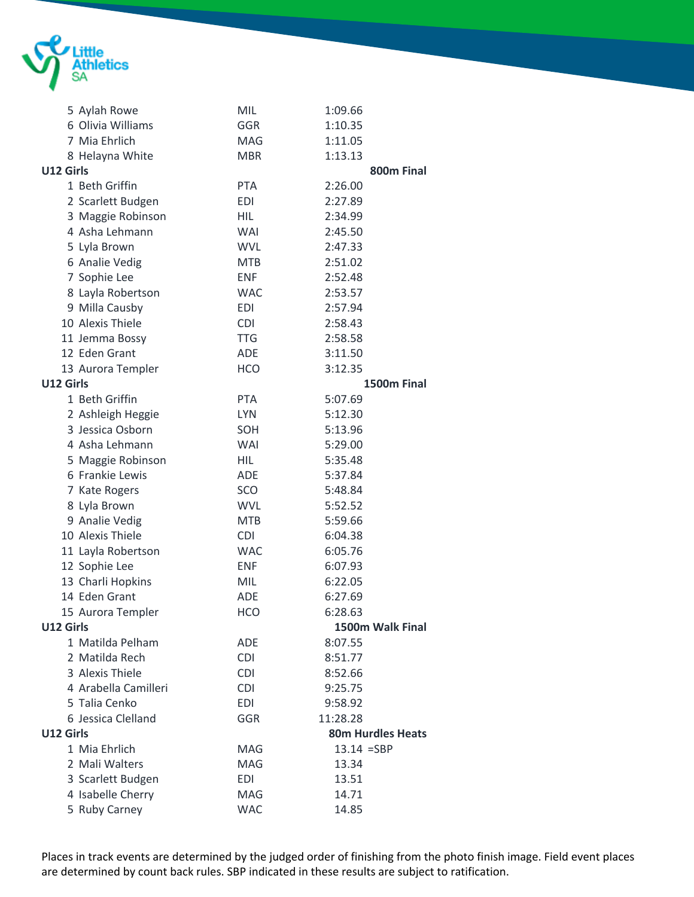| | | |
|---|---|---|
| 5 Aylah Rowe | MIL | 1:09.66 |
| 6 Olivia Williams | GGR | 1:10.35 |
| 7 Mia Ehrlich | MAG | 1:11.05 |
| 8 Helayna White | MBR | 1:13.13 |

**U12 Girls** **800m Final**

| | | |
|---|---|---|
| 1 Beth Griffin | PTA | 2:26.00 |
| 2 Scarlett Budgen | EDI | 2:27.89 |
| 3 Maggie Robinson | HIL | 2:34.99 |
| 4 Asha Lehmann | WAI | 2:45.50 |
| 5 Lyla Brown | WVL | 2:47.33 |
| 6 Analie Vedig | MTB | 2:51.02 |
| 7 Sophie Lee | ENF | 2:52.48 |
| 8 Layla Robertson | WAC | 2:53.57 |
| 9 Milla Causby | EDI | 2:57.94 |
| 10 Alexis Thiele | CDI | 2:58.43 |
| 11 Jemma Bossy | TTG | 2:58.58 |
| 12 Eden Grant | ADE | 3:11.50 |
| 13 Aurora Templer | HCO | 3:12.35 |

**U12 Girls** **1500m Final**

| | | |
|---|---|---|
| 1 Beth Griffin | PTA | 5:07.69 |
| 2 Ashleigh Heggie | LYN | 5:12.30 |
| 3 Jessica Osborn | SOH | 5:13.96 |
| 4 Asha Lehmann | WAI | 5:29.00 |
| 5 Maggie Robinson | HIL | 5:35.48 |
| 6 Frankie Lewis | ADE | 5:37.84 |
| 7 Kate Rogers | SCO | 5:48.84 |
| 8 Lyla Brown | WVL | 5:52.52 |
| 9 Analie Vedig | MTB | 5:59.66 |
| 10 Alexis Thiele | CDI | 6:04.38 |
| 11 Layla Robertson | WAC | 6:05.76 |
| 12 Sophie Lee | ENF | 6:07.93 |
| 13 Charli Hopkins | MIL | 6:22.05 |
| 14 Eden Grant | ADE | 6:27.69 |
| 15 Aurora Templer | HCO | 6:28.63 |

**U12 Girls** **1500m Walk Final**

| | | |
|---|---|---|
| 1 Matilda Pelham | ADE | 8:07.55 |
| 2 Matilda Rech | CDI | 8:51.77 |
| 3 Alexis Thiele | CDI | 8:52.66 |
| 4 Arabella Camilleri | CDI | 9:25.75 |
| 5 Talia Cenko | EDI | 9:58.92 |
| 6 Jessica Clelland | GGR | 11:28.28 |

**U12 Girls** **80m Hurdles Heats**

| | | |
|---|---|---|
| 1 Mia Ehrlich | MAG | 13.14 =SBP |
| 2 Mali Walters | MAG | 13.34 |
| 3 Scarlett Budgen | EDI | 13.51 |
| 4 Isabelle Cherry | MAG | 14.71 |
| 5 Ruby Carney | WAC | 14.85 |

Places in track events are determined by the judged order of finishing from the photo finish image. Field event places are determined by count back rules. SBP indicated in these results are subject to ratification.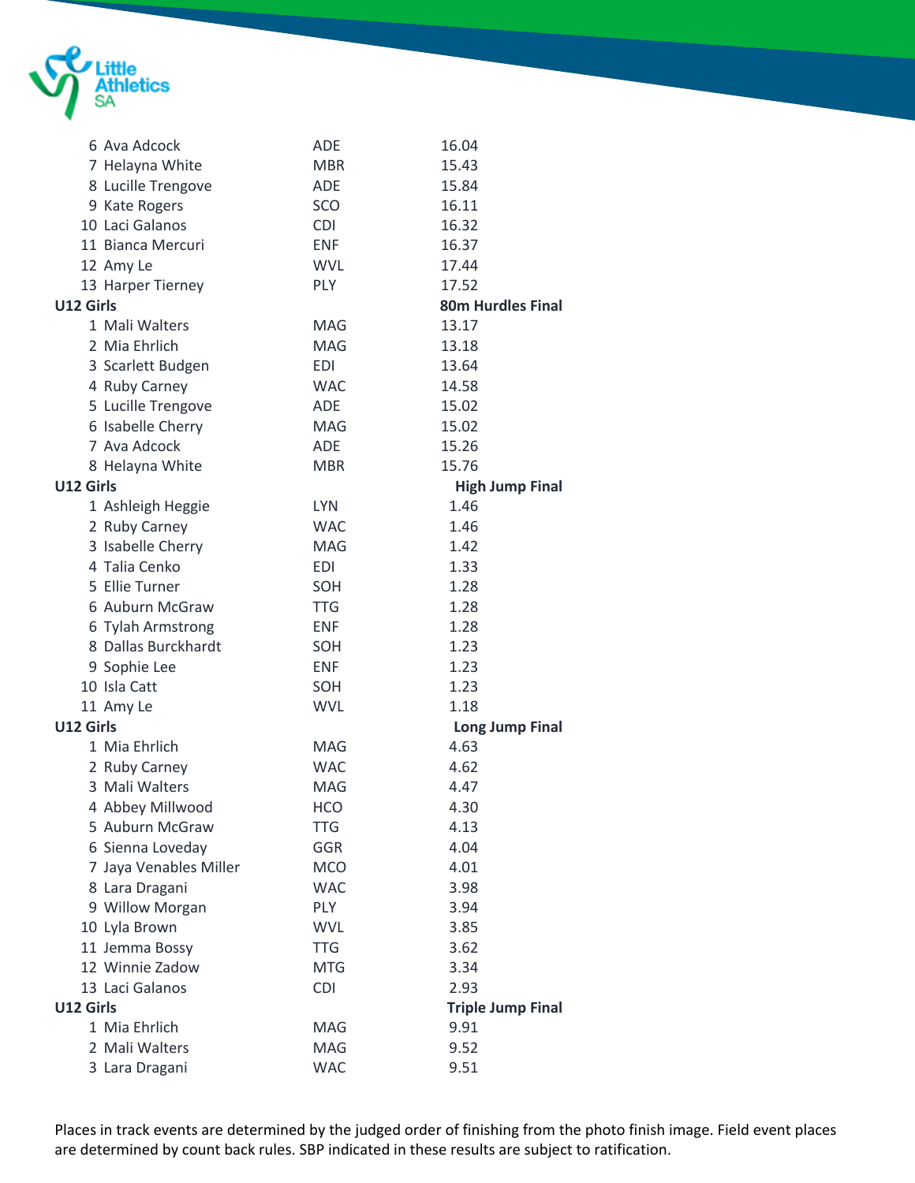| Place | Name | Club | Result |
|---|---|---|---|
| 6 | Ava Adcock | ADE | 16.04 |
| 7 | Helayna White | MBR | 15.43 |
| 8 | Lucille Trengove | ADE | 15.84 |
| 9 | Kate Rogers | SCO | 16.11 |
| 10 | Laci Galanos | CDI | 16.32 |
| 11 | Bianca Mercuri | ENF | 16.37 |
| 12 | Amy Le | WVL | 17.44 |
| 13 | Harper Tierney | PLY | 17.52 |

**U12 Girls** — **80m Hurdles Final**

| Place | Name | Club | Result |
|---|---|---|---|
| 1 | Mali Walters | MAG | 13.17 |
| 2 | Mia Ehrlich | MAG | 13.18 |
| 3 | Scarlett Budgen | EDI | 13.64 |
| 4 | Ruby Carney | WAC | 14.58 |
| 5 | Lucille Trengove | ADE | 15.02 |
| 6 | Isabelle Cherry | MAG | 15.02 |
| 7 | Ava Adcock | ADE | 15.26 |
| 8 | Helayna White | MBR | 15.76 |

**U12 Girls** — **High Jump Final**

| Place | Name | Club | Result |
|---|---|---|---|
| 1 | Ashleigh Heggie | LYN | 1.46 |
| 2 | Ruby Carney | WAC | 1.46 |
| 3 | Isabelle Cherry | MAG | 1.42 |
| 4 | Talia Cenko | EDI | 1.33 |
| 5 | Ellie Turner | SOH | 1.28 |
| 6 | Auburn McGraw | TTG | 1.28 |
| 6 | Tylah Armstrong | ENF | 1.28 |
| 8 | Dallas Burckhardt | SOH | 1.23 |
| 9 | Sophie Lee | ENF | 1.23 |
| 10 | Isla Catt | SOH | 1.23 |
| 11 | Amy Le | WVL | 1.18 |

**U12 Girls** — **Long Jump Final**

| Place | Name | Club | Result |
|---|---|---|---|
| 1 | Mia Ehrlich | MAG | 4.63 |
| 2 | Ruby Carney | WAC | 4.62 |
| 3 | Mali Walters | MAG | 4.47 |
| 4 | Abbey Millwood | HCO | 4.30 |
| 5 | Auburn McGraw | TTG | 4.13 |
| 6 | Sienna Loveday | GGR | 4.04 |
| 7 | Jaya Venables Miller | MCO | 4.01 |
| 8 | Lara Dragani | WAC | 3.98 |
| 9 | Willow Morgan | PLY | 3.94 |
| 10 | Lyla Brown | WVL | 3.85 |
| 11 | Jemma Bossy | TTG | 3.62 |
| 12 | Winnie Zadow | MTG | 3.34 |
| 13 | Laci Galanos | CDI | 2.93 |

**U12 Girls** — **Triple Jump Final**

| Place | Name | Club | Result |
|---|---|---|---|
| 1 | Mia Ehrlich | MAG | 9.91 |
| 2 | Mali Walters | MAG | 9.52 |
| 3 | Lara Dragani | WAC | 9.51 |

Places in track events are determined by the judged order of finishing from the photo finish image. Field event places are determined by count back rules. SBP indicated in these results are subject to ratification.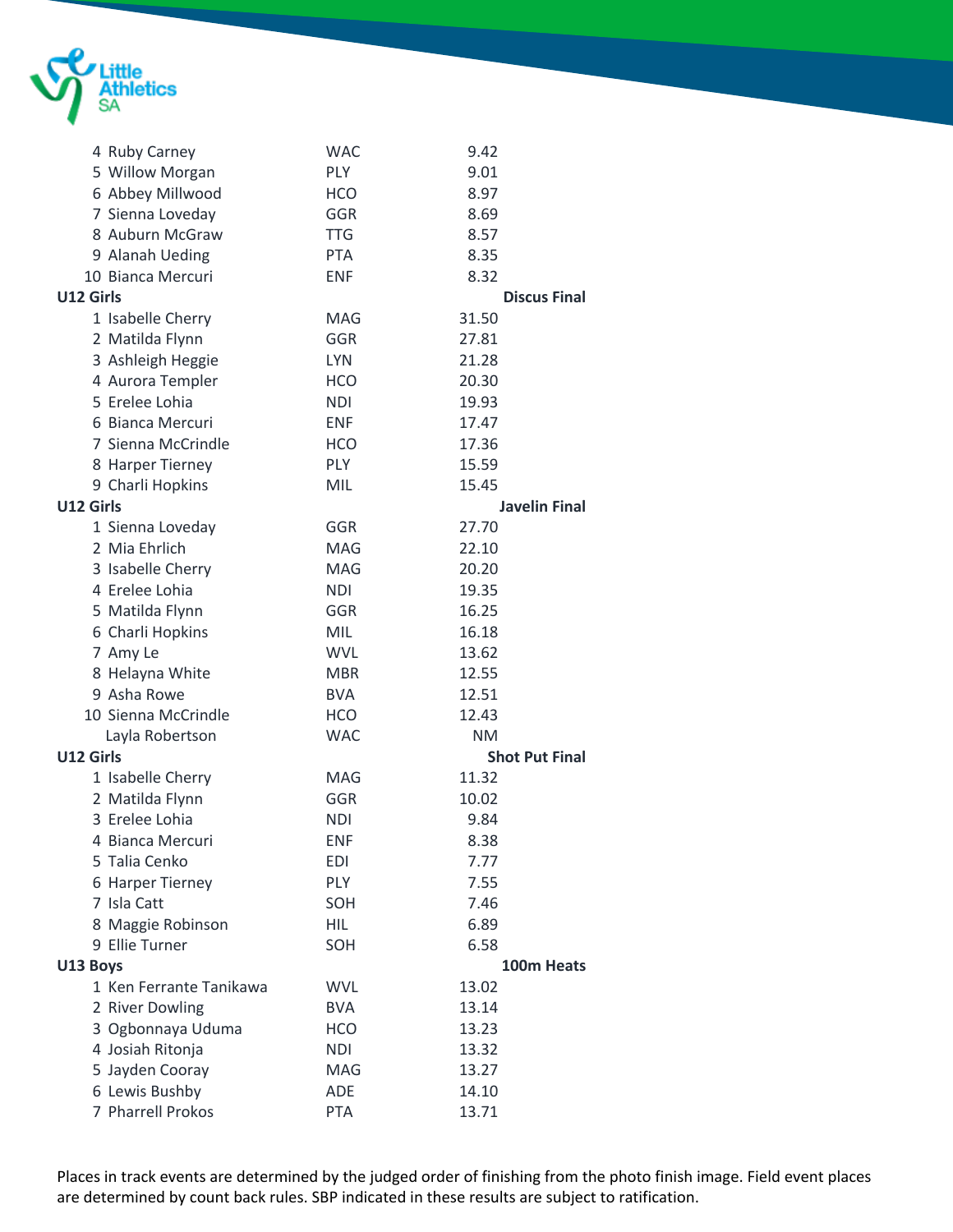| Place | Name | Club | Result |
|---|---|---|---|
| 4 | Ruby Carney | WAC | 9.42 |
| 5 | Willow Morgan | PLY | 9.01 |
| 6 | Abbey Millwood | HCO | 8.97 |
| 7 | Sienna Loveday | GGR | 8.69 |
| 8 | Auburn McGraw | TTG | 8.57 |
| 9 | Alanah Ueding | PTA | 8.35 |
| 10 | Bianca Mercuri | ENF | 8.32 |

**U12 Girls** — **Discus Final**

| Place | Name | Club | Result |
|---|---|---|---|
| 1 | Isabelle Cherry | MAG | 31.50 |
| 2 | Matilda Flynn | GGR | 27.81 |
| 3 | Ashleigh Heggie | LYN | 21.28 |
| 4 | Aurora Templer | HCO | 20.30 |
| 5 | Erelee Lohia | NDI | 19.93 |
| 6 | Bianca Mercuri | ENF | 17.47 |
| 7 | Sienna McCrindle | HCO | 17.36 |
| 8 | Harper Tierney | PLY | 15.59 |
| 9 | Charli Hopkins | MIL | 15.45 |

**U12 Girls** — **Javelin Final**

| Place | Name | Club | Result |
|---|---|---|---|
| 1 | Sienna Loveday | GGR | 27.70 |
| 2 | Mia Ehrlich | MAG | 22.10 |
| 3 | Isabelle Cherry | MAG | 20.20 |
| 4 | Erelee Lohia | NDI | 19.35 |
| 5 | Matilda Flynn | GGR | 16.25 |
| 6 | Charli Hopkins | MIL | 16.18 |
| 7 | Amy Le | WVL | 13.62 |
| 8 | Helayna White | MBR | 12.55 |
| 9 | Asha Rowe | BVA | 12.51 |
| 10 | Sienna McCrindle | HCO | 12.43 |
| | Layla Robertson | WAC | NM |

**U12 Girls** — **Shot Put Final**

| Place | Name | Club | Result |
|---|---|---|---|
| 1 | Isabelle Cherry | MAG | 11.32 |
| 2 | Matilda Flynn | GGR | 10.02 |
| 3 | Erelee Lohia | NDI | 9.84 |
| 4 | Bianca Mercuri | ENF | 8.38 |
| 5 | Talia Cenko | EDI | 7.77 |
| 6 | Harper Tierney | PLY | 7.55 |
| 7 | Isla Catt | SOH | 7.46 |
| 8 | Maggie Robinson | HIL | 6.89 |
| 9 | Ellie Turner | SOH | 6.58 |

**U13 Boys** — **100m Heats**

| Place | Name | Club | Result |
|---|---|---|---|
| 1 | Ken Ferrante Tanikawa | WVL | 13.02 |
| 2 | River Dowling | BVA | 13.14 |
| 3 | Ogbonnaya Uduma | HCO | 13.23 |
| 4 | Josiah Ritonja | NDI | 13.32 |
| 5 | Jayden Cooray | MAG | 13.27 |
| 6 | Lewis Bushby | ADE | 14.10 |
| 7 | Pharrell Prokos | PTA | 13.71 |

Places in track events are determined by the judged order of finishing from the photo finish image. Field event places are determined by count back rules. SBP indicated in these results are subject to ratification.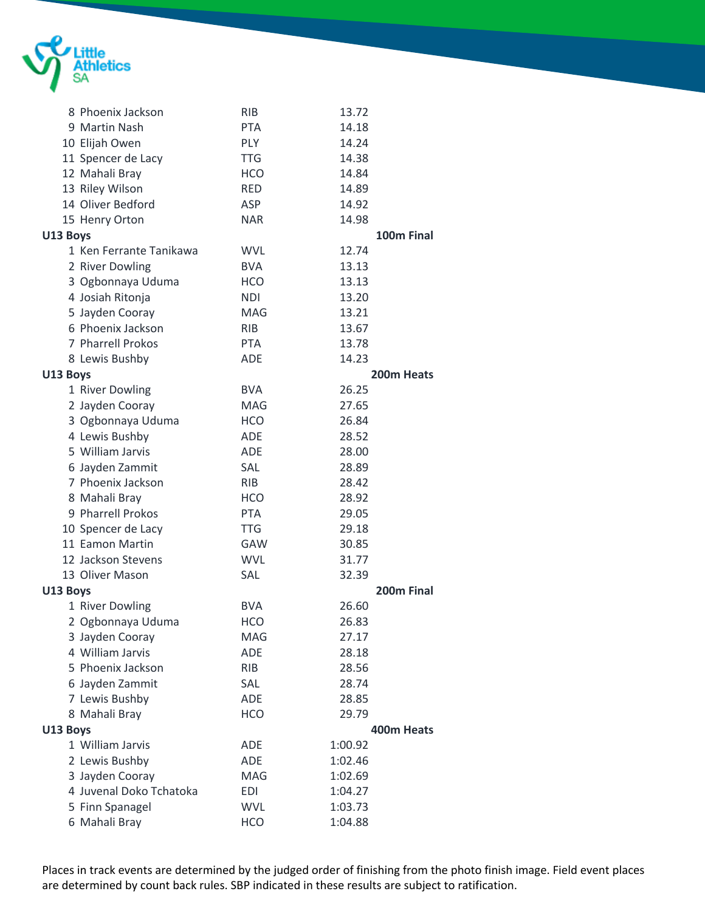| Place | Name | Club | Time |
|---|---|---|---|
| 8 | Phoenix Jackson | RIB | 13.72 |
| 9 | Martin Nash | PTA | 14.18 |
| 10 | Elijah Owen | PLY | 14.24 |
| 11 | Spencer de Lacy | TTG | 14.38 |
| 12 | Mahali Bray | HCO | 14.84 |
| 13 | Riley Wilson | RED | 14.89 |
| 14 | Oliver Bedford | ASP | 14.92 |
| 15 | Henry Orton | NAR | 14.98 |

**U13 Boys** **100m Final**

| Place | Name | Club | Time |
|---|---|---|---|
| 1 | Ken Ferrante Tanikawa | WVL | 12.74 |
| 2 | River Dowling | BVA | 13.13 |
| 3 | Ogbonnaya Uduma | HCO | 13.13 |
| 4 | Josiah Ritonja | NDI | 13.20 |
| 5 | Jayden Cooray | MAG | 13.21 |
| 6 | Phoenix Jackson | RIB | 13.67 |
| 7 | Pharrell Prokos | PTA | 13.78 |
| 8 | Lewis Bushby | ADE | 14.23 |

**U13 Boys** **200m Heats**

| Place | Name | Club | Time |
|---|---|---|---|
| 1 | River Dowling | BVA | 26.25 |
| 2 | Jayden Cooray | MAG | 27.65 |
| 3 | Ogbonnaya Uduma | HCO | 26.84 |
| 4 | Lewis Bushby | ADE | 28.52 |
| 5 | William Jarvis | ADE | 28.00 |
| 6 | Jayden Zammit | SAL | 28.89 |
| 7 | Phoenix Jackson | RIB | 28.42 |
| 8 | Mahali Bray | HCO | 28.92 |
| 9 | Pharrell Prokos | PTA | 29.05 |
| 10 | Spencer de Lacy | TTG | 29.18 |
| 11 | Eamon Martin | GAW | 30.85 |
| 12 | Jackson Stevens | WVL | 31.77 |
| 13 | Oliver Mason | SAL | 32.39 |

**U13 Boys** **200m Final**

| Place | Name | Club | Time |
|---|---|---|---|
| 1 | River Dowling | BVA | 26.60 |
| 2 | Ogbonnaya Uduma | HCO | 26.83 |
| 3 | Jayden Cooray | MAG | 27.17 |
| 4 | William Jarvis | ADE | 28.18 |
| 5 | Phoenix Jackson | RIB | 28.56 |
| 6 | Jayden Zammit | SAL | 28.74 |
| 7 | Lewis Bushby | ADE | 28.85 |
| 8 | Mahali Bray | HCO | 29.79 |

**U13 Boys** **400m Heats**

| Place | Name | Club | Time |
|---|---|---|---|
| 1 | William Jarvis | ADE | 1:00.92 |
| 2 | Lewis Bushby | ADE | 1:02.46 |
| 3 | Jayden Cooray | MAG | 1:02.69 |
| 4 | Juvenal Doko Tchatoka | EDI | 1:04.27 |
| 5 | Finn Spanagel | WVL | 1:03.73 |
| 6 | Mahali Bray | HCO | 1:04.88 |

Places in track events are determined by the judged order of finishing from the photo finish image. Field event places are determined by count back rules. SBP indicated in these results are subject to ratification.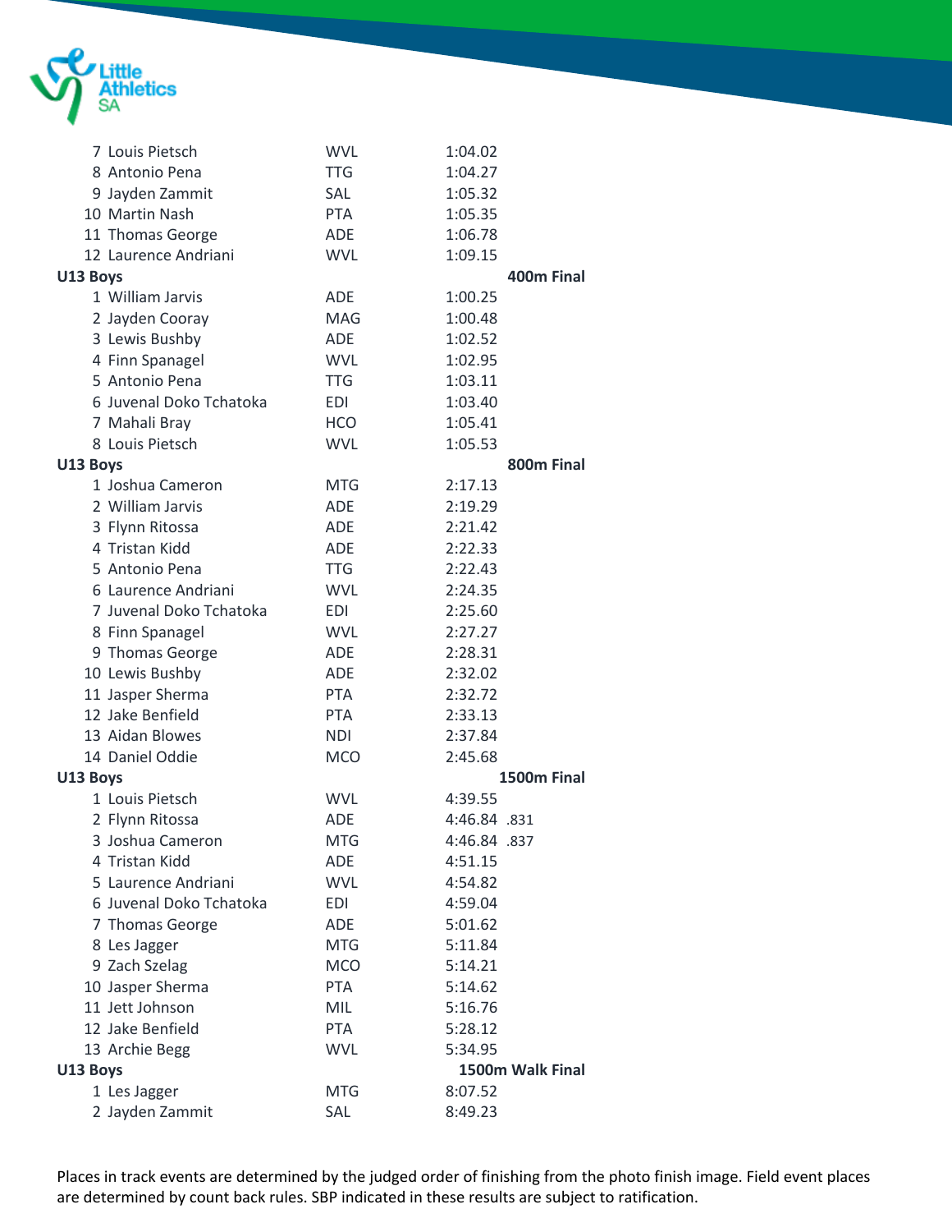| | | |
|---|---|---|
| 7 Louis Pietsch | WVL | 1:04.02 |
| 8 Antonio Pena | TTG | 1:04.27 |
| 9 Jayden Zammit | SAL | 1:05.32 |
| 10 Martin Nash | PTA | 1:05.35 |
| 11 Thomas George | ADE | 1:06.78 |
| 12 Laurence Andriani | WVL | 1:09.15 |

**U13 Boys** **400m Final**

| | | |
|---|---|---|
| 1 William Jarvis | ADE | 1:00.25 |
| 2 Jayden Cooray | MAG | 1:00.48 |
| 3 Lewis Bushby | ADE | 1:02.52 |
| 4 Finn Spanagel | WVL | 1:02.95 |
| 5 Antonio Pena | TTG | 1:03.11 |
| 6 Juvenal Doko Tchatoka | EDI | 1:03.40 |
| 7 Mahali Bray | HCO | 1:05.41 |
| 8 Louis Pietsch | WVL | 1:05.53 |

**U13 Boys** **800m Final**

| | | |
|---|---|---|
| 1 Joshua Cameron | MTG | 2:17.13 |
| 2 William Jarvis | ADE | 2:19.29 |
| 3 Flynn Ritossa | ADE | 2:21.42 |
| 4 Tristan Kidd | ADE | 2:22.33 |
| 5 Antonio Pena | TTG | 2:22.43 |
| 6 Laurence Andriani | WVL | 2:24.35 |
| 7 Juvenal Doko Tchatoka | EDI | 2:25.60 |
| 8 Finn Spanagel | WVL | 2:27.27 |
| 9 Thomas George | ADE | 2:28.31 |
| 10 Lewis Bushby | ADE | 2:32.02 |
| 11 Jasper Sherma | PTA | 2:32.72 |
| 12 Jake Benfield | PTA | 2:33.13 |
| 13 Aidan Blowes | NDI | 2:37.84 |
| 14 Daniel Oddie | MCO | 2:45.68 |

**U13 Boys** **1500m Final**

| | | |
|---|---|---|
| 1 Louis Pietsch | WVL | 4:39.55 |
| 2 Flynn Ritossa | ADE | 4:46.84 .831 |
| 3 Joshua Cameron | MTG | 4:46.84 .837 |
| 4 Tristan Kidd | ADE | 4:51.15 |
| 5 Laurence Andriani | WVL | 4:54.82 |
| 6 Juvenal Doko Tchatoka | EDI | 4:59.04 |
| 7 Thomas George | ADE | 5:01.62 |
| 8 Les Jagger | MTG | 5:11.84 |
| 9 Zach Szelag | MCO | 5:14.21 |
| 10 Jasper Sherma | PTA | 5:14.62 |
| 11 Jett Johnson | MIL | 5:16.76 |
| 12 Jake Benfield | PTA | 5:28.12 |
| 13 Archie Begg | WVL | 5:34.95 |

**U13 Boys** **1500m Walk Final**

| | | |
|---|---|---|
| 1 Les Jagger | MTG | 8:07.52 |
| 2 Jayden Zammit | SAL | 8:49.23 |

Places in track events are determined by the judged order of finishing from the photo finish image. Field event places are determined by count back rules. SBP indicated in these results are subject to ratification.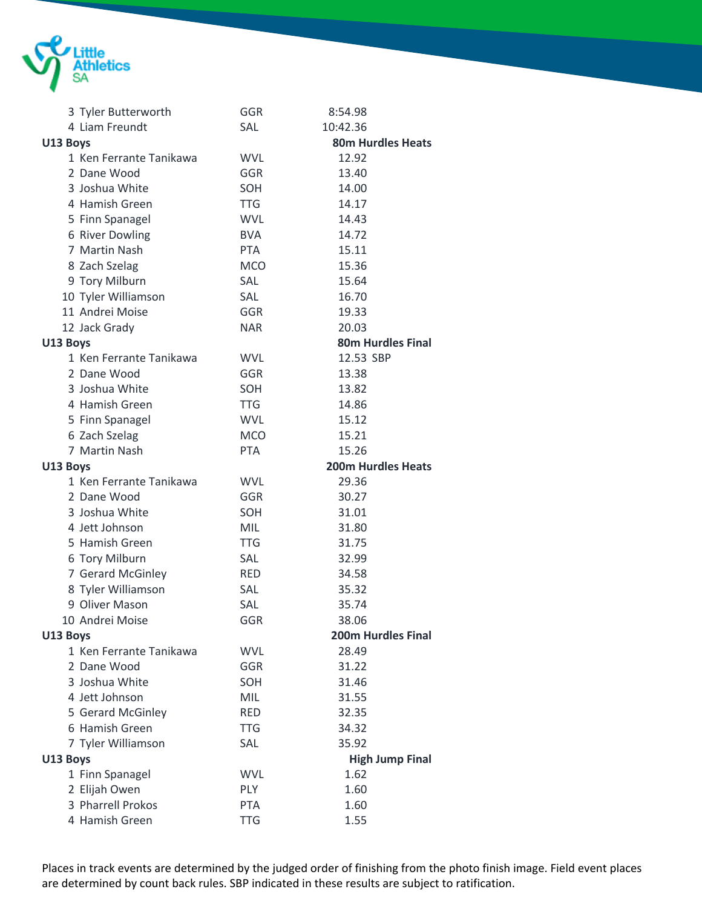| | | |
|---|---|---|
| 3 Tyler Butterworth | GGR | 8:54.98 |
| 4 Liam Freundt | SAL | 10:42.36 |

**U13 Boys** — **80m Hurdles Heats**

| | | |
|---|---|---|
| 1 Ken Ferrante Tanikawa | WVL | 12.92 |
| 2 Dane Wood | GGR | 13.40 |
| 3 Joshua White | SOH | 14.00 |
| 4 Hamish Green | TTG | 14.17 |
| 5 Finn Spanagel | WVL | 14.43 |
| 6 River Dowling | BVA | 14.72 |
| 7 Martin Nash | PTA | 15.11 |
| 8 Zach Szelag | MCO | 15.36 |
| 9 Tory Milburn | SAL | 15.64 |
| 10 Tyler Williamson | SAL | 16.70 |
| 11 Andrei Moise | GGR | 19.33 |
| 12 Jack Grady | NAR | 20.03 |

**U13 Boys** — **80m Hurdles Final**

| | | |
|---|---|---|
| 1 Ken Ferrante Tanikawa | WVL | 12.53 SBP |
| 2 Dane Wood | GGR | 13.38 |
| 3 Joshua White | SOH | 13.82 |
| 4 Hamish Green | TTG | 14.86 |
| 5 Finn Spanagel | WVL | 15.12 |
| 6 Zach Szelag | MCO | 15.21 |
| 7 Martin Nash | PTA | 15.26 |

**U13 Boys** — **200m Hurdles Heats**

| | | |
|---|---|---|
| 1 Ken Ferrante Tanikawa | WVL | 29.36 |
| 2 Dane Wood | GGR | 30.27 |
| 3 Joshua White | SOH | 31.01 |
| 4 Jett Johnson | MIL | 31.80 |
| 5 Hamish Green | TTG | 31.75 |
| 6 Tory Milburn | SAL | 32.99 |
| 7 Gerard McGinley | RED | 34.58 |
| 8 Tyler Williamson | SAL | 35.32 |
| 9 Oliver Mason | SAL | 35.74 |
| 10 Andrei Moise | GGR | 38.06 |

**U13 Boys** — **200m Hurdles Final**

| | | |
|---|---|---|
| 1 Ken Ferrante Tanikawa | WVL | 28.49 |
| 2 Dane Wood | GGR | 31.22 |
| 3 Joshua White | SOH | 31.46 |
| 4 Jett Johnson | MIL | 31.55 |
| 5 Gerard McGinley | RED | 32.35 |
| 6 Hamish Green | TTG | 34.32 |
| 7 Tyler Williamson | SAL | 35.92 |

**U13 Boys** — **High Jump Final**

| | | |
|---|---|---|
| 1 Finn Spanagel | WVL | 1.62 |
| 2 Elijah Owen | PLY | 1.60 |
| 3 Pharrell Prokos | PTA | 1.60 |
| 4 Hamish Green | TTG | 1.55 |

Places in track events are determined by the judged order of finishing from the photo finish image. Field event places are determined by count back rules. SBP indicated in these results are subject to ratification.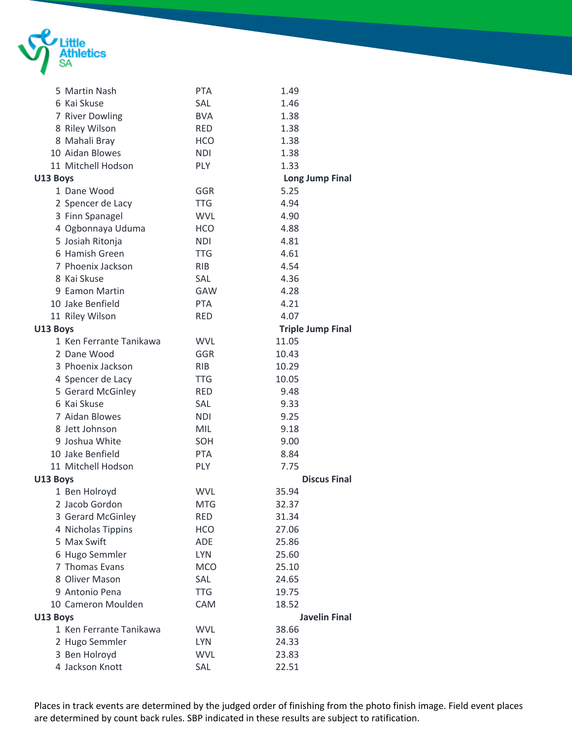| | | |
|---|---|---|
| 5 Martin Nash | PTA | 1.49 |
| 6 Kai Skuse | SAL | 1.46 |
| 7 River Dowling | BVA | 1.38 |
| 8 Riley Wilson | RED | 1.38 |
| 8 Mahali Bray | HCO | 1.38 |
| 10 Aidan Blowes | NDI | 1.38 |
| 11 Mitchell Hodson | PLY | 1.33 |

**U13 Boys** **Long Jump Final**

| | | |
|---|---|---|
| 1 Dane Wood | GGR | 5.25 |
| 2 Spencer de Lacy | TTG | 4.94 |
| 3 Finn Spanagel | WVL | 4.90 |
| 4 Ogbonnaya Uduma | HCO | 4.88 |
| 5 Josiah Ritonja | NDI | 4.81 |
| 6 Hamish Green | TTG | 4.61 |
| 7 Phoenix Jackson | RIB | 4.54 |
| 8 Kai Skuse | SAL | 4.36 |
| 9 Eamon Martin | GAW | 4.28 |
| 10 Jake Benfield | PTA | 4.21 |
| 11 Riley Wilson | RED | 4.07 |

**U13 Boys** **Triple Jump Final**

| | | |
|---|---|---|
| 1 Ken Ferrante Tanikawa | WVL | 11.05 |
| 2 Dane Wood | GGR | 10.43 |
| 3 Phoenix Jackson | RIB | 10.29 |
| 4 Spencer de Lacy | TTG | 10.05 |
| 5 Gerard McGinley | RED | 9.48 |
| 6 Kai Skuse | SAL | 9.33 |
| 7 Aidan Blowes | NDI | 9.25 |
| 8 Jett Johnson | MIL | 9.18 |
| 9 Joshua White | SOH | 9.00 |
| 10 Jake Benfield | PTA | 8.84 |
| 11 Mitchell Hodson | PLY | 7.75 |

**U13 Boys** **Discus Final**

| | | |
|---|---|---|
| 1 Ben Holroyd | WVL | 35.94 |
| 2 Jacob Gordon | MTG | 32.37 |
| 3 Gerard McGinley | RED | 31.34 |
| 4 Nicholas Tippins | HCO | 27.06 |
| 5 Max Swift | ADE | 25.86 |
| 6 Hugo Semmler | LYN | 25.60 |
| 7 Thomas Evans | MCO | 25.10 |
| 8 Oliver Mason | SAL | 24.65 |
| 9 Antonio Pena | TTG | 19.75 |
| 10 Cameron Moulden | CAM | 18.52 |

**U13 Boys** **Javelin Final**

| | | |
|---|---|---|
| 1 Ken Ferrante Tanikawa | WVL | 38.66 |
| 2 Hugo Semmler | LYN | 24.33 |
| 3 Ben Holroyd | WVL | 23.83 |
| 4 Jackson Knott | SAL | 22.51 |

Places in track events are determined by the judged order of finishing from the photo finish image. Field event places are determined by count back rules. SBP indicated in these results are subject to ratification.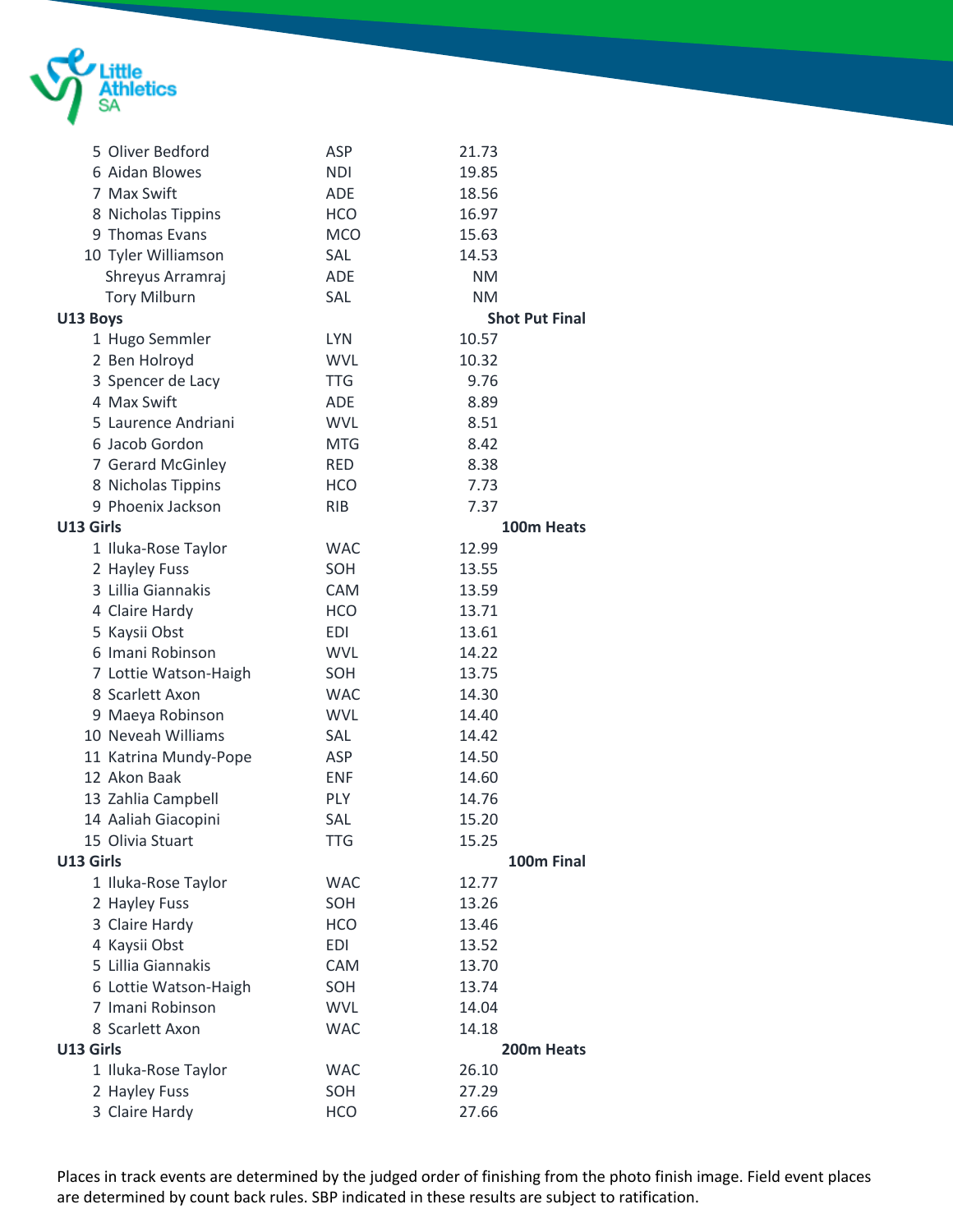| Place | Name | Club | Result |
|---|---|---|---|
| 5 | Oliver Bedford | ASP | 21.73 |
| 6 | Aidan Blowes | NDI | 19.85 |
| 7 | Max Swift | ADE | 18.56 |
| 8 | Nicholas Tippins | HCO | 16.97 |
| 9 | Thomas Evans | MCO | 15.63 |
| 10 | Tyler Williamson | SAL | 14.53 |
| | Shreyus Arramraj | ADE | NM |
| | Tory Milburn | SAL | NM |

**U13 Boys** — **Shot Put Final**

| Place | Name | Club | Result |
|---|---|---|---|
| 1 | Hugo Semmler | LYN | 10.57 |
| 2 | Ben Holroyd | WVL | 10.32 |
| 3 | Spencer de Lacy | TTG | 9.76 |
| 4 | Max Swift | ADE | 8.89 |
| 5 | Laurence Andriani | WVL | 8.51 |
| 6 | Jacob Gordon | MTG | 8.42 |
| 7 | Gerard McGinley | RED | 8.38 |
| 8 | Nicholas Tippins | HCO | 7.73 |
| 9 | Phoenix Jackson | RIB | 7.37 |

**U13 Girls** — **100m Heats**

| Place | Name | Club | Result |
|---|---|---|---|
| 1 | Iluka-Rose Taylor | WAC | 12.99 |
| 2 | Hayley Fuss | SOH | 13.55 |
| 3 | Lillia Giannakis | CAM | 13.59 |
| 4 | Claire Hardy | HCO | 13.71 |
| 5 | Kaysii Obst | EDI | 13.61 |
| 6 | Imani Robinson | WVL | 14.22 |
| 7 | Lottie Watson-Haigh | SOH | 13.75 |
| 8 | Scarlett Axon | WAC | 14.30 |
| 9 | Maeya Robinson | WVL | 14.40 |
| 10 | Neveah Williams | SAL | 14.42 |
| 11 | Katrina Mundy-Pope | ASP | 14.50 |
| 12 | Akon Baak | ENF | 14.60 |
| 13 | Zahlia Campbell | PLY | 14.76 |
| 14 | Aaliah Giacopini | SAL | 15.20 |
| 15 | Olivia Stuart | TTG | 15.25 |

**U13 Girls** — **100m Final**

| Place | Name | Club | Result |
|---|---|---|---|
| 1 | Iluka-Rose Taylor | WAC | 12.77 |
| 2 | Hayley Fuss | SOH | 13.26 |
| 3 | Claire Hardy | HCO | 13.46 |
| 4 | Kaysii Obst | EDI | 13.52 |
| 5 | Lillia Giannakis | CAM | 13.70 |
| 6 | Lottie Watson-Haigh | SOH | 13.74 |
| 7 | Imani Robinson | WVL | 14.04 |
| 8 | Scarlett Axon | WAC | 14.18 |

**U13 Girls** — **200m Heats**

| Place | Name | Club | Result |
|---|---|---|---|
| 1 | Iluka-Rose Taylor | WAC | 26.10 |
| 2 | Hayley Fuss | SOH | 27.29 |
| 3 | Claire Hardy | HCO | 27.66 |

Places in track events are determined by the judged order of finishing from the photo finish image. Field event places are determined by count back rules. SBP indicated in these results are subject to ratification.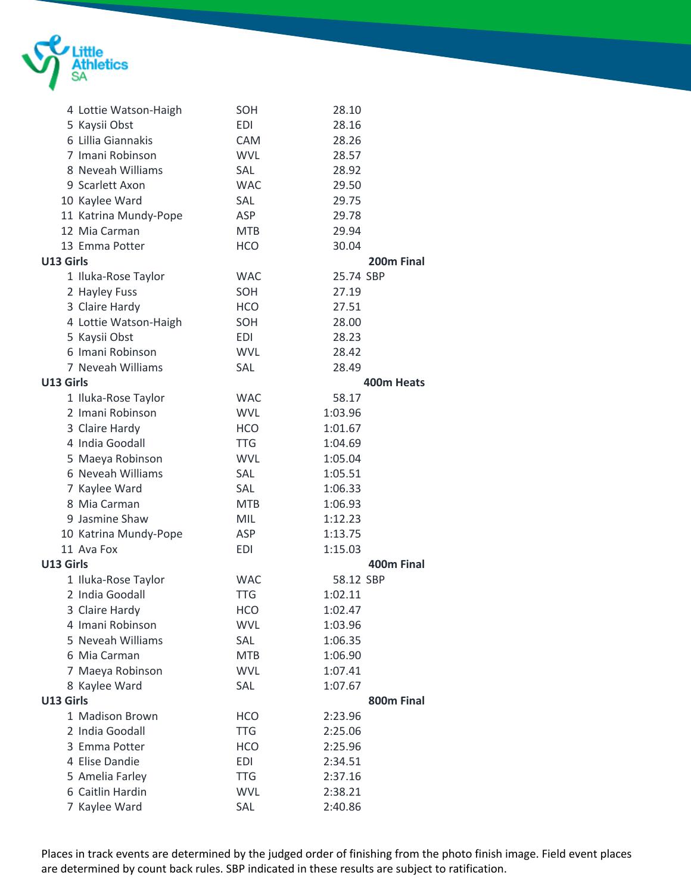| | | | |
|---|---|---|---|
| 4 | Lottie Watson-Haigh | SOH | 28.10 |
| 5 | Kaysii Obst | EDI | 28.16 |
| 6 | Lillia Giannakis | CAM | 28.26 |
| 7 | Imani Robinson | WVL | 28.57 |
| 8 | Neveah Williams | SAL | 28.92 |
| 9 | Scarlett Axon | WAC | 29.50 |
| 10 | Kaylee Ward | SAL | 29.75 |
| 11 | Katrina Mundy-Pope | ASP | 29.78 |
| 12 | Mia Carman | MTB | 29.94 |
| 13 | Emma Potter | HCO | 30.04 |

**U13 Girls** **200m Final**

| | | | |
|---|---|---|---|
| 1 | Iluka-Rose Taylor | WAC | 25.74 SBP |
| 2 | Hayley Fuss | SOH | 27.19 |
| 3 | Claire Hardy | HCO | 27.51 |
| 4 | Lottie Watson-Haigh | SOH | 28.00 |
| 5 | Kaysii Obst | EDI | 28.23 |
| 6 | Imani Robinson | WVL | 28.42 |
| 7 | Neveah Williams | SAL | 28.49 |

**U13 Girls** **400m Heats**

| | | | |
|---|---|---|---|
| 1 | Iluka-Rose Taylor | WAC | 58.17 |
| 2 | Imani Robinson | WVL | 1:03.96 |
| 3 | Claire Hardy | HCO | 1:01.67 |
| 4 | India Goodall | TTG | 1:04.69 |
| 5 | Maeya Robinson | WVL | 1:05.04 |
| 6 | Neveah Williams | SAL | 1:05.51 |
| 7 | Kaylee Ward | SAL | 1:06.33 |
| 8 | Mia Carman | MTB | 1:06.93 |
| 9 | Jasmine Shaw | MIL | 1:12.23 |
| 10 | Katrina Mundy-Pope | ASP | 1:13.75 |
| 11 | Ava Fox | EDI | 1:15.03 |

**U13 Girls** **400m Final**

| | | | |
|---|---|---|---|
| 1 | Iluka-Rose Taylor | WAC | 58.12 SBP |
| 2 | India Goodall | TTG | 1:02.11 |
| 3 | Claire Hardy | HCO | 1:02.47 |
| 4 | Imani Robinson | WVL | 1:03.96 |
| 5 | Neveah Williams | SAL | 1:06.35 |
| 6 | Mia Carman | MTB | 1:06.90 |
| 7 | Maeya Robinson | WVL | 1:07.41 |
| 8 | Kaylee Ward | SAL | 1:07.67 |

**U13 Girls** **800m Final**

| | | | |
|---|---|---|---|
| 1 | Madison Brown | HCO | 2:23.96 |
| 2 | India Goodall | TTG | 2:25.06 |
| 3 | Emma Potter | HCO | 2:25.96 |
| 4 | Elise Dandie | EDI | 2:34.51 |
| 5 | Amelia Farley | TTG | 2:37.16 |
| 6 | Caitlin Hardin | WVL | 2:38.21 |
| 7 | Kaylee Ward | SAL | 2:40.86 |

Places in track events are determined by the judged order of finishing from the photo finish image. Field event places are determined by count back rules. SBP indicated in these results are subject to ratification.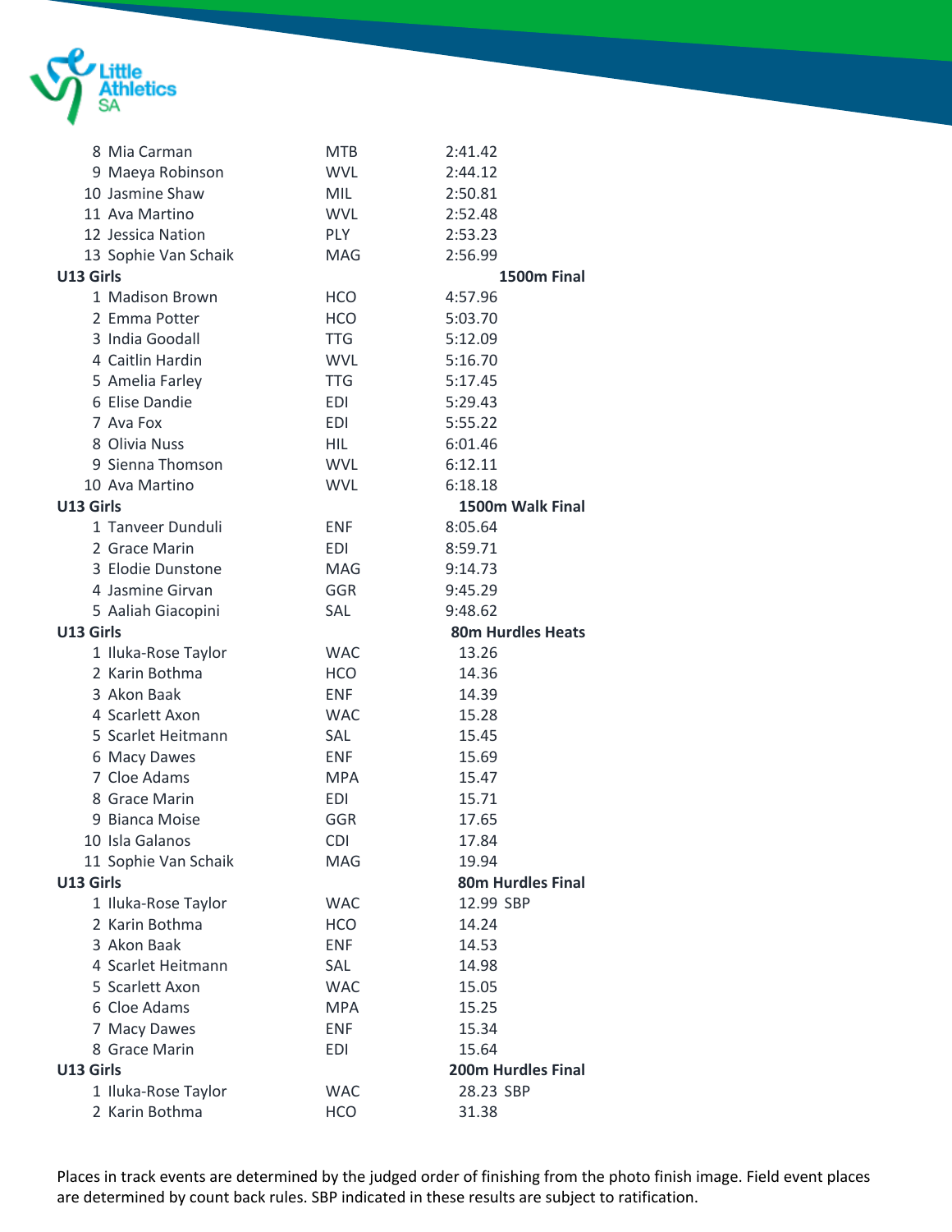| | | |
|---|---|---|
| 8 Mia Carman | MTB | 2:41.42 |
| 9 Maeya Robinson | WVL | 2:44.12 |
| 10 Jasmine Shaw | MIL | 2:50.81 |
| 11 Ava Martino | WVL | 2:52.48 |
| 12 Jessica Nation | PLY | 2:53.23 |
| 13 Sophie Van Schaik | MAG | 2:56.99 |

**U13 Girls** **1500m Final**

| | | |
|---|---|---|
| 1 Madison Brown | HCO | 4:57.96 |
| 2 Emma Potter | HCO | 5:03.70 |
| 3 India Goodall | TTG | 5:12.09 |
| 4 Caitlin Hardin | WVL | 5:16.70 |
| 5 Amelia Farley | TTG | 5:17.45 |
| 6 Elise Dandie | EDI | 5:29.43 |
| 7 Ava Fox | EDI | 5:55.22 |
| 8 Olivia Nuss | HIL | 6:01.46 |
| 9 Sienna Thomson | WVL | 6:12.11 |
| 10 Ava Martino | WVL | 6:18.18 |

**U13 Girls** **1500m Walk Final**

| | | |
|---|---|---|
| 1 Tanveer Dunduli | ENF | 8:05.64 |
| 2 Grace Marin | EDI | 8:59.71 |
| 3 Elodie Dunstone | MAG | 9:14.73 |
| 4 Jasmine Girvan | GGR | 9:45.29 |
| 5 Aaliah Giacopini | SAL | 9:48.62 |

**U13 Girls** **80m Hurdles Heats**

| | | |
|---|---|---|
| 1 Iluka-Rose Taylor | WAC | 13.26 |
| 2 Karin Bothma | HCO | 14.36 |
| 3 Akon Baak | ENF | 14.39 |
| 4 Scarlett Axon | WAC | 15.28 |
| 5 Scarlet Heitmann | SAL | 15.45 |
| 6 Macy Dawes | ENF | 15.69 |
| 7 Cloe Adams | MPA | 15.47 |
| 8 Grace Marin | EDI | 15.71 |
| 9 Bianca Moise | GGR | 17.65 |
| 10 Isla Galanos | CDI | 17.84 |
| 11 Sophie Van Schaik | MAG | 19.94 |

**U13 Girls** **80m Hurdles Final**

| | | |
|---|---|---|
| 1 Iluka-Rose Taylor | WAC | 12.99 SBP |
| 2 Karin Bothma | HCO | 14.24 |
| 3 Akon Baak | ENF | 14.53 |
| 4 Scarlet Heitmann | SAL | 14.98 |
| 5 Scarlett Axon | WAC | 15.05 |
| 6 Cloe Adams | MPA | 15.25 |
| 7 Macy Dawes | ENF | 15.34 |
| 8 Grace Marin | EDI | 15.64 |

**U13 Girls** **200m Hurdles Final**

| | | |
|---|---|---|
| 1 Iluka-Rose Taylor | WAC | 28.23 SBP |
| 2 Karin Bothma | HCO | 31.38 |

Places in track events are determined by the judged order of finishing from the photo finish image. Field event places are determined by count back rules. SBP indicated in these results are subject to ratification.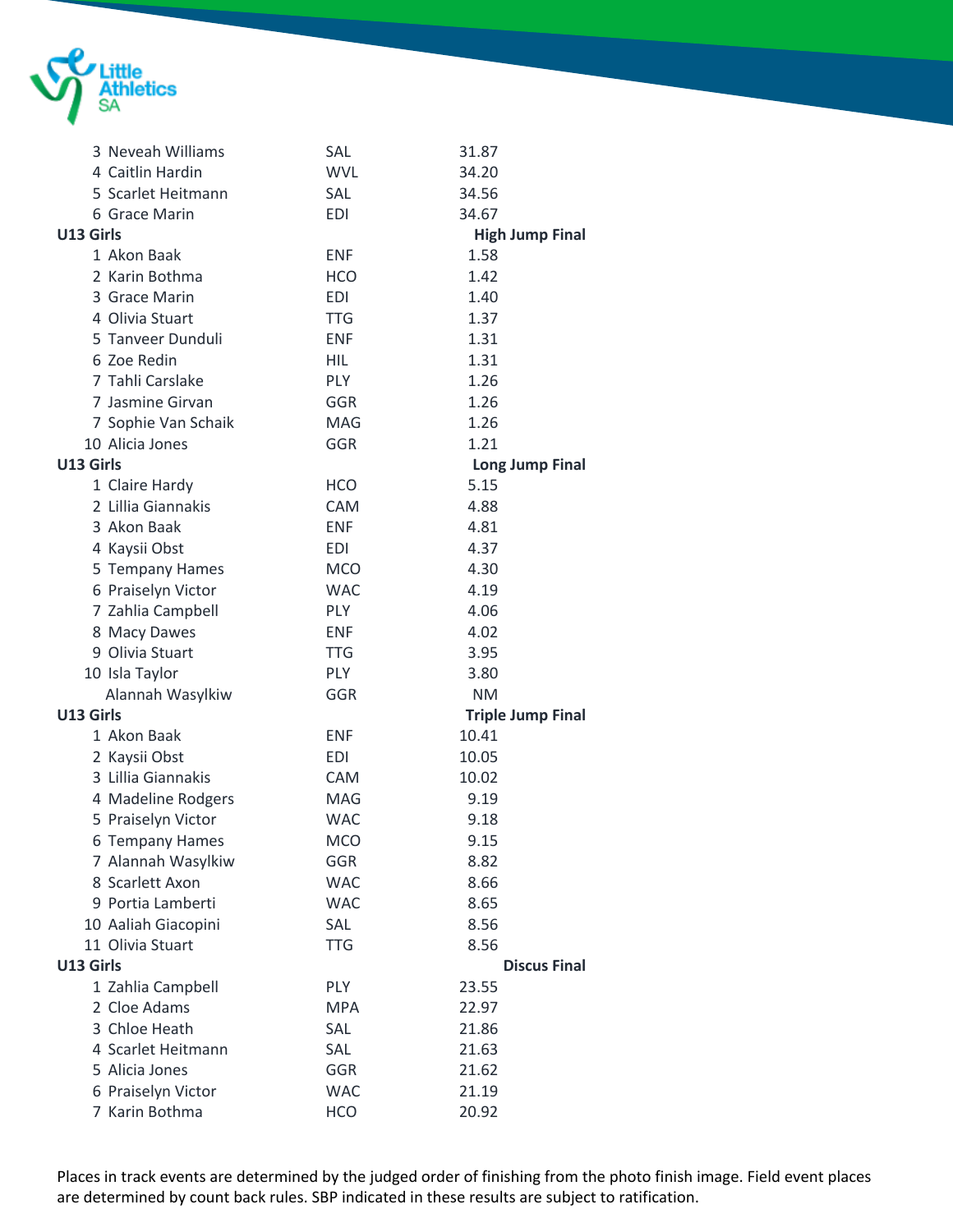| Place | Name | Club | Result |
|---|---|---|---|
| 3 | Neveah Williams | SAL | 31.87 |
| 4 | Caitlin Hardin | WVL | 34.20 |
| 5 | Scarlet Heitmann | SAL | 34.56 |
| 6 | Grace Marin | EDI | 34.67 |

**U13 Girls** — **High Jump Final**

| Place | Name | Club | Result |
|---|---|---|---|
| 1 | Akon Baak | ENF | 1.58 |
| 2 | Karin Bothma | HCO | 1.42 |
| 3 | Grace Marin | EDI | 1.40 |
| 4 | Olivia Stuart | TTG | 1.37 |
| 5 | Tanveer Dunduli | ENF | 1.31 |
| 6 | Zoe Redin | HIL | 1.31 |
| 7 | Tahli Carslake | PLY | 1.26 |
| 7 | Jasmine Girvan | GGR | 1.26 |
| 7 | Sophie Van Schaik | MAG | 1.26 |
| 10 | Alicia Jones | GGR | 1.21 |

**U13 Girls** — **Long Jump Final**

| Place | Name | Club | Result |
|---|---|---|---|
| 1 | Claire Hardy | HCO | 5.15 |
| 2 | Lillia Giannakis | CAM | 4.88 |
| 3 | Akon Baak | ENF | 4.81 |
| 4 | Kaysii Obst | EDI | 4.37 |
| 5 | Tempany Hames | MCO | 4.30 |
| 6 | Praiselyn Victor | WAC | 4.19 |
| 7 | Zahlia Campbell | PLY | 4.06 |
| 8 | Macy Dawes | ENF | 4.02 |
| 9 | Olivia Stuart | TTG | 3.95 |
| 10 | Isla Taylor | PLY | 3.80 |
| | Alannah Wasylkiw | GGR | NM |

**U13 Girls** — **Triple Jump Final**

| Place | Name | Club | Result |
|---|---|---|---|
| 1 | Akon Baak | ENF | 10.41 |
| 2 | Kaysii Obst | EDI | 10.05 |
| 3 | Lillia Giannakis | CAM | 10.02 |
| 4 | Madeline Rodgers | MAG | 9.19 |
| 5 | Praiselyn Victor | WAC | 9.18 |
| 6 | Tempany Hames | MCO | 9.15 |
| 7 | Alannah Wasylkiw | GGR | 8.82 |
| 8 | Scarlett Axon | WAC | 8.66 |
| 9 | Portia Lamberti | WAC | 8.65 |
| 10 | Aaliah Giacopini | SAL | 8.56 |
| 11 | Olivia Stuart | TTG | 8.56 |

**U13 Girls** — **Discus Final**

| Place | Name | Club | Result |
|---|---|---|---|
| 1 | Zahlia Campbell | PLY | 23.55 |
| 2 | Cloe Adams | MPA | 22.97 |
| 3 | Chloe Heath | SAL | 21.86 |
| 4 | Scarlet Heitmann | SAL | 21.63 |
| 5 | Alicia Jones | GGR | 21.62 |
| 6 | Praiselyn Victor | WAC | 21.19 |
| 7 | Karin Bothma | HCO | 20.92 |

Places in track events are determined by the judged order of finishing from the photo finish image. Field event places are determined by count back rules. SBP indicated in these results are subject to ratification.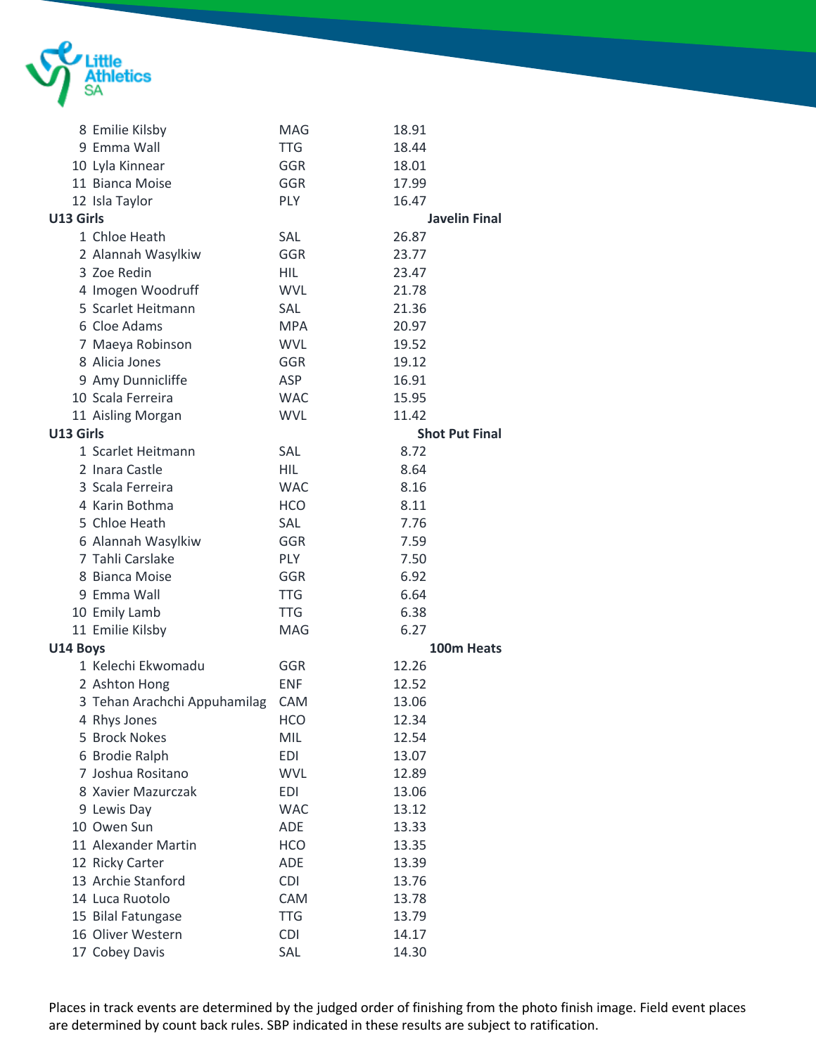| | | |
|---|---|---|
| 8 Emilie Kilsby | MAG | 18.91 |
| 9 Emma Wall | TTG | 18.44 |
| 10 Lyla Kinnear | GGR | 18.01 |
| 11 Bianca Moise | GGR | 17.99 |
| 12 Isla Taylor | PLY | 16.47 |

**U13 Girls** **Javelin Final**

| | | |
|---|---|---|
| 1 Chloe Heath | SAL | 26.87 |
| 2 Alannah Wasylkiw | GGR | 23.77 |
| 3 Zoe Redin | HIL | 23.47 |
| 4 Imogen Woodruff | WVL | 21.78 |
| 5 Scarlet Heitmann | SAL | 21.36 |
| 6 Cloe Adams | MPA | 20.97 |
| 7 Maeya Robinson | WVL | 19.52 |
| 8 Alicia Jones | GGR | 19.12 |
| 9 Amy Dunnicliffe | ASP | 16.91 |
| 10 Scala Ferreira | WAC | 15.95 |
| 11 Aisling Morgan | WVL | 11.42 |

**U13 Girls** **Shot Put Final**

| | | |
|---|---|---|
| 1 Scarlet Heitmann | SAL | 8.72 |
| 2 Inara Castle | HIL | 8.64 |
| 3 Scala Ferreira | WAC | 8.16 |
| 4 Karin Bothma | HCO | 8.11 |
| 5 Chloe Heath | SAL | 7.76 |
| 6 Alannah Wasylkiw | GGR | 7.59 |
| 7 Tahli Carslake | PLY | 7.50 |
| 8 Bianca Moise | GGR | 6.92 |
| 9 Emma Wall | TTG | 6.64 |
| 10 Emily Lamb | TTG | 6.38 |
| 11 Emilie Kilsby | MAG | 6.27 |

**U14 Boys** **100m Heats**

| | | |
|---|---|---|
| 1 Kelechi Ekwomadu | GGR | 12.26 |
| 2 Ashton Hong | ENF | 12.52 |
| 3 Tehan Arachchi Appuhamilag | CAM | 13.06 |
| 4 Rhys Jones | HCO | 12.34 |
| 5 Brock Nokes | MIL | 12.54 |
| 6 Brodie Ralph | EDI | 13.07 |
| 7 Joshua Rositano | WVL | 12.89 |
| 8 Xavier Mazurczak | EDI | 13.06 |
| 9 Lewis Day | WAC | 13.12 |
| 10 Owen Sun | ADE | 13.33 |
| 11 Alexander Martin | HCO | 13.35 |
| 12 Ricky Carter | ADE | 13.39 |
| 13 Archie Stanford | CDI | 13.76 |
| 14 Luca Ruotolo | CAM | 13.78 |
| 15 Bilal Fatungase | TTG | 13.79 |
| 16 Oliver Western | CDI | 14.17 |
| 17 Cobey Davis | SAL | 14.30 |

Places in track events are determined by the judged order of finishing from the photo finish image. Field event places are determined by count back rules. SBP indicated in these results are subject to ratification.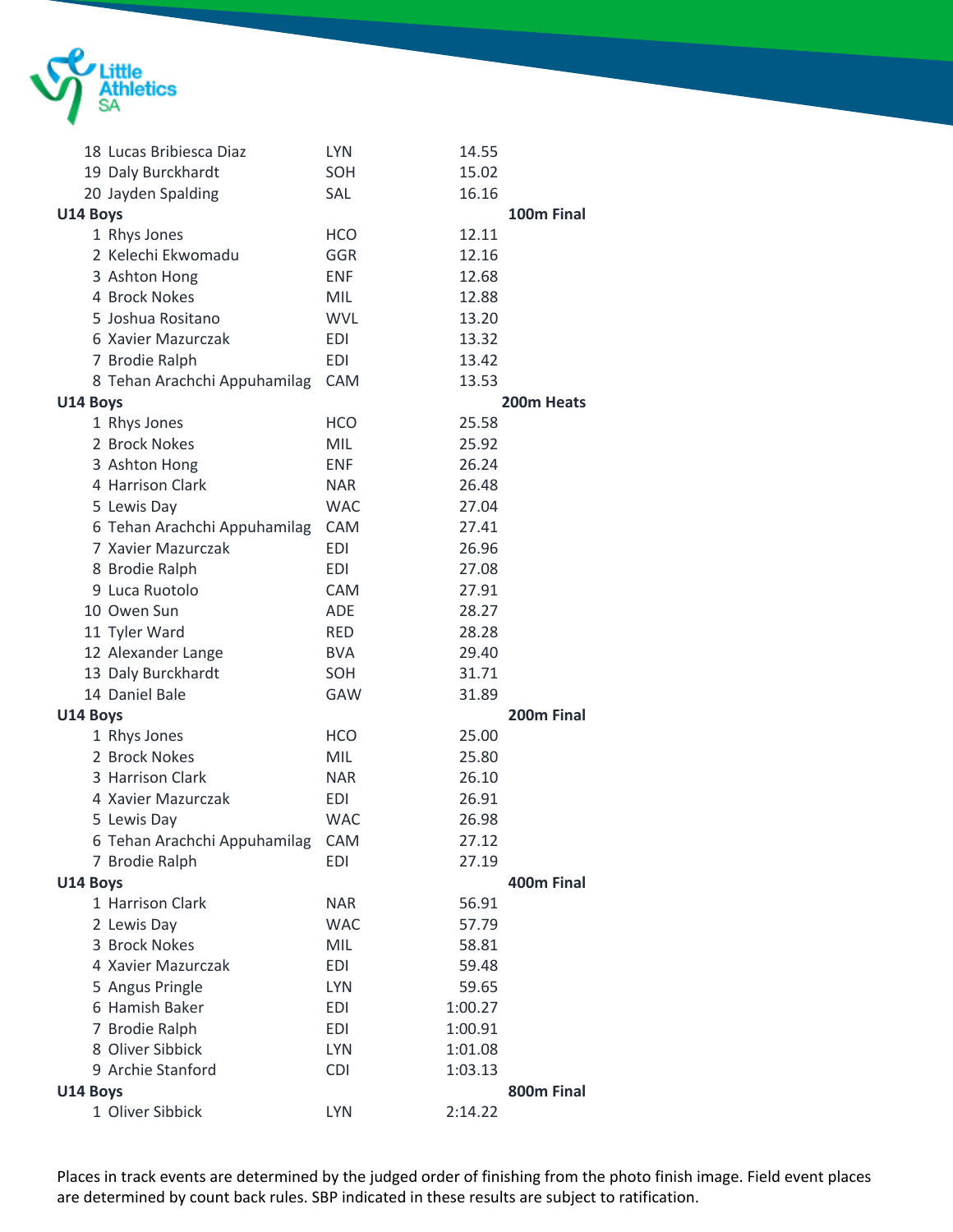| | | |
|---|---|---|
| 18 Lucas Bribiesca Diaz | LYN | 14.55 |
| 19 Daly Burckhardt | SOH | 15.02 |
| 20 Jayden Spalding | SAL | 16.16 |

**U14 Boys** **100m Final**

| | | |
|---|---|---|
| 1 Rhys Jones | HCO | 12.11 |
| 2 Kelechi Ekwomadu | GGR | 12.16 |
| 3 Ashton Hong | ENF | 12.68 |
| 4 Brock Nokes | MIL | 12.88 |
| 5 Joshua Rositano | WVL | 13.20 |
| 6 Xavier Mazurczak | EDI | 13.32 |
| 7 Brodie Ralph | EDI | 13.42 |
| 8 Tehan Arachchi Appuhamilag | CAM | 13.53 |

**U14 Boys** **200m Heats**

| | | |
|---|---|---|
| 1 Rhys Jones | HCO | 25.58 |
| 2 Brock Nokes | MIL | 25.92 |
| 3 Ashton Hong | ENF | 26.24 |
| 4 Harrison Clark | NAR | 26.48 |
| 5 Lewis Day | WAC | 27.04 |
| 6 Tehan Arachchi Appuhamilag | CAM | 27.41 |
| 7 Xavier Mazurczak | EDI | 26.96 |
| 8 Brodie Ralph | EDI | 27.08 |
| 9 Luca Ruotolo | CAM | 27.91 |
| 10 Owen Sun | ADE | 28.27 |
| 11 Tyler Ward | RED | 28.28 |
| 12 Alexander Lange | BVA | 29.40 |
| 13 Daly Burckhardt | SOH | 31.71 |
| 14 Daniel Bale | GAW | 31.89 |

**U14 Boys** **200m Final**

| | | |
|---|---|---|
| 1 Rhys Jones | HCO | 25.00 |
| 2 Brock Nokes | MIL | 25.80 |
| 3 Harrison Clark | NAR | 26.10 |
| 4 Xavier Mazurczak | EDI | 26.91 |
| 5 Lewis Day | WAC | 26.98 |
| 6 Tehan Arachchi Appuhamilag | CAM | 27.12 |
| 7 Brodie Ralph | EDI | 27.19 |

**U14 Boys** **400m Final**

| | | |
|---|---|---|
| 1 Harrison Clark | NAR | 56.91 |
| 2 Lewis Day | WAC | 57.79 |
| 3 Brock Nokes | MIL | 58.81 |
| 4 Xavier Mazurczak | EDI | 59.48 |
| 5 Angus Pringle | LYN | 59.65 |
| 6 Hamish Baker | EDI | 1:00.27 |
| 7 Brodie Ralph | EDI | 1:00.91 |
| 8 Oliver Sibbick | LYN | 1:01.08 |
| 9 Archie Stanford | CDI | 1:03.13 |

**U14 Boys** **800m Final**

| | | |
|---|---|---|
| 1 Oliver Sibbick | LYN | 2:14.22 |

Places in track events are determined by the judged order of finishing from the photo finish image. Field event places are determined by count back rules. SBP indicated in these results are subject to ratification.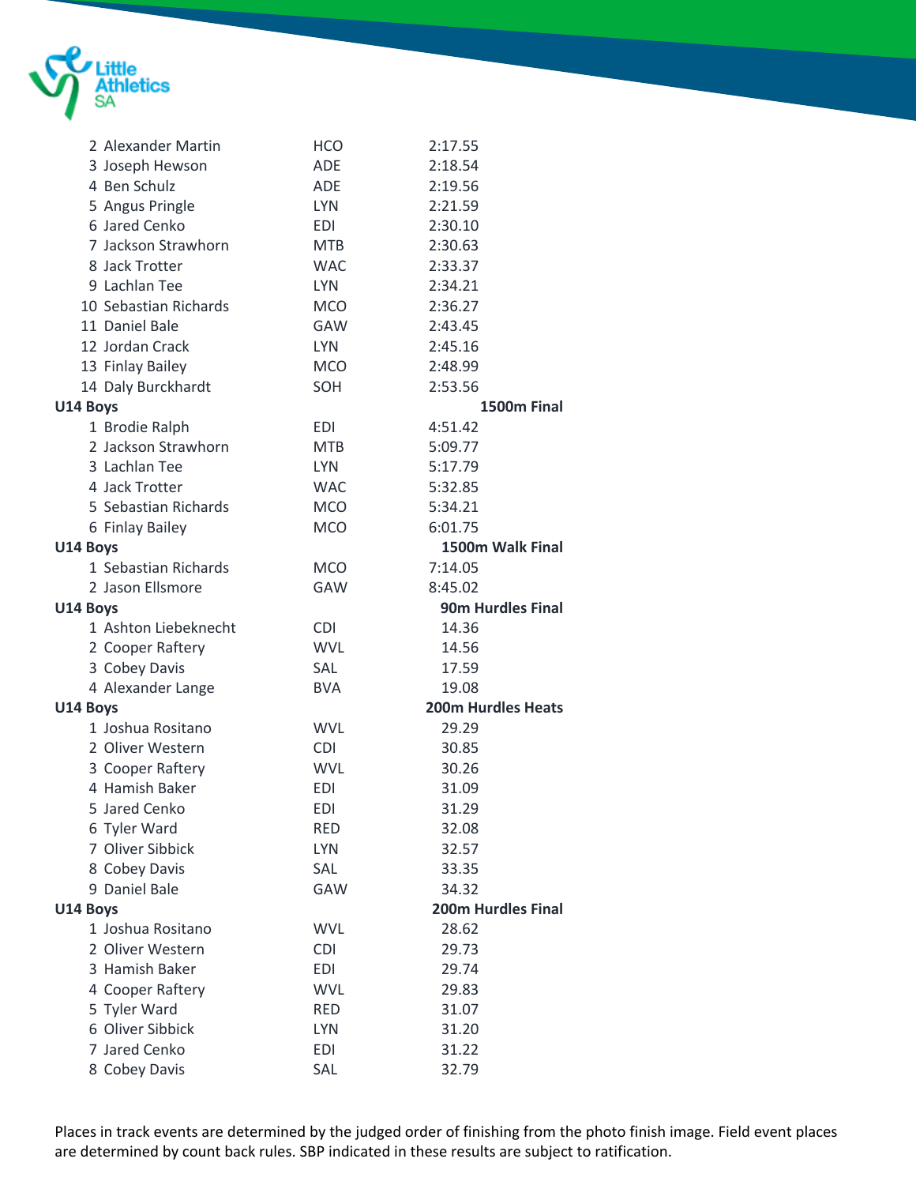| | | |
|---|---|---|
| 2 Alexander Martin | HCO | 2:17.55 |
| 3 Joseph Hewson | ADE | 2:18.54 |
| 4 Ben Schulz | ADE | 2:19.56 |
| 5 Angus Pringle | LYN | 2:21.59 |
| 6 Jared Cenko | EDI | 2:30.10 |
| 7 Jackson Strawhorn | MTB | 2:30.63 |
| 8 Jack Trotter | WAC | 2:33.37 |
| 9 Lachlan Tee | LYN | 2:34.21 |
| 10 Sebastian Richards | MCO | 2:36.27 |
| 11 Daniel Bale | GAW | 2:43.45 |
| 12 Jordan Crack | LYN | 2:45.16 |
| 13 Finlay Bailey | MCO | 2:48.99 |
| 14 Daly Burckhardt | SOH | 2:53.56 |

**U14 Boys** — **1500m Final**

| | | |
|---|---|---|
| 1 Brodie Ralph | EDI | 4:51.42 |
| 2 Jackson Strawhorn | MTB | 5:09.77 |
| 3 Lachlan Tee | LYN | 5:17.79 |
| 4 Jack Trotter | WAC | 5:32.85 |
| 5 Sebastian Richards | MCO | 5:34.21 |
| 6 Finlay Bailey | MCO | 6:01.75 |

**U14 Boys** — **1500m Walk Final**

| | | |
|---|---|---|
| 1 Sebastian Richards | MCO | 7:14.05 |
| 2 Jason Ellsmore | GAW | 8:45.02 |

**U14 Boys** — **90m Hurdles Final**

| | | |
|---|---|---|
| 1 Ashton Liebeknecht | CDI | 14.36 |
| 2 Cooper Raftery | WVL | 14.56 |
| 3 Cobey Davis | SAL | 17.59 |
| 4 Alexander Lange | BVA | 19.08 |

**U14 Boys** — **200m Hurdles Heats**

| | | |
|---|---|---|
| 1 Joshua Rositano | WVL | 29.29 |
| 2 Oliver Western | CDI | 30.85 |
| 3 Cooper Raftery | WVL | 30.26 |
| 4 Hamish Baker | EDI | 31.09 |
| 5 Jared Cenko | EDI | 31.29 |
| 6 Tyler Ward | RED | 32.08 |
| 7 Oliver Sibbick | LYN | 32.57 |
| 8 Cobey Davis | SAL | 33.35 |
| 9 Daniel Bale | GAW | 34.32 |

**U14 Boys** — **200m Hurdles Final**

| | | |
|---|---|---|
| 1 Joshua Rositano | WVL | 28.62 |
| 2 Oliver Western | CDI | 29.73 |
| 3 Hamish Baker | EDI | 29.74 |
| 4 Cooper Raftery | WVL | 29.83 |
| 5 Tyler Ward | RED | 31.07 |
| 6 Oliver Sibbick | LYN | 31.20 |
| 7 Jared Cenko | EDI | 31.22 |
| 8 Cobey Davis | SAL | 32.79 |

Places in track events are determined by the judged order of finishing from the photo finish image. Field event places are determined by count back rules. SBP indicated in these results are subject to ratification.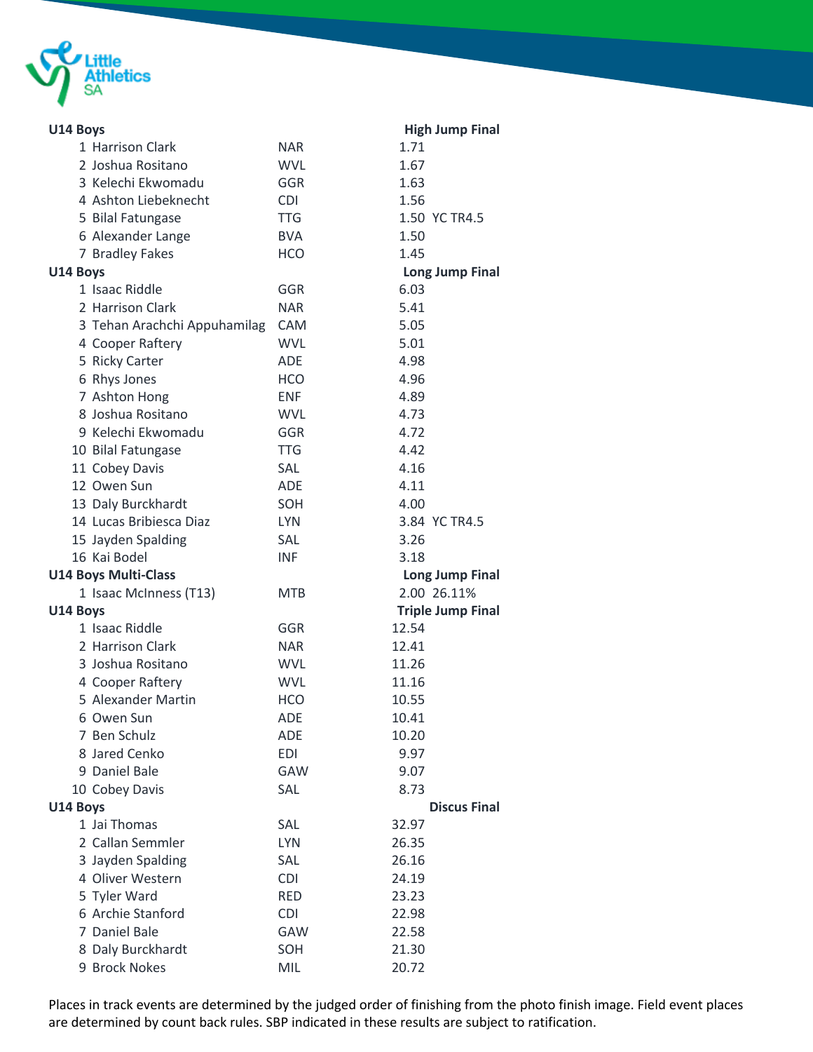## U14 Boys — High Jump Final

| Place | Name | Club | Result | Notes |
|---|---|---|---|---|
| 1 | Harrison Clark | NAR | 1.71 | |
| 2 | Joshua Rositano | WVL | 1.67 | |
| 3 | Kelechi Ekwomadu | GGR | 1.63 | |
| 4 | Ashton Liebeknecht | CDI | 1.56 | |
| 5 | Bilal Fatungase | TTG | 1.50 | YC TR4.5 |
| 6 | Alexander Lange | BVA | 1.50 | |
| 7 | Bradley Fakes | HCO | 1.45 | |

## U14 Boys — Long Jump Final

| Place | Name | Club | Result | Notes |
|---|---|---|---|---|
| 1 | Isaac Riddle | GGR | 6.03 | |
| 2 | Harrison Clark | NAR | 5.41 | |
| 3 | Tehan Arachchi Appuhamilag | CAM | 5.05 | |
| 4 | Cooper Raftery | WVL | 5.01 | |
| 5 | Ricky Carter | ADE | 4.98 | |
| 6 | Rhys Jones | HCO | 4.96 | |
| 7 | Ashton Hong | ENF | 4.89 | |
| 8 | Joshua Rositano | WVL | 4.73 | |
| 9 | Kelechi Ekwomadu | GGR | 4.72 | |
| 10 | Bilal Fatungase | TTG | 4.42 | |
| 11 | Cobey Davis | SAL | 4.16 | |
| 12 | Owen Sun | ADE | 4.11 | |
| 13 | Daly Burckhardt | SOH | 4.00 | |
| 14 | Lucas Bribiesca Diaz | LYN | 3.84 | YC TR4.5 |
| 15 | Jayden Spalding | SAL | 3.26 | |
| 16 | Kai Bodel | INF | 3.18 | |

## U14 Boys Multi-Class — Long Jump Final

| Place | Name | Club | Result | Notes |
|---|---|---|---|---|
| 1 | Isaac McInness (T13) | MTB | 2.00 | 26.11% |

## U14 Boys — Triple Jump Final

| Place | Name | Club | Result |
|---|---|---|---|
| 1 | Isaac Riddle | GGR | 12.54 |
| 2 | Harrison Clark | NAR | 12.41 |
| 3 | Joshua Rositano | WVL | 11.26 |
| 4 | Cooper Raftery | WVL | 11.16 |
| 5 | Alexander Martin | HCO | 10.55 |
| 6 | Owen Sun | ADE | 10.41 |
| 7 | Ben Schulz | ADE | 10.20 |
| 8 | Jared Cenko | EDI | 9.97 |
| 9 | Daniel Bale | GAW | 9.07 |
| 10 | Cobey Davis | SAL | 8.73 |

## U14 Boys — Discus Final

| Place | Name | Club | Result |
|---|---|---|---|
| 1 | Jai Thomas | SAL | 32.97 |
| 2 | Callan Semmler | LYN | 26.35 |
| 3 | Jayden Spalding | SAL | 26.16 |
| 4 | Oliver Western | CDI | 24.19 |
| 5 | Tyler Ward | RED | 23.23 |
| 6 | Archie Stanford | CDI | 22.98 |
| 7 | Daniel Bale | GAW | 22.58 |
| 8 | Daly Burckhardt | SOH | 21.30 |
| 9 | Brock Nokes | MIL | 20.72 |

Places in track events are determined by the judged order of finishing from the photo finish image. Field event places are determined by count back rules. SBP indicated in these results are subject to ratification.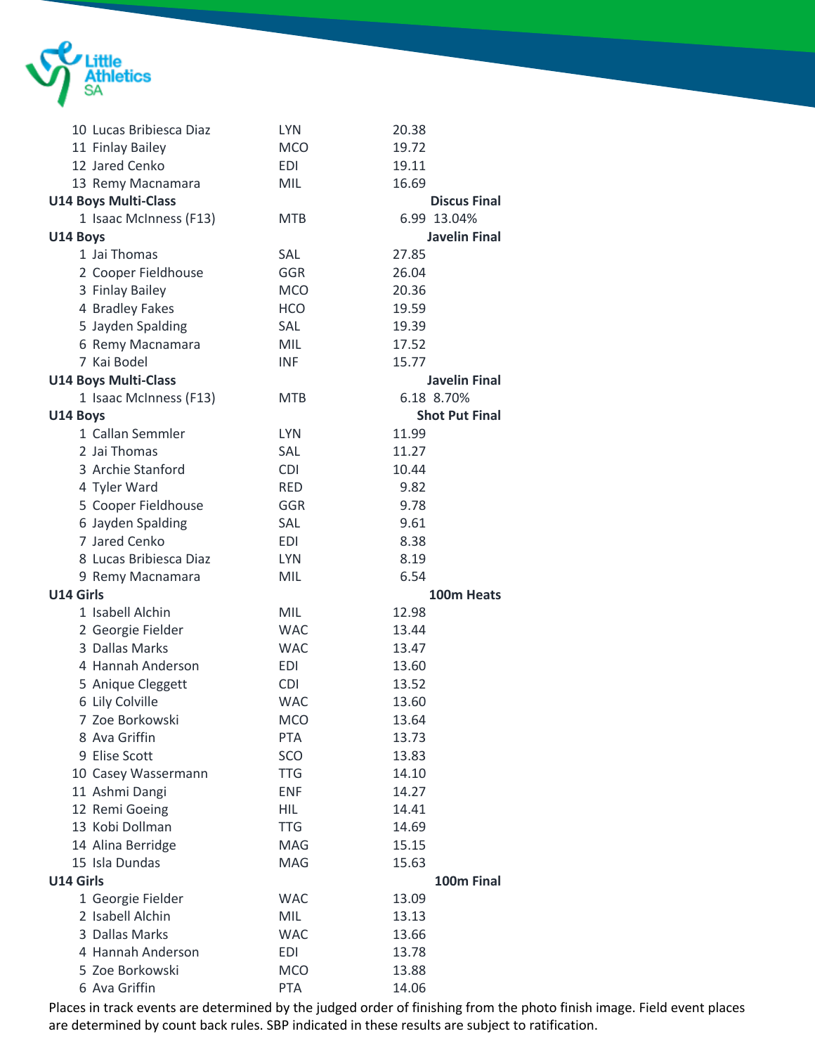| | | | |
|---|---|---|---|
| 10 | Lucas Bribiesca Diaz | LYN | 20.38 |
| 11 | Finlay Bailey | MCO | 19.72 |
| 12 | Jared Cenko | EDI | 19.11 |
| 13 | Remy Macnamara | MIL | 16.69 |

**U14 Boys Multi-Class** — **Discus Final**

| | | | | |
|---|---|---|---|---|
| 1 | Isaac McInness (F13) | MTB | 6.99 | 13.04% |

**U14 Boys** — **Javelin Final**

| | | | |
|---|---|---|---|
| 1 | Jai Thomas | SAL | 27.85 |
| 2 | Cooper Fieldhouse | GGR | 26.04 |
| 3 | Finlay Bailey | MCO | 20.36 |
| 4 | Bradley Fakes | HCO | 19.59 |
| 5 | Jayden Spalding | SAL | 19.39 |
| 6 | Remy Macnamara | MIL | 17.52 |
| 7 | Kai Bodel | INF | 15.77 |

**U14 Boys Multi-Class** — **Javelin Final**

| | | | | |
|---|---|---|---|---|
| 1 | Isaac McInness (F13) | MTB | 6.18 | 8.70% |

**U14 Boys** — **Shot Put Final**

| | | | |
|---|---|---|---|
| 1 | Callan Semmler | LYN | 11.99 |
| 2 | Jai Thomas | SAL | 11.27 |
| 3 | Archie Stanford | CDI | 10.44 |
| 4 | Tyler Ward | RED | 9.82 |
| 5 | Cooper Fieldhouse | GGR | 9.78 |
| 6 | Jayden Spalding | SAL | 9.61 |
| 7 | Jared Cenko | EDI | 8.38 |
| 8 | Lucas Bribiesca Diaz | LYN | 8.19 |
| 9 | Remy Macnamara | MIL | 6.54 |

**U14 Girls** — **100m Heats**

| | | | |
|---|---|---|---|
| 1 | Isabell Alchin | MIL | 12.98 |
| 2 | Georgie Fielder | WAC | 13.44 |
| 3 | Dallas Marks | WAC | 13.47 |
| 4 | Hannah Anderson | EDI | 13.60 |
| 5 | Anique Cleggett | CDI | 13.52 |
| 6 | Lily Colville | WAC | 13.60 |
| 7 | Zoe Borkowski | MCO | 13.64 |
| 8 | Ava Griffin | PTA | 13.73 |
| 9 | Elise Scott | SCO | 13.83 |
| 10 | Casey Wassermann | TTG | 14.10 |
| 11 | Ashmi Dangi | ENF | 14.27 |
| 12 | Remi Goeing | HIL | 14.41 |
| 13 | Kobi Dollman | TTG | 14.69 |
| 14 | Alina Berridge | MAG | 15.15 |
| 15 | Isla Dundas | MAG | 15.63 |

**U14 Girls** — **100m Final**

| | | | |
|---|---|---|---|
| 1 | Georgie Fielder | WAC | 13.09 |
| 2 | Isabell Alchin | MIL | 13.13 |
| 3 | Dallas Marks | WAC | 13.66 |
| 4 | Hannah Anderson | EDI | 13.78 |
| 5 | Zoe Borkowski | MCO | 13.88 |
| 6 | Ava Griffin | PTA | 14.06 |

Places in track events are determined by the judged order of finishing from the photo finish image. Field event places are determined by count back rules. SBP indicated in these results are subject to ratification.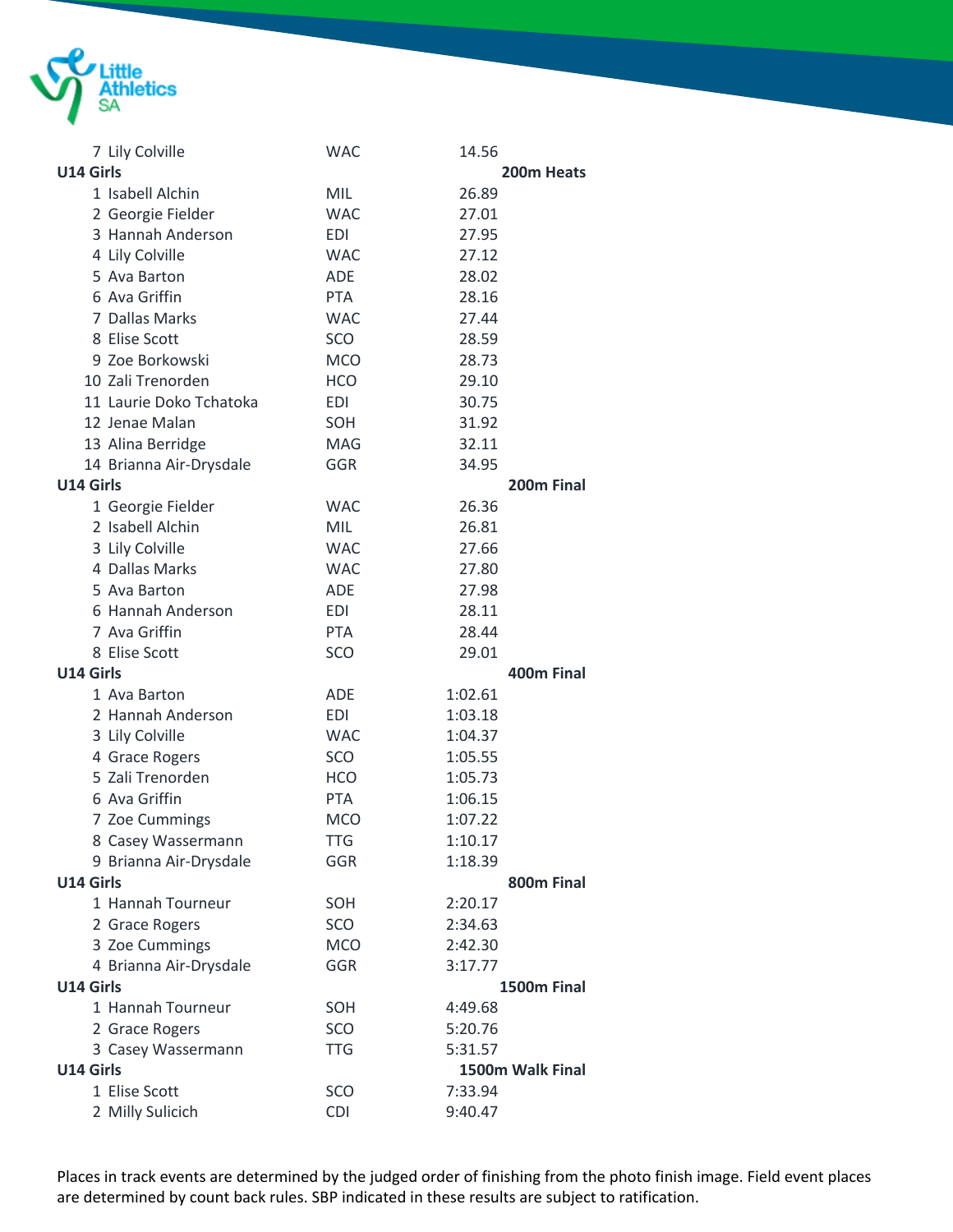| | | |
|---|---|---|
| 7 Lily Colville | WAC | 14.56 |

**U14 Girls** **200m Heats**

| Place / Name | Club | Time |
|---|---|---|
| 1 Isabell Alchin | MIL | 26.89 |
| 2 Georgie Fielder | WAC | 27.01 |
| 3 Hannah Anderson | EDI | 27.95 |
| 4 Lily Colville | WAC | 27.12 |
| 5 Ava Barton | ADE | 28.02 |
| 6 Ava Griffin | PTA | 28.16 |
| 7 Dallas Marks | WAC | 27.44 |
| 8 Elise Scott | SCO | 28.59 |
| 9 Zoe Borkowski | MCO | 28.73 |
| 10 Zali Trenorden | HCO | 29.10 |
| 11 Laurie Doko Tchatoka | EDI | 30.75 |
| 12 Jenae Malan | SOH | 31.92 |
| 13 Alina Berridge | MAG | 32.11 |
| 14 Brianna Air-Drysdale | GGR | 34.95 |

**U14 Girls** **200m Final**

| Place / Name | Club | Time |
|---|---|---|
| 1 Georgie Fielder | WAC | 26.36 |
| 2 Isabell Alchin | MIL | 26.81 |
| 3 Lily Colville | WAC | 27.66 |
| 4 Dallas Marks | WAC | 27.80 |
| 5 Ava Barton | ADE | 27.98 |
| 6 Hannah Anderson | EDI | 28.11 |
| 7 Ava Griffin | PTA | 28.44 |
| 8 Elise Scott | SCO | 29.01 |

**U14 Girls** **400m Final**

| Place / Name | Club | Time |
|---|---|---|
| 1 Ava Barton | ADE | 1:02.61 |
| 2 Hannah Anderson | EDI | 1:03.18 |
| 3 Lily Colville | WAC | 1:04.37 |
| 4 Grace Rogers | SCO | 1:05.55 |
| 5 Zali Trenorden | HCO | 1:05.73 |
| 6 Ava Griffin | PTA | 1:06.15 |
| 7 Zoe Cummings | MCO | 1:07.22 |
| 8 Casey Wassermann | TTG | 1:10.17 |
| 9 Brianna Air-Drysdale | GGR | 1:18.39 |

**U14 Girls** **800m Final**

| Place / Name | Club | Time |
|---|---|---|
| 1 Hannah Tourneur | SOH | 2:20.17 |
| 2 Grace Rogers | SCO | 2:34.63 |
| 3 Zoe Cummings | MCO | 2:42.30 |
| 4 Brianna Air-Drysdale | GGR | 3:17.77 |

**U14 Girls** **1500m Final**

| Place / Name | Club | Time |
|---|---|---|
| 1 Hannah Tourneur | SOH | 4:49.68 |
| 2 Grace Rogers | SCO | 5:20.76 |
| 3 Casey Wassermann | TTG | 5:31.57 |

**U14 Girls** **1500m Walk Final**

| Place / Name | Club | Time |
|---|---|---|
| 1 Elise Scott | SCO | 7:33.94 |
| 2 Milly Sulicich | CDI | 9:40.47 |

Places in track events are determined by the judged order of finishing from the photo finish image. Field event places are determined by count back rules. SBP indicated in these results are subject to ratification.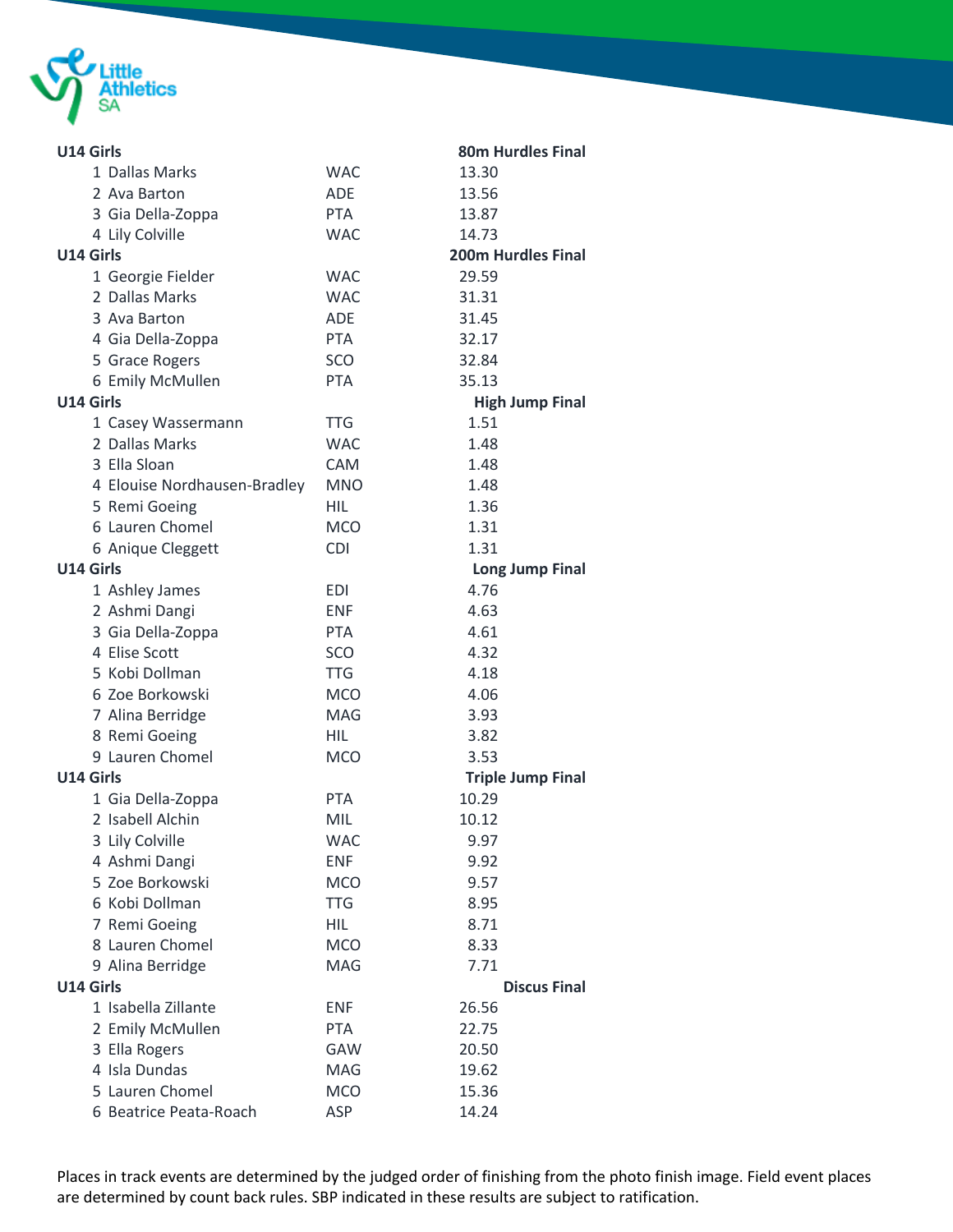## U14 Girls — 80m Hurdles Final

| Place | Name | Club | Result |
|---|---|---|---|
| 1 | Dallas Marks | WAC | 13.30 |
| 2 | Ava Barton | ADE | 13.56 |
| 3 | Gia Della-Zoppa | PTA | 13.87 |
| 4 | Lily Colville | WAC | 14.73 |

## U14 Girls — 200m Hurdles Final

| Place | Name | Club | Result |
|---|---|---|---|
| 1 | Georgie Fielder | WAC | 29.59 |
| 2 | Dallas Marks | WAC | 31.31 |
| 3 | Ava Barton | ADE | 31.45 |
| 4 | Gia Della-Zoppa | PTA | 32.17 |
| 5 | Grace Rogers | SCO | 32.84 |
| 6 | Emily McMullen | PTA | 35.13 |

## U14 Girls — High Jump Final

| Place | Name | Club | Result |
|---|---|---|---|
| 1 | Casey Wassermann | TTG | 1.51 |
| 2 | Dallas Marks | WAC | 1.48 |
| 3 | Ella Sloan | CAM | 1.48 |
| 4 | Elouise Nordhausen-Bradley | MNO | 1.48 |
| 5 | Remi Goeing | HIL | 1.36 |
| 6 | Lauren Chomel | MCO | 1.31 |
| 6 | Anique Cleggett | CDI | 1.31 |

## U14 Girls — Long Jump Final

| Place | Name | Club | Result |
|---|---|---|---|
| 1 | Ashley James | EDI | 4.76 |
| 2 | Ashmi Dangi | ENF | 4.63 |
| 3 | Gia Della-Zoppa | PTA | 4.61 |
| 4 | Elise Scott | SCO | 4.32 |
| 5 | Kobi Dollman | TTG | 4.18 |
| 6 | Zoe Borkowski | MCO | 4.06 |
| 7 | Alina Berridge | MAG | 3.93 |
| 8 | Remi Goeing | HIL | 3.82 |
| 9 | Lauren Chomel | MCO | 3.53 |

## U14 Girls — Triple Jump Final

| Place | Name | Club | Result |
|---|---|---|---|
| 1 | Gia Della-Zoppa | PTA | 10.29 |
| 2 | Isabell Alchin | MIL | 10.12 |
| 3 | Lily Colville | WAC | 9.97 |
| 4 | Ashmi Dangi | ENF | 9.92 |
| 5 | Zoe Borkowski | MCO | 9.57 |
| 6 | Kobi Dollman | TTG | 8.95 |
| 7 | Remi Goeing | HIL | 8.71 |
| 8 | Lauren Chomel | MCO | 8.33 |
| 9 | Alina Berridge | MAG | 7.71 |

## U14 Girls — Discus Final

| Place | Name | Club | Result |
|---|---|---|---|
| 1 | Isabella Zillante | ENF | 26.56 |
| 2 | Emily McMullen | PTA | 22.75 |
| 3 | Ella Rogers | GAW | 20.50 |
| 4 | Isla Dundas | MAG | 19.62 |
| 5 | Lauren Chomel | MCO | 15.36 |
| 6 | Beatrice Peata-Roach | ASP | 14.24 |

Places in track events are determined by the judged order of finishing from the photo finish image. Field event places are determined by count back rules. SBP indicated in these results are subject to ratification.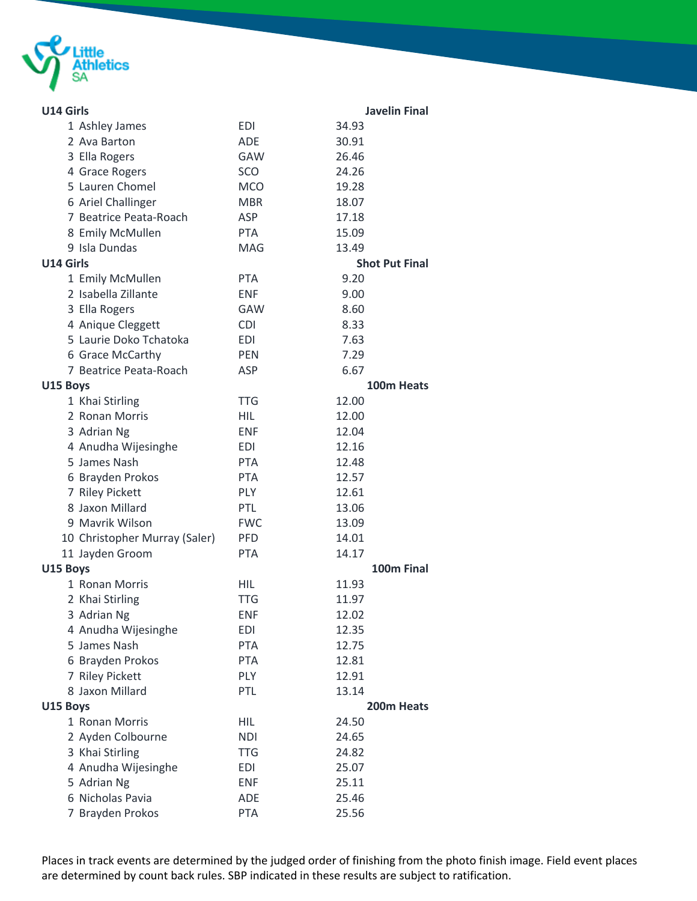**U14 Girls** — **Javelin Final**

| Place | Name | Club | Result |
|---|---|---|---|
| 1 | Ashley James | EDI | 34.93 |
| 2 | Ava Barton | ADE | 30.91 |
| 3 | Ella Rogers | GAW | 26.46 |
| 4 | Grace Rogers | SCO | 24.26 |
| 5 | Lauren Chomel | MCO | 19.28 |
| 6 | Ariel Challinger | MBR | 18.07 |
| 7 | Beatrice Peata-Roach | ASP | 17.18 |
| 8 | Emily McMullen | PTA | 15.09 |
| 9 | Isla Dundas | MAG | 13.49 |

**U14 Girls** — **Shot Put Final**

| Place | Name | Club | Result |
|---|---|---|---|
| 1 | Emily McMullen | PTA | 9.20 |
| 2 | Isabella Zillante | ENF | 9.00 |
| 3 | Ella Rogers | GAW | 8.60 |
| 4 | Anique Cleggett | CDI | 8.33 |
| 5 | Laurie Doko Tchatoka | EDI | 7.63 |
| 6 | Grace McCarthy | PEN | 7.29 |
| 7 | Beatrice Peata-Roach | ASP | 6.67 |

**U15 Boys** — **100m Heats**

| Place | Name | Club | Result |
|---|---|---|---|
| 1 | Khai Stirling | TTG | 12.00 |
| 2 | Ronan Morris | HIL | 12.00 |
| 3 | Adrian Ng | ENF | 12.04 |
| 4 | Anudha Wijesinghe | EDI | 12.16 |
| 5 | James Nash | PTA | 12.48 |
| 6 | Brayden Prokos | PTA | 12.57 |
| 7 | Riley Pickett | PLY | 12.61 |
| 8 | Jaxon Millard | PTL | 13.06 |
| 9 | Mavrik Wilson | FWC | 13.09 |
| 10 | Christopher Murray (Saler) | PFD | 14.01 |
| 11 | Jayden Groom | PTA | 14.17 |

**U15 Boys** — **100m Final**

| Place | Name | Club | Result |
|---|---|---|---|
| 1 | Ronan Morris | HIL | 11.93 |
| 2 | Khai Stirling | TTG | 11.97 |
| 3 | Adrian Ng | ENF | 12.02 |
| 4 | Anudha Wijesinghe | EDI | 12.35 |
| 5 | James Nash | PTA | 12.75 |
| 6 | Brayden Prokos | PTA | 12.81 |
| 7 | Riley Pickett | PLY | 12.91 |
| 8 | Jaxon Millard | PTL | 13.14 |

**U15 Boys** — **200m Heats**

| Place | Name | Club | Result |
|---|---|---|---|
| 1 | Ronan Morris | HIL | 24.50 |
| 2 | Ayden Colbourne | NDI | 24.65 |
| 3 | Khai Stirling | TTG | 24.82 |
| 4 | Anudha Wijesinghe | EDI | 25.07 |
| 5 | Adrian Ng | ENF | 25.11 |
| 6 | Nicholas Pavia | ADE | 25.46 |
| 7 | Brayden Prokos | PTA | 25.56 |

Places in track events are determined by the judged order of finishing from the photo finish image. Field event places are determined by count back rules. SBP indicated in these results are subject to ratification.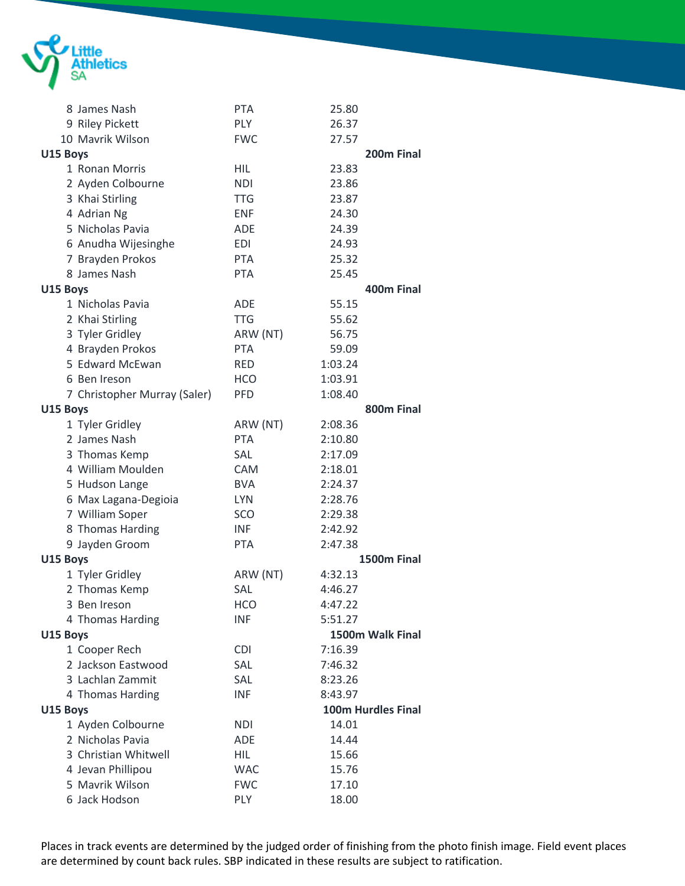| | | |
|---|---|---|
| 8 James Nash | PTA | 25.80 |
| 9 Riley Pickett | PLY | 26.37 |
| 10 Mavrik Wilson | FWC | 27.57 |

**U15 Boys** **200m Final**

| | | |
|---|---|---|
| 1 Ronan Morris | HIL | 23.83 |
| 2 Ayden Colbourne | NDI | 23.86 |
| 3 Khai Stirling | TTG | 23.87 |
| 4 Adrian Ng | ENF | 24.30 |
| 5 Nicholas Pavia | ADE | 24.39 |
| 6 Anudha Wijesinghe | EDI | 24.93 |
| 7 Brayden Prokos | PTA | 25.32 |
| 8 James Nash | PTA | 25.45 |

**U15 Boys** **400m Final**

| | | |
|---|---|---|
| 1 Nicholas Pavia | ADE | 55.15 |
| 2 Khai Stirling | TTG | 55.62 |
| 3 Tyler Gridley | ARW (NT) | 56.75 |
| 4 Brayden Prokos | PTA | 59.09 |
| 5 Edward McEwan | RED | 1:03.24 |
| 6 Ben Ireson | HCO | 1:03.91 |
| 7 Christopher Murray (Saler) | PFD | 1:08.40 |

**U15 Boys** **800m Final**

| | | |
|---|---|---|
| 1 Tyler Gridley | ARW (NT) | 2:08.36 |
| 2 James Nash | PTA | 2:10.80 |
| 3 Thomas Kemp | SAL | 2:17.09 |
| 4 William Moulden | CAM | 2:18.01 |
| 5 Hudson Lange | BVA | 2:24.37 |
| 6 Max Lagana-Degioia | LYN | 2:28.76 |
| 7 William Soper | SCO | 2:29.38 |
| 8 Thomas Harding | INF | 2:42.92 |
| 9 Jayden Groom | PTA | 2:47.38 |

**U15 Boys** **1500m Final**

| | | |
|---|---|---|
| 1 Tyler Gridley | ARW (NT) | 4:32.13 |
| 2 Thomas Kemp | SAL | 4:46.27 |
| 3 Ben Ireson | HCO | 4:47.22 |
| 4 Thomas Harding | INF | 5:51.27 |

**U15 Boys** **1500m Walk Final**

| | | |
|---|---|---|
| 1 Cooper Rech | CDI | 7:16.39 |
| 2 Jackson Eastwood | SAL | 7:46.32 |
| 3 Lachlan Zammit | SAL | 8:23.26 |
| 4 Thomas Harding | INF | 8:43.97 |

**U15 Boys** **100m Hurdles Final**

| | | |
|---|---|---|
| 1 Ayden Colbourne | NDI | 14.01 |
| 2 Nicholas Pavia | ADE | 14.44 |
| 3 Christian Whitwell | HIL | 15.66 |
| 4 Jevan Phillipou | WAC | 15.76 |
| 5 Mavrik Wilson | FWC | 17.10 |
| 6 Jack Hodson | PLY | 18.00 |

Places in track events are determined by the judged order of finishing from the photo finish image. Field event places are determined by count back rules. SBP indicated in these results are subject to ratification.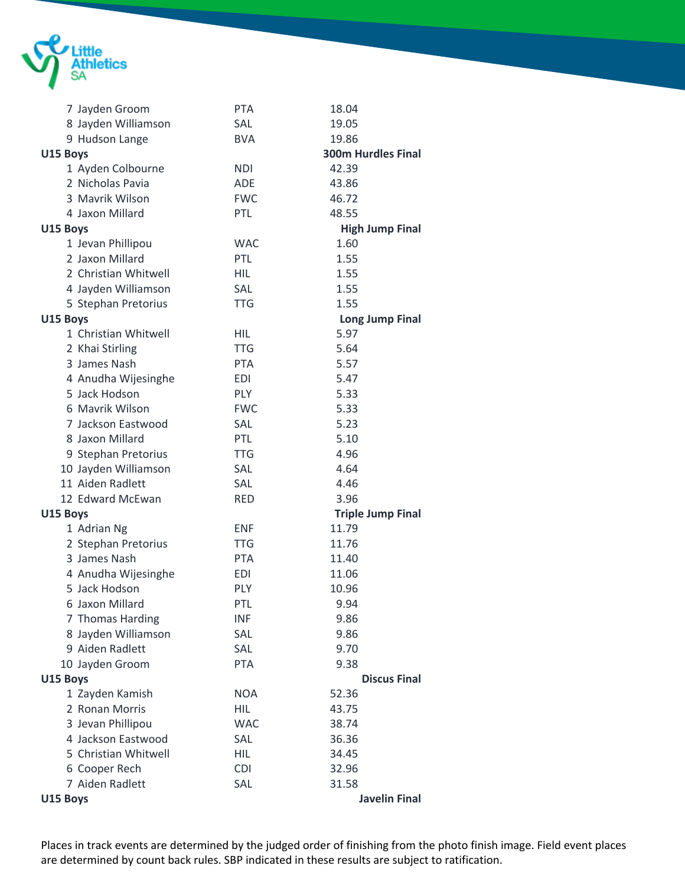| | | |
|---|---|---|
| 7 Jayden Groom | PTA | 18.04 |
| 8 Jayden Williamson | SAL | 19.05 |
| 9 Hudson Lange | BVA | 19.86 |

**U15 Boys** — **300m Hurdles Final**

| | | |
|---|---|---|
| 1 Ayden Colbourne | NDI | 42.39 |
| 2 Nicholas Pavia | ADE | 43.86 |
| 3 Mavrik Wilson | FWC | 46.72 |
| 4 Jaxon Millard | PTL | 48.55 |

**U15 Boys** — **High Jump Final**

| | | |
|---|---|---|
| 1 Jevan Phillipou | WAC | 1.60 |
| 2 Jaxon Millard | PTL | 1.55 |
| 2 Christian Whitwell | HIL | 1.55 |
| 4 Jayden Williamson | SAL | 1.55 |
| 5 Stephan Pretorius | TTG | 1.55 |

**U15 Boys** — **Long Jump Final**

| | | |
|---|---|---|
| 1 Christian Whitwell | HIL | 5.97 |
| 2 Khai Stirling | TTG | 5.64 |
| 3 James Nash | PTA | 5.57 |
| 4 Anudha Wijesinghe | EDI | 5.47 |
| 5 Jack Hodson | PLY | 5.33 |
| 6 Mavrik Wilson | FWC | 5.33 |
| 7 Jackson Eastwood | SAL | 5.23 |
| 8 Jaxon Millard | PTL | 5.10 |
| 9 Stephan Pretorius | TTG | 4.96 |
| 10 Jayden Williamson | SAL | 4.64 |
| 11 Aiden Radlett | SAL | 4.46 |
| 12 Edward McEwan | RED | 3.96 |

**U15 Boys** — **Triple Jump Final**

| | | |
|---|---|---|
| 1 Adrian Ng | ENF | 11.79 |
| 2 Stephan Pretorius | TTG | 11.76 |
| 3 James Nash | PTA | 11.40 |
| 4 Anudha Wijesinghe | EDI | 11.06 |
| 5 Jack Hodson | PLY | 10.96 |
| 6 Jaxon Millard | PTL | 9.94 |
| 7 Thomas Harding | INF | 9.86 |
| 8 Jayden Williamson | SAL | 9.86 |
| 9 Aiden Radlett | SAL | 9.70 |
| 10 Jayden Groom | PTA | 9.38 |

**U15 Boys** — **Discus Final**

| | | |
|---|---|---|
| 1 Zayden Kamish | NOA | 52.36 |
| 2 Ronan Morris | HIL | 43.75 |
| 3 Jevan Phillipou | WAC | 38.74 |
| 4 Jackson Eastwood | SAL | 36.36 |
| 5 Christian Whitwell | HIL | 34.45 |
| 6 Cooper Rech | CDI | 32.96 |
| 7 Aiden Radlett | SAL | 31.58 |

**U15 Boys** — **Javelin Final**

Places in track events are determined by the judged order of finishing from the photo finish image. Field event places are determined by count back rules. SBP indicated in these results are subject to ratification.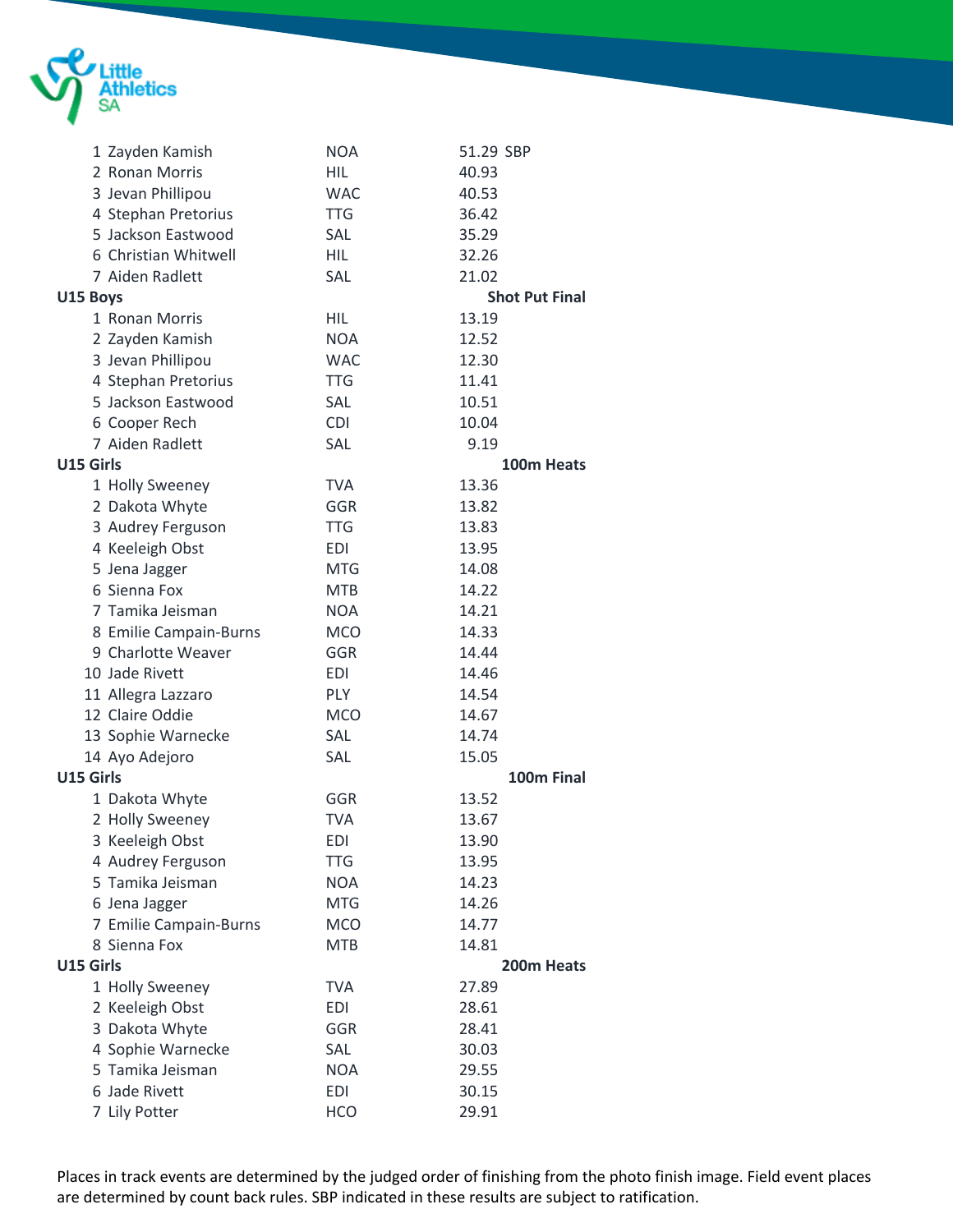| Place | Name | Club | Result |
|---|---|---|---|
| 1 | Zayden Kamish | NOA | 51.29 SBP |
| 2 | Ronan Morris | HIL | 40.93 |
| 3 | Jevan Phillipou | WAC | 40.53 |
| 4 | Stephan Pretorius | TTG | 36.42 |
| 5 | Jackson Eastwood | SAL | 35.29 |
| 6 | Christian Whitwell | HIL | 32.26 |
| 7 | Aiden Radlett | SAL | 21.02 |

**U15 Boys** **Shot Put Final**

| Place | Name | Club | Result |
|---|---|---|---|
| 1 | Ronan Morris | HIL | 13.19 |
| 2 | Zayden Kamish | NOA | 12.52 |
| 3 | Jevan Phillipou | WAC | 12.30 |
| 4 | Stephan Pretorius | TTG | 11.41 |
| 5 | Jackson Eastwood | SAL | 10.51 |
| 6 | Cooper Rech | CDI | 10.04 |
| 7 | Aiden Radlett | SAL | 9.19 |

**U15 Girls** **100m Heats**

| Place | Name | Club | Result |
|---|---|---|---|
| 1 | Holly Sweeney | TVA | 13.36 |
| 2 | Dakota Whyte | GGR | 13.82 |
| 3 | Audrey Ferguson | TTG | 13.83 |
| 4 | Keeleigh Obst | EDI | 13.95 |
| 5 | Jena Jagger | MTG | 14.08 |
| 6 | Sienna Fox | MTB | 14.22 |
| 7 | Tamika Jeisman | NOA | 14.21 |
| 8 | Emilie Campain-Burns | MCO | 14.33 |
| 9 | Charlotte Weaver | GGR | 14.44 |
| 10 | Jade Rivett | EDI | 14.46 |
| 11 | Allegra Lazzaro | PLY | 14.54 |
| 12 | Claire Oddie | MCO | 14.67 |
| 13 | Sophie Warnecke | SAL | 14.74 |
| 14 | Ayo Adejoro | SAL | 15.05 |

**U15 Girls** **100m Final**

| Place | Name | Club | Result |
|---|---|---|---|
| 1 | Dakota Whyte | GGR | 13.52 |
| 2 | Holly Sweeney | TVA | 13.67 |
| 3 | Keeleigh Obst | EDI | 13.90 |
| 4 | Audrey Ferguson | TTG | 13.95 |
| 5 | Tamika Jeisman | NOA | 14.23 |
| 6 | Jena Jagger | MTG | 14.26 |
| 7 | Emilie Campain-Burns | MCO | 14.77 |
| 8 | Sienna Fox | MTB | 14.81 |

**U15 Girls** **200m Heats**

| Place | Name | Club | Result |
|---|---|---|---|
| 1 | Holly Sweeney | TVA | 27.89 |
| 2 | Keeleigh Obst | EDI | 28.61 |
| 3 | Dakota Whyte | GGR | 28.41 |
| 4 | Sophie Warnecke | SAL | 30.03 |
| 5 | Tamika Jeisman | NOA | 29.55 |
| 6 | Jade Rivett | EDI | 30.15 |
| 7 | Lily Potter | HCO | 29.91 |

Places in track events are determined by the judged order of finishing from the photo finish image. Field event places are determined by count back rules. SBP indicated in these results are subject to ratification.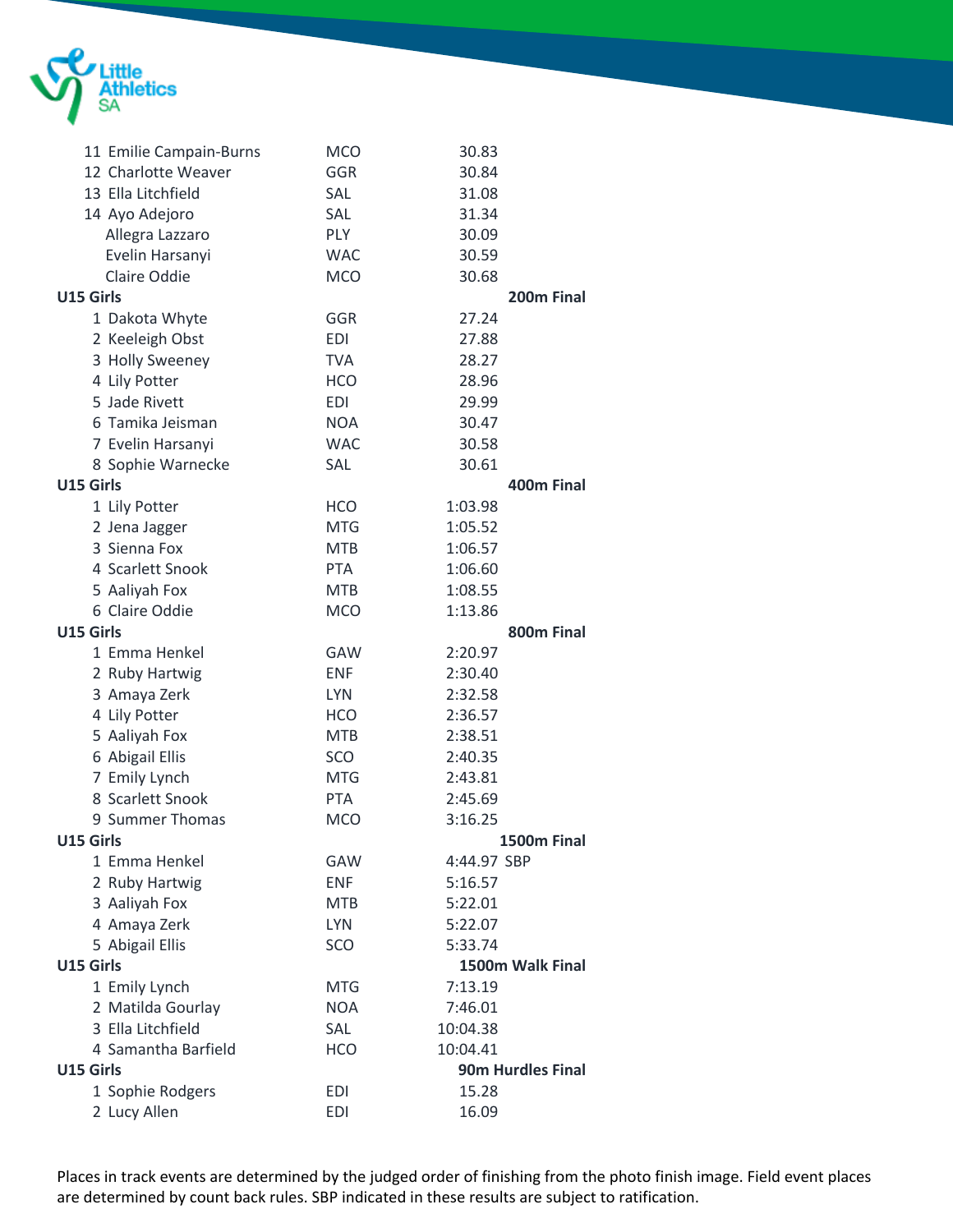| Place | Name | Club | Time |
|---|---|---|---|
| 11 | Emilie Campain-Burns | MCO | 30.83 |
| 12 | Charlotte Weaver | GGR | 30.84 |
| 13 | Ella Litchfield | SAL | 31.08 |
| 14 | Ayo Adejoro | SAL | 31.34 |
| | Allegra Lazzaro | PLY | 30.09 |
| | Evelin Harsanyi | WAC | 30.59 |
| | Claire Oddie | MCO | 30.68 |

**U15 Girls** **200m Final**

| Place | Name | Club | Time |
|---|---|---|---|
| 1 | Dakota Whyte | GGR | 27.24 |
| 2 | Keeleigh Obst | EDI | 27.88 |
| 3 | Holly Sweeney | TVA | 28.27 |
| 4 | Lily Potter | HCO | 28.96 |
| 5 | Jade Rivett | EDI | 29.99 |
| 6 | Tamika Jeisman | NOA | 30.47 |
| 7 | Evelin Harsanyi | WAC | 30.58 |
| 8 | Sophie Warnecke | SAL | 30.61 |

**U15 Girls** **400m Final**

| Place | Name | Club | Time |
|---|---|---|---|
| 1 | Lily Potter | HCO | 1:03.98 |
| 2 | Jena Jagger | MTG | 1:05.52 |
| 3 | Sienna Fox | MTB | 1:06.57 |
| 4 | Scarlett Snook | PTA | 1:06.60 |
| 5 | Aaliyah Fox | MTB | 1:08.55 |
| 6 | Claire Oddie | MCO | 1:13.86 |

**U15 Girls** **800m Final**

| Place | Name | Club | Time |
|---|---|---|---|
| 1 | Emma Henkel | GAW | 2:20.97 |
| 2 | Ruby Hartwig | ENF | 2:30.40 |
| 3 | Amaya Zerk | LYN | 2:32.58 |
| 4 | Lily Potter | HCO | 2:36.57 |
| 5 | Aaliyah Fox | MTB | 2:38.51 |
| 6 | Abigail Ellis | SCO | 2:40.35 |
| 7 | Emily Lynch | MTG | 2:43.81 |
| 8 | Scarlett Snook | PTA | 2:45.69 |
| 9 | Summer Thomas | MCO | 3:16.25 |

**U15 Girls** **1500m Final**

| Place | Name | Club | Time |
|---|---|---|---|
| 1 | Emma Henkel | GAW | 4:44.97 SBP |
| 2 | Ruby Hartwig | ENF | 5:16.57 |
| 3 | Aaliyah Fox | MTB | 5:22.01 |
| 4 | Amaya Zerk | LYN | 5:22.07 |
| 5 | Abigail Ellis | SCO | 5:33.74 |

**U15 Girls** **1500m Walk Final**

| Place | Name | Club | Time |
|---|---|---|---|
| 1 | Emily Lynch | MTG | 7:13.19 |
| 2 | Matilda Gourlay | NOA | 7:46.01 |
| 3 | Ella Litchfield | SAL | 10:04.38 |
| 4 | Samantha Barfield | HCO | 10:04.41 |

**U15 Girls** **90m Hurdles Final**

| Place | Name | Club | Time |
|---|---|---|---|
| 1 | Sophie Rodgers | EDI | 15.28 |
| 2 | Lucy Allen | EDI | 16.09 |

Places in track events are determined by the judged order of finishing from the photo finish image. Field event places are determined by count back rules. SBP indicated in these results are subject to ratification.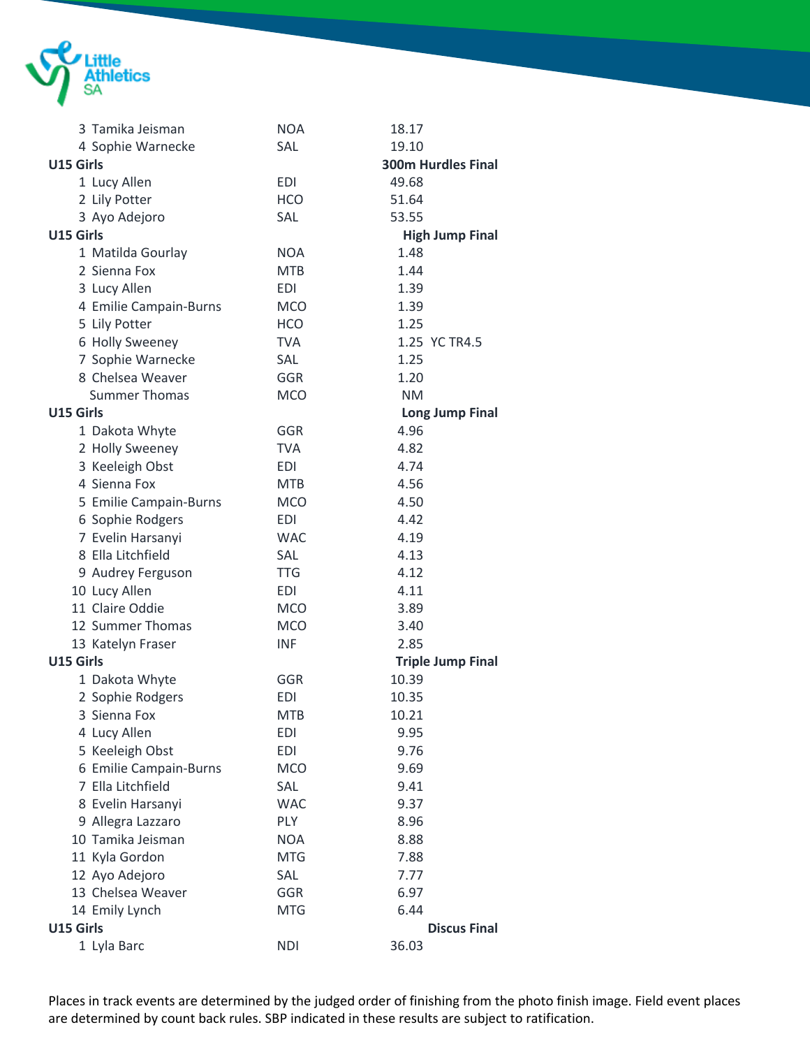| | | | |
|---|---|---|---|
| 3 | Tamika Jeisman | NOA | 18.17 |
| 4 | Sophie Warnecke | SAL | 19.10 |

**U15 Girls** — **300m Hurdles Final**

| Place | Name | Club | Result |
|---|---|---|---|
| 1 | Lucy Allen | EDI | 49.68 |
| 2 | Lily Potter | HCO | 51.64 |
| 3 | Ayo Adejoro | SAL | 53.55 |

**U15 Girls** — **High Jump Final**

| Place | Name | Club | Result |
|---|---|---|---|
| 1 | Matilda Gourlay | NOA | 1.48 |
| 2 | Sienna Fox | MTB | 1.44 |
| 3 | Lucy Allen | EDI | 1.39 |
| 4 | Emilie Campain-Burns | MCO | 1.39 |
| 5 | Lily Potter | HCO | 1.25 |
| 6 | Holly Sweeney | TVA | 1.25 YC TR4.5 |
| 7 | Sophie Warnecke | SAL | 1.25 |
| 8 | Chelsea Weaver | GGR | 1.20 |
| | Summer Thomas | MCO | NM |

**U15 Girls** — **Long Jump Final**

| Place | Name | Club | Result |
|---|---|---|---|
| 1 | Dakota Whyte | GGR | 4.96 |
| 2 | Holly Sweeney | TVA | 4.82 |
| 3 | Keeleigh Obst | EDI | 4.74 |
| 4 | Sienna Fox | MTB | 4.56 |
| 5 | Emilie Campain-Burns | MCO | 4.50 |
| 6 | Sophie Rodgers | EDI | 4.42 |
| 7 | Evelin Harsanyi | WAC | 4.19 |
| 8 | Ella Litchfield | SAL | 4.13 |
| 9 | Audrey Ferguson | TTG | 4.12 |
| 10 | Lucy Allen | EDI | 4.11 |
| 11 | Claire Oddie | MCO | 3.89 |
| 12 | Summer Thomas | MCO | 3.40 |
| 13 | Katelyn Fraser | INF | 2.85 |

**U15 Girls** — **Triple Jump Final**

| Place | Name | Club | Result |
|---|---|---|---|
| 1 | Dakota Whyte | GGR | 10.39 |
| 2 | Sophie Rodgers | EDI | 10.35 |
| 3 | Sienna Fox | MTB | 10.21 |
| 4 | Lucy Allen | EDI | 9.95 |
| 5 | Keeleigh Obst | EDI | 9.76 |
| 6 | Emilie Campain-Burns | MCO | 9.69 |
| 7 | Ella Litchfield | SAL | 9.41 |
| 8 | Evelin Harsanyi | WAC | 9.37 |
| 9 | Allegra Lazzaro | PLY | 8.96 |
| 10 | Tamika Jeisman | NOA | 8.88 |
| 11 | Kyla Gordon | MTG | 7.88 |
| 12 | Ayo Adejoro | SAL | 7.77 |
| 13 | Chelsea Weaver | GGR | 6.97 |
| 14 | Emily Lynch | MTG | 6.44 |

**U15 Girls** — **Discus Final**

| Place | Name | Club | Result |
|---|---|---|---|
| 1 | Lyla Barc | NDI | 36.03 |

Places in track events are determined by the judged order of finishing from the photo finish image. Field event places are determined by count back rules. SBP indicated in these results are subject to ratification.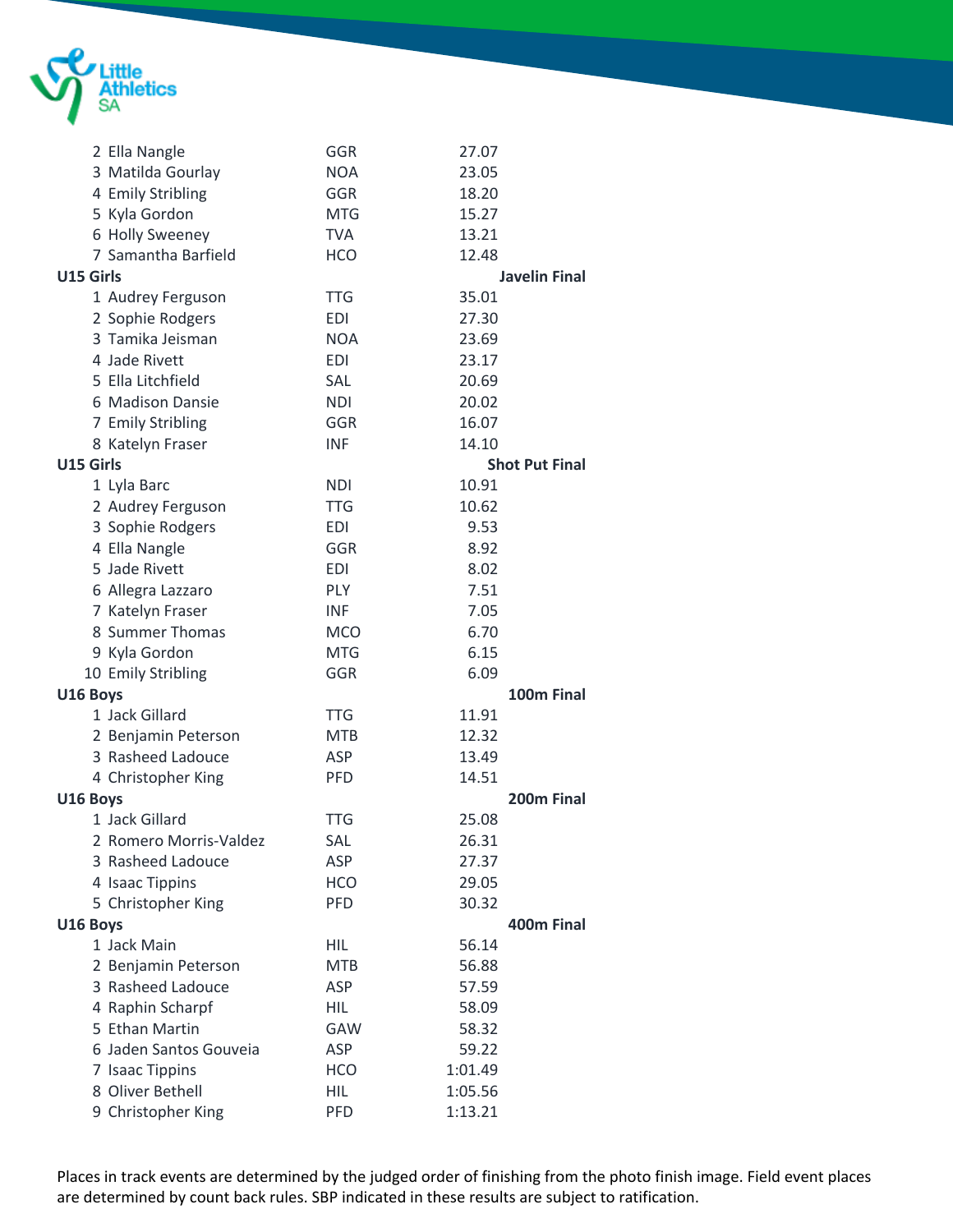| Place | Name | Club | Result |
|---|---|---|---|
| 2 | Ella Nangle | GGR | 27.07 |
| 3 | Matilda Gourlay | NOA | 23.05 |
| 4 | Emily Stribling | GGR | 18.20 |
| 5 | Kyla Gordon | MTG | 15.27 |
| 6 | Holly Sweeney | TVA | 13.21 |
| 7 | Samantha Barfield | HCO | 12.48 |

**U15 Girls** — **Javelin Final**

| Place | Name | Club | Result |
|---|---|---|---|
| 1 | Audrey Ferguson | TTG | 35.01 |
| 2 | Sophie Rodgers | EDI | 27.30 |
| 3 | Tamika Jeisman | NOA | 23.69 |
| 4 | Jade Rivett | EDI | 23.17 |
| 5 | Ella Litchfield | SAL | 20.69 |
| 6 | Madison Dansie | NDI | 20.02 |
| 7 | Emily Stribling | GGR | 16.07 |
| 8 | Katelyn Fraser | INF | 14.10 |

**U15 Girls** — **Shot Put Final**

| Place | Name | Club | Result |
|---|---|---|---|
| 1 | Lyla Barc | NDI | 10.91 |
| 2 | Audrey Ferguson | TTG | 10.62 |
| 3 | Sophie Rodgers | EDI | 9.53 |
| 4 | Ella Nangle | GGR | 8.92 |
| 5 | Jade Rivett | EDI | 8.02 |
| 6 | Allegra Lazzaro | PLY | 7.51 |
| 7 | Katelyn Fraser | INF | 7.05 |
| 8 | Summer Thomas | MCO | 6.70 |
| 9 | Kyla Gordon | MTG | 6.15 |
| 10 | Emily Stribling | GGR | 6.09 |

**U16 Boys** — **100m Final**

| Place | Name | Club | Result |
|---|---|---|---|
| 1 | Jack Gillard | TTG | 11.91 |
| 2 | Benjamin Peterson | MTB | 12.32 |
| 3 | Rasheed Ladouce | ASP | 13.49 |
| 4 | Christopher King | PFD | 14.51 |

**U16 Boys** — **200m Final**

| Place | Name | Club | Result |
|---|---|---|---|
| 1 | Jack Gillard | TTG | 25.08 |
| 2 | Romero Morris-Valdez | SAL | 26.31 |
| 3 | Rasheed Ladouce | ASP | 27.37 |
| 4 | Isaac Tippins | HCO | 29.05 |
| 5 | Christopher King | PFD | 30.32 |

**U16 Boys** — **400m Final**

| Place | Name | Club | Result |
|---|---|---|---|
| 1 | Jack Main | HIL | 56.14 |
| 2 | Benjamin Peterson | MTB | 56.88 |
| 3 | Rasheed Ladouce | ASP | 57.59 |
| 4 | Raphin Scharpf | HIL | 58.09 |
| 5 | Ethan Martin | GAW | 58.32 |
| 6 | Jaden Santos Gouveia | ASP | 59.22 |
| 7 | Isaac Tippins | HCO | 1:01.49 |
| 8 | Oliver Bethell | HIL | 1:05.56 |
| 9 | Christopher King | PFD | 1:13.21 |

Places in track events are determined by the judged order of finishing from the photo finish image. Field event places are determined by count back rules. SBP indicated in these results are subject to ratification.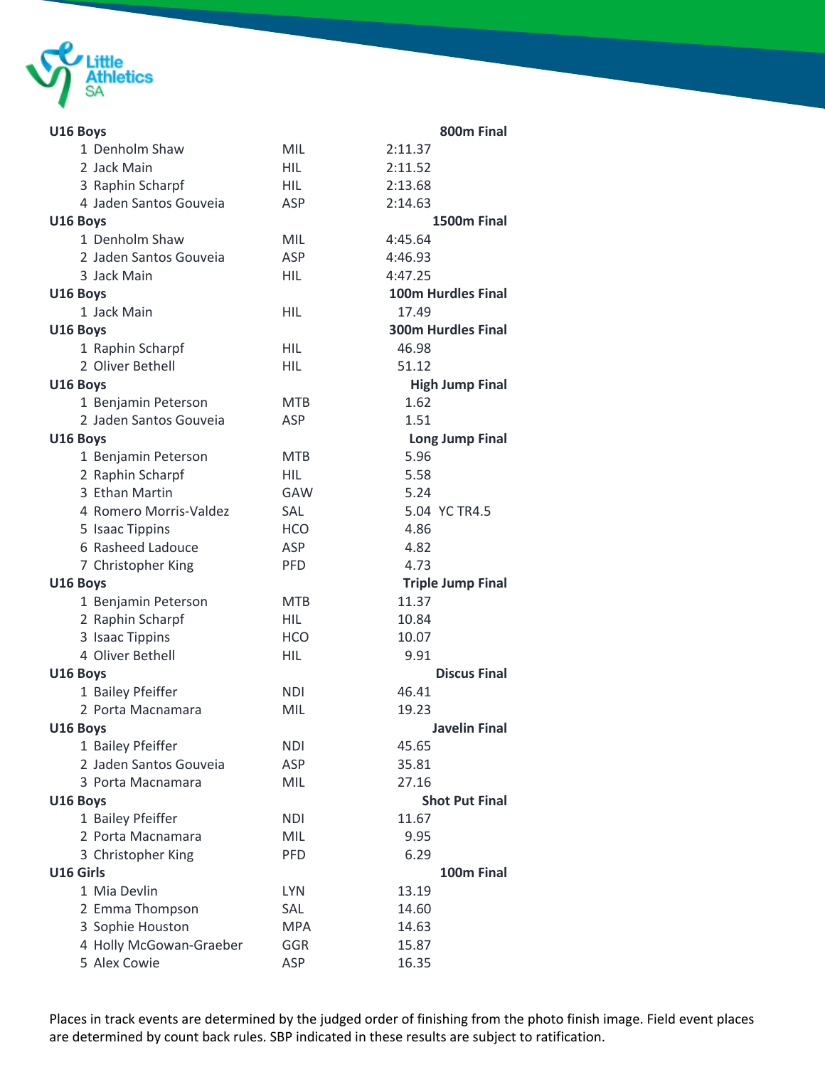**U16 Boys** — **800m Final**

| Place | Name | Club | Result |
|---|---|---|---|
| 1 | Denholm Shaw | MIL | 2:11.37 |
| 2 | Jack Main | HIL | 2:11.52 |
| 3 | Raphin Scharpf | HIL | 2:13.68 |
| 4 | Jaden Santos Gouveia | ASP | 2:14.63 |

**U16 Boys** — **1500m Final**

| Place | Name | Club | Result |
|---|---|---|---|
| 1 | Denholm Shaw | MIL | 4:45.64 |
| 2 | Jaden Santos Gouveia | ASP | 4:46.93 |
| 3 | Jack Main | HIL | 4:47.25 |

**U16 Boys** — **100m Hurdles Final**

| Place | Name | Club | Result |
|---|---|---|---|
| 1 | Jack Main | HIL | 17.49 |

**U16 Boys** — **300m Hurdles Final**

| Place | Name | Club | Result |
|---|---|---|---|
| 1 | Raphin Scharpf | HIL | 46.98 |
| 2 | Oliver Bethell | HIL | 51.12 |

**U16 Boys** — **High Jump Final**

| Place | Name | Club | Result |
|---|---|---|---|
| 1 | Benjamin Peterson | MTB | 1.62 |
| 2 | Jaden Santos Gouveia | ASP | 1.51 |

**U16 Boys** — **Long Jump Final**

| Place | Name | Club | Result |
|---|---|---|---|
| 1 | Benjamin Peterson | MTB | 5.96 |
| 2 | Raphin Scharpf | HIL | 5.58 |
| 3 | Ethan Martin | GAW | 5.24 |
| 4 | Romero Morris-Valdez | SAL | 5.04 YC TR4.5 |
| 5 | Isaac Tippins | HCO | 4.86 |
| 6 | Rasheed Ladouce | ASP | 4.82 |
| 7 | Christopher King | PFD | 4.73 |

**U16 Boys** — **Triple Jump Final**

| Place | Name | Club | Result |
|---|---|---|---|
| 1 | Benjamin Peterson | MTB | 11.37 |
| 2 | Raphin Scharpf | HIL | 10.84 |
| 3 | Isaac Tippins | HCO | 10.07 |
| 4 | Oliver Bethell | HIL | 9.91 |

**U16 Boys** — **Discus Final**

| Place | Name | Club | Result |
|---|---|---|---|
| 1 | Bailey Pfeiffer | NDI | 46.41 |
| 2 | Porta Macnamara | MIL | 19.23 |

**U16 Boys** — **Javelin Final**

| Place | Name | Club | Result |
|---|---|---|---|
| 1 | Bailey Pfeiffer | NDI | 45.65 |
| 2 | Jaden Santos Gouveia | ASP | 35.81 |
| 3 | Porta Macnamara | MIL | 27.16 |

**U16 Boys** — **Shot Put Final**

| Place | Name | Club | Result |
|---|---|---|---|
| 1 | Bailey Pfeiffer | NDI | 11.67 |
| 2 | Porta Macnamara | MIL | 9.95 |
| 3 | Christopher King | PFD | 6.29 |

**U16 Girls** — **100m Final**

| Place | Name | Club | Result |
|---|---|---|---|
| 1 | Mia Devlin | LYN | 13.19 |
| 2 | Emma Thompson | SAL | 14.60 |
| 3 | Sophie Houston | MPA | 14.63 |
| 4 | Holly McGowan-Graeber | GGR | 15.87 |
| 5 | Alex Cowie | ASP | 16.35 |

Places in track events are determined by the judged order of finishing from the photo finish image. Field event places are determined by count back rules. SBP indicated in these results are subject to ratification.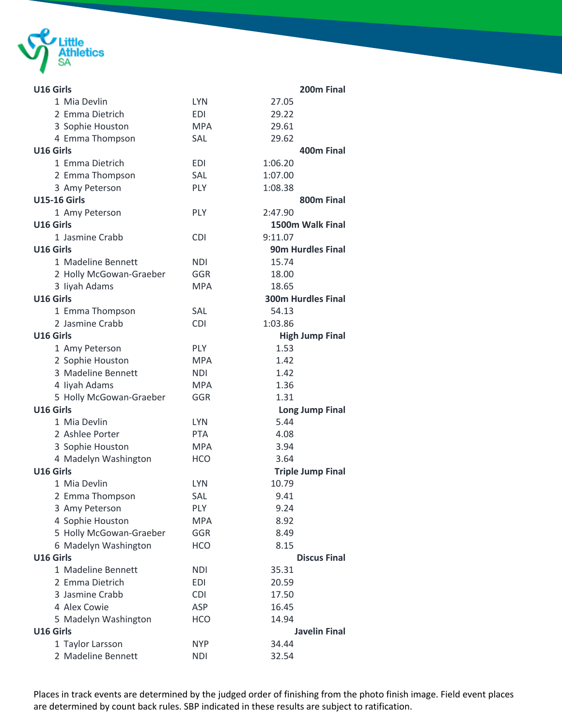**U16 Girls** **200m Final**

| Place | Name | Club | Result |
|---|---|---|---|
| 1 | Mia Devlin | LYN | 27.05 |
| 2 | Emma Dietrich | EDI | 29.22 |
| 3 | Sophie Houston | MPA | 29.61 |
| 4 | Emma Thompson | SAL | 29.62 |

**U16 Girls** **400m Final**

| Place | Name | Club | Result |
|---|---|---|---|
| 1 | Emma Dietrich | EDI | 1:06.20 |
| 2 | Emma Thompson | SAL | 1:07.00 |
| 3 | Amy Peterson | PLY | 1:08.38 |

**U15-16 Girls** **800m Final**

| Place | Name | Club | Result |
|---|---|---|---|
| 1 | Amy Peterson | PLY | 2:47.90 |

**U16 Girls** **1500m Walk Final**

| Place | Name | Club | Result |
|---|---|---|---|
| 1 | Jasmine Crabb | CDI | 9:11.07 |

**U16 Girls** **90m Hurdles Final**

| Place | Name | Club | Result |
|---|---|---|---|
| 1 | Madeline Bennett | NDI | 15.74 |
| 2 | Holly McGowan-Graeber | GGR | 18.00 |
| 3 | Iiyah Adams | MPA | 18.65 |

**U16 Girls** **300m Hurdles Final**

| Place | Name | Club | Result |
|---|---|---|---|
| 1 | Emma Thompson | SAL | 54.13 |
| 2 | Jasmine Crabb | CDI | 1:03.86 |

**U16 Girls** **High Jump Final**

| Place | Name | Club | Result |
|---|---|---|---|
| 1 | Amy Peterson | PLY | 1.53 |
| 2 | Sophie Houston | MPA | 1.42 |
| 3 | Madeline Bennett | NDI | 1.42 |
| 4 | Iiyah Adams | MPA | 1.36 |
| 5 | Holly McGowan-Graeber | GGR | 1.31 |

**U16 Girls** **Long Jump Final**

| Place | Name | Club | Result |
|---|---|---|---|
| 1 | Mia Devlin | LYN | 5.44 |
| 2 | Ashlee Porter | PTA | 4.08 |
| 3 | Sophie Houston | MPA | 3.94 |
| 4 | Madelyn Washington | HCO | 3.64 |

**U16 Girls** **Triple Jump Final**

| Place | Name | Club | Result |
|---|---|---|---|
| 1 | Mia Devlin | LYN | 10.79 |
| 2 | Emma Thompson | SAL | 9.41 |
| 3 | Amy Peterson | PLY | 9.24 |
| 4 | Sophie Houston | MPA | 8.92 |
| 5 | Holly McGowan-Graeber | GGR | 8.49 |
| 6 | Madelyn Washington | HCO | 8.15 |

**U16 Girls** **Discus Final**

| Place | Name | Club | Result |
|---|---|---|---|
| 1 | Madeline Bennett | NDI | 35.31 |
| 2 | Emma Dietrich | EDI | 20.59 |
| 3 | Jasmine Crabb | CDI | 17.50 |
| 4 | Alex Cowie | ASP | 16.45 |
| 5 | Madelyn Washington | HCO | 14.94 |

**U16 Girls** **Javelin Final**

| Place | Name | Club | Result |
|---|---|---|---|
| 1 | Taylor Larsson | NYP | 34.44 |
| 2 | Madeline Bennett | NDI | 32.54 |

Places in track events are determined by the judged order of finishing from the photo finish image. Field event places are determined by count back rules. SBP indicated in these results are subject to ratification.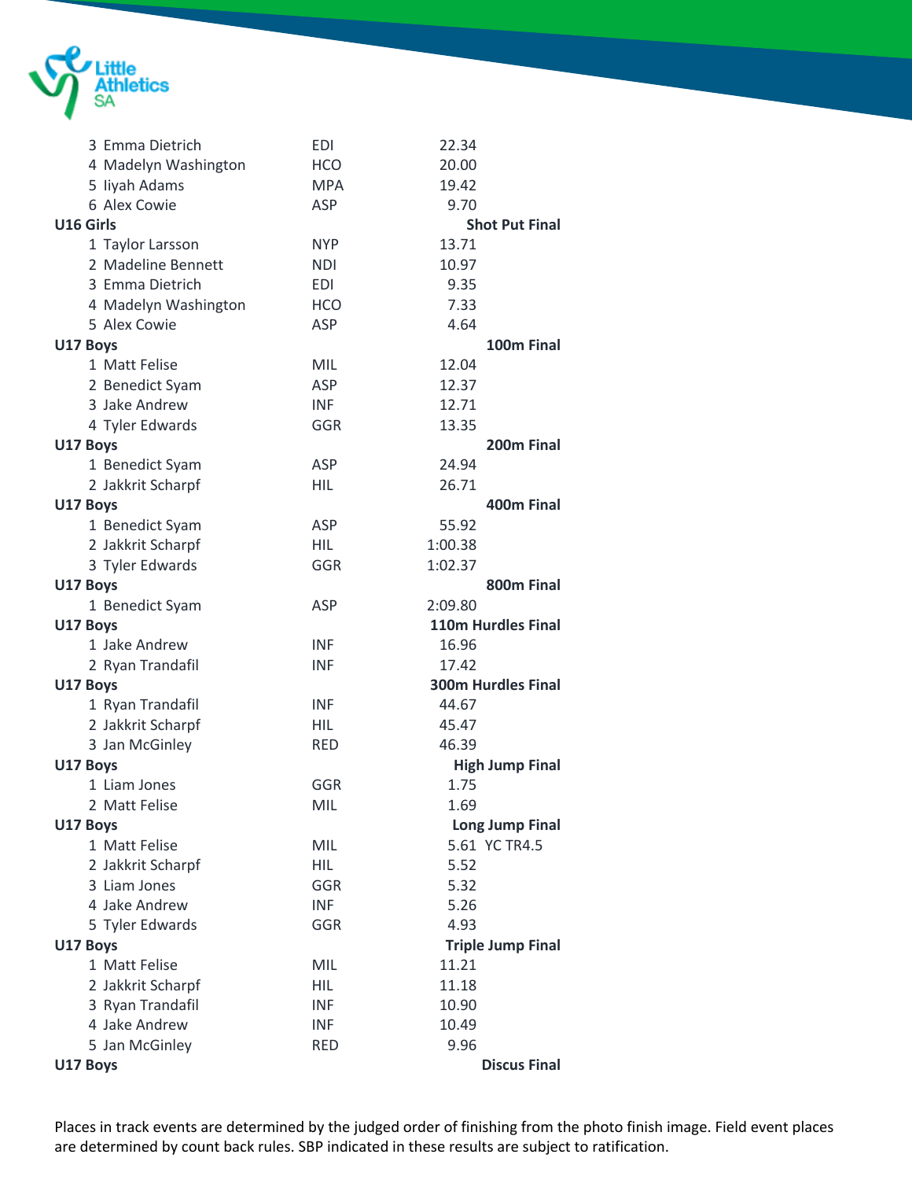| Place | Name | Club | Result |
|---|---|---|---|
| 3 | Emma Dietrich | EDI | 22.34 |
| 4 | Madelyn Washington | HCO | 20.00 |
| 5 | Iiyah Adams | MPA | 19.42 |
| 6 | Alex Cowie | ASP | 9.70 |

**U16 Girls** — **Shot Put Final**

| Place | Name | Club | Result |
|---|---|---|---|
| 1 | Taylor Larsson | NYP | 13.71 |
| 2 | Madeline Bennett | NDI | 10.97 |
| 3 | Emma Dietrich | EDI | 9.35 |
| 4 | Madelyn Washington | HCO | 7.33 |
| 5 | Alex Cowie | ASP | 4.64 |

**U17 Boys** — **100m Final**

| Place | Name | Club | Result |
|---|---|---|---|
| 1 | Matt Felise | MIL | 12.04 |
| 2 | Benedict Syam | ASP | 12.37 |
| 3 | Jake Andrew | INF | 12.71 |
| 4 | Tyler Edwards | GGR | 13.35 |

**U17 Boys** — **200m Final**

| Place | Name | Club | Result |
|---|---|---|---|
| 1 | Benedict Syam | ASP | 24.94 |
| 2 | Jakkrit Scharpf | HIL | 26.71 |

**U17 Boys** — **400m Final**

| Place | Name | Club | Result |
|---|---|---|---|
| 1 | Benedict Syam | ASP | 55.92 |
| 2 | Jakkrit Scharpf | HIL | 1:00.38 |
| 3 | Tyler Edwards | GGR | 1:02.37 |

**U17 Boys** — **800m Final**

| Place | Name | Club | Result |
|---|---|---|---|
| 1 | Benedict Syam | ASP | 2:09.80 |

**U17 Boys** — **110m Hurdles Final**

| Place | Name | Club | Result |
|---|---|---|---|
| 1 | Jake Andrew | INF | 16.96 |
| 2 | Ryan Trandafil | INF | 17.42 |

**U17 Boys** — **300m Hurdles Final**

| Place | Name | Club | Result |
|---|---|---|---|
| 1 | Ryan Trandafil | INF | 44.67 |
| 2 | Jakkrit Scharpf | HIL | 45.47 |
| 3 | Jan McGinley | RED | 46.39 |

**U17 Boys** — **High Jump Final**

| Place | Name | Club | Result |
|---|---|---|---|
| 1 | Liam Jones | GGR | 1.75 |
| 2 | Matt Felise | MIL | 1.69 |

**U17 Boys** — **Long Jump Final**

| Place | Name | Club | Result |
|---|---|---|---|
| 1 | Matt Felise | MIL | 5.61 YC TR4.5 |
| 2 | Jakkrit Scharpf | HIL | 5.52 |
| 3 | Liam Jones | GGR | 5.32 |
| 4 | Jake Andrew | INF | 5.26 |
| 5 | Tyler Edwards | GGR | 4.93 |

**U17 Boys** — **Triple Jump Final**

| Place | Name | Club | Result |
|---|---|---|---|
| 1 | Matt Felise | MIL | 11.21 |
| 2 | Jakkrit Scharpf | HIL | 11.18 |
| 3 | Ryan Trandafil | INF | 10.90 |
| 4 | Jake Andrew | INF | 10.49 |
| 5 | Jan McGinley | RED | 9.96 |

**U17 Boys** — **Discus Final**

Places in track events are determined by the judged order of finishing from the photo finish image. Field event places are determined by count back rules. SBP indicated in these results are subject to ratification.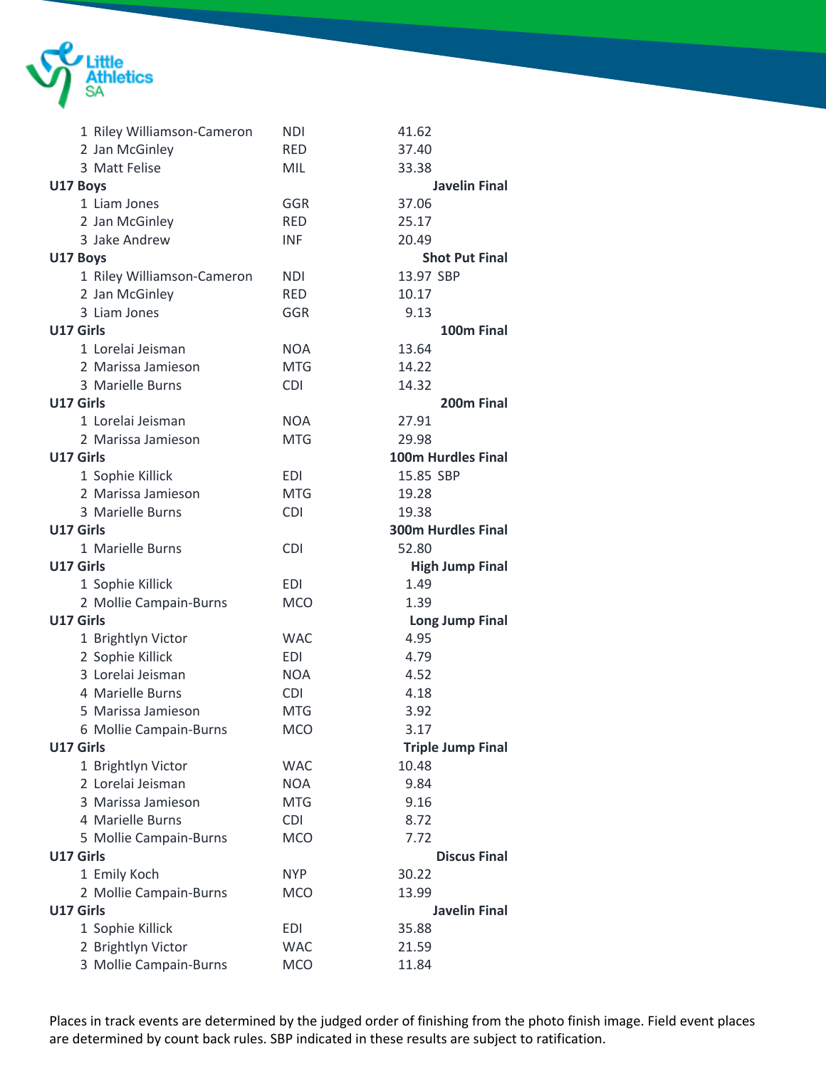| | | |
|---|---|---|
| 1 Riley Williamson-Cameron | NDI | 41.62 |
| 2 Jan McGinley | RED | 37.40 |
| 3 Matt Felise | MIL | 33.38 |

**U17 Boys** **Javelin Final**

| | | |
|---|---|---|
| 1 Liam Jones | GGR | 37.06 |
| 2 Jan McGinley | RED | 25.17 |
| 3 Jake Andrew | INF | 20.49 |

**U17 Boys** **Shot Put Final**

| | | |
|---|---|---|
| 1 Riley Williamson-Cameron | NDI | 13.97 SBP |
| 2 Jan McGinley | RED | 10.17 |
| 3 Liam Jones | GGR | 9.13 |

**U17 Girls** **100m Final**

| | | |
|---|---|---|
| 1 Lorelai Jeisman | NOA | 13.64 |
| 2 Marissa Jamieson | MTG | 14.22 |
| 3 Marielle Burns | CDI | 14.32 |

**U17 Girls** **200m Final**

| | | |
|---|---|---|
| 1 Lorelai Jeisman | NOA | 27.91 |
| 2 Marissa Jamieson | MTG | 29.98 |

**U17 Girls** **100m Hurdles Final**

| | | |
|---|---|---|
| 1 Sophie Killick | EDI | 15.85 SBP |
| 2 Marissa Jamieson | MTG | 19.28 |
| 3 Marielle Burns | CDI | 19.38 |

**U17 Girls** **300m Hurdles Final**

| | | |
|---|---|---|
| 1 Marielle Burns | CDI | 52.80 |

**U17 Girls** **High Jump Final**

| | | |
|---|---|---|
| 1 Sophie Killick | EDI | 1.49 |
| 2 Mollie Campain-Burns | MCO | 1.39 |

**U17 Girls** **Long Jump Final**

| | | |
|---|---|---|
| 1 Brightlyn Victor | WAC | 4.95 |
| 2 Sophie Killick | EDI | 4.79 |
| 3 Lorelai Jeisman | NOA | 4.52 |
| 4 Marielle Burns | CDI | 4.18 |
| 5 Marissa Jamieson | MTG | 3.92 |
| 6 Mollie Campain-Burns | MCO | 3.17 |

**U17 Girls** **Triple Jump Final**

| | | |
|---|---|---|
| 1 Brightlyn Victor | WAC | 10.48 |
| 2 Lorelai Jeisman | NOA | 9.84 |
| 3 Marissa Jamieson | MTG | 9.16 |
| 4 Marielle Burns | CDI | 8.72 |
| 5 Mollie Campain-Burns | MCO | 7.72 |

**U17 Girls** **Discus Final**

| | | |
|---|---|---|
| 1 Emily Koch | NYP | 30.22 |
| 2 Mollie Campain-Burns | MCO | 13.99 |

**U17 Girls** **Javelin Final**

| | | |
|---|---|---|
| 1 Sophie Killick | EDI | 35.88 |
| 2 Brightlyn Victor | WAC | 21.59 |
| 3 Mollie Campain-Burns | MCO | 11.84 |

Places in track events are determined by the judged order of finishing from the photo finish image. Field event places are determined by count back rules. SBP indicated in these results are subject to ratification.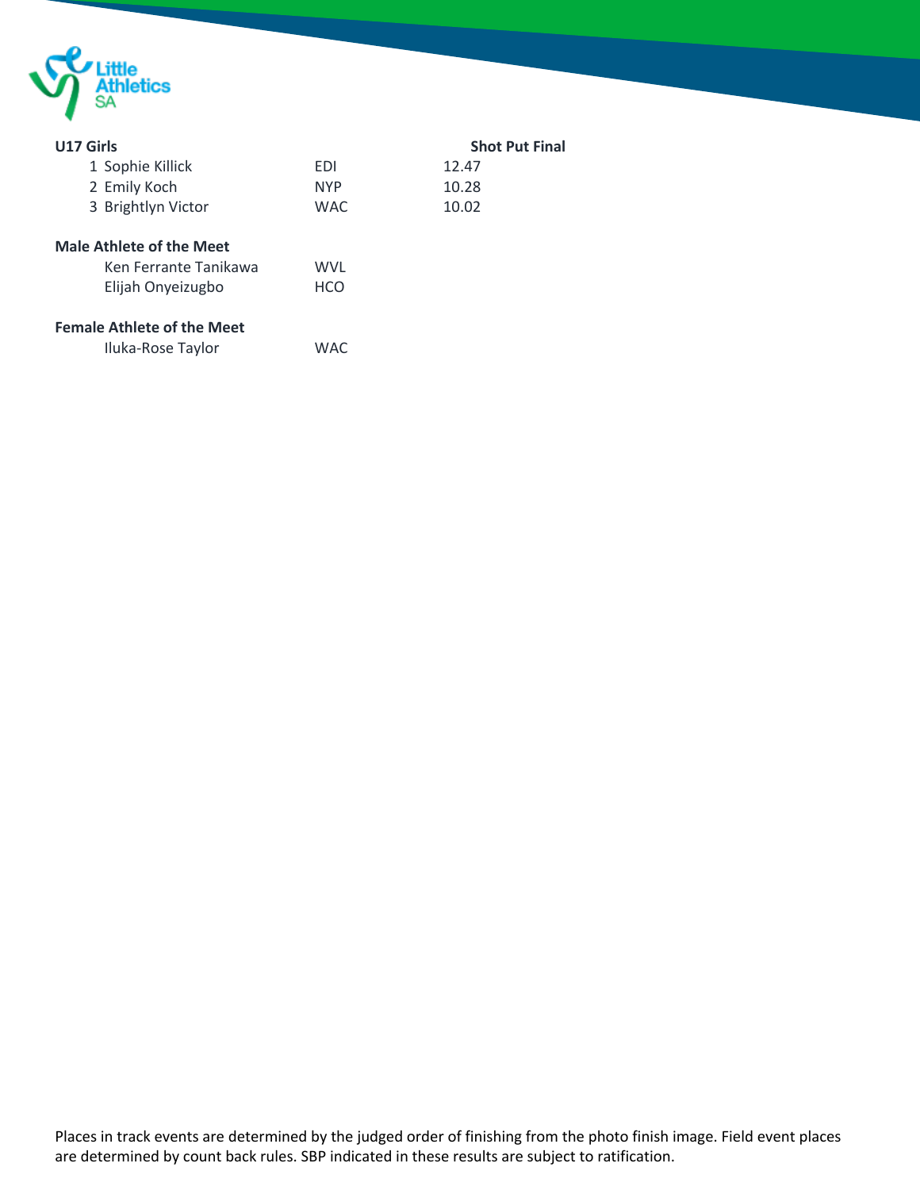**U17 Girls** **Shot Put Final**

| | Name | Club | Result |
|---|---|---|---|
| 1 | Sophie Killick | EDI | 12.47 |
| 2 | Emily Koch | NYP | 10.28 |
| 3 | Brightlyn Victor | WAC | 10.02 |

**Male Athlete of the Meet**

| Name | Club |
|---|---|
| Ken Ferrante Tanikawa | WVL |
| Elijah Onyeizugbo | HCO |

**Female Athlete of the Meet**

| Name | Club |
|---|---|
| Iluka-Rose Taylor | WAC |

Places in track events are determined by the judged order of finishing from the photo finish image. Field event places are determined by count back rules. SBP indicated in these results are subject to ratification.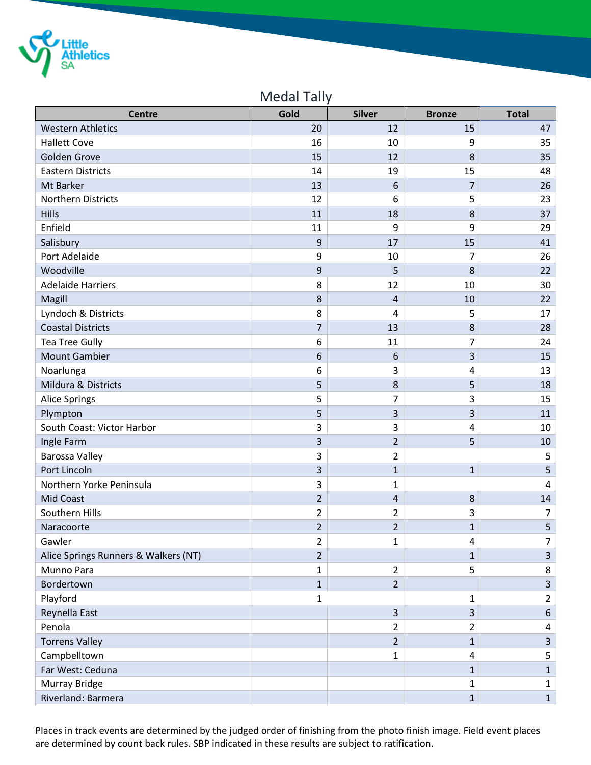## Medal Tally

| Centre | Gold | Silver | Bronze | Total |
|---|---|---|---|---|
| Western Athletics | 20 | 12 | 15 | 47 |
| Hallett Cove | 16 | 10 | 9 | 35 |
| Golden Grove | 15 | 12 | 8 | 35 |
| Eastern Districts | 14 | 19 | 15 | 48 |
| Mt Barker | 13 | 6 | 7 | 26 |
| Northern Districts | 12 | 6 | 5 | 23 |
| Hills | 11 | 18 | 8 | 37 |
| Enfield | 11 | 9 | 9 | 29 |
| Salisbury | 9 | 17 | 15 | 41 |
| Port Adelaide | 9 | 10 | 7 | 26 |
| Woodville | 9 | 5 | 8 | 22 |
| Adelaide Harriers | 8 | 12 | 10 | 30 |
| Magill | 8 | 4 | 10 | 22 |
| Lyndoch & Districts | 8 | 4 | 5 | 17 |
| Coastal Districts | 7 | 13 | 8 | 28 |
| Tea Tree Gully | 6 | 11 | 7 | 24 |
| Mount Gambier | 6 | 6 | 3 | 15 |
| Noarlunga | 6 | 3 | 4 | 13 |
| Mildura & Districts | 5 | 8 | 5 | 18 |
| Alice Springs | 5 | 7 | 3 | 15 |
| Plympton | 5 | 3 | 3 | 11 |
| South Coast: Victor Harbor | 3 | 3 | 4 | 10 |
| Ingle Farm | 3 | 2 | 5 | 10 |
| Barossa Valley | 3 | 2 | | 5 |
| Port Lincoln | 3 | 1 | 1 | 5 |
| Northern Yorke Peninsula | 3 | 1 | | 4 |
| Mid Coast | 2 | 4 | 8 | 14 |
| Southern Hills | 2 | 2 | 3 | 7 |
| Naracoorte | 2 | 2 | 1 | 5 |
| Gawler | 2 | 1 | 4 | 7 |
| Alice Springs Runners & Walkers (NT) | 2 | | 1 | 3 |
| Munno Para | 1 | 2 | 5 | 8 |
| Bordertown | 1 | 2 | | 3 |
| Playford | 1 | | 1 | 2 |
| Reynella East | | 3 | 3 | 6 |
| Penola | | 2 | 2 | 4 |
| Torrens Valley | | 2 | 1 | 3 |
| Campbelltown | | 1 | 4 | 5 |
| Far West: Ceduna | | | 1 | 1 |
| Murray Bridge | | | 1 | 1 |
| Riverland: Barmera | | | 1 | 1 |

Places in track events are determined by the judged order of finishing from the photo finish image. Field event places are determined by count back rules. SBP indicated in these results are subject to ratification.